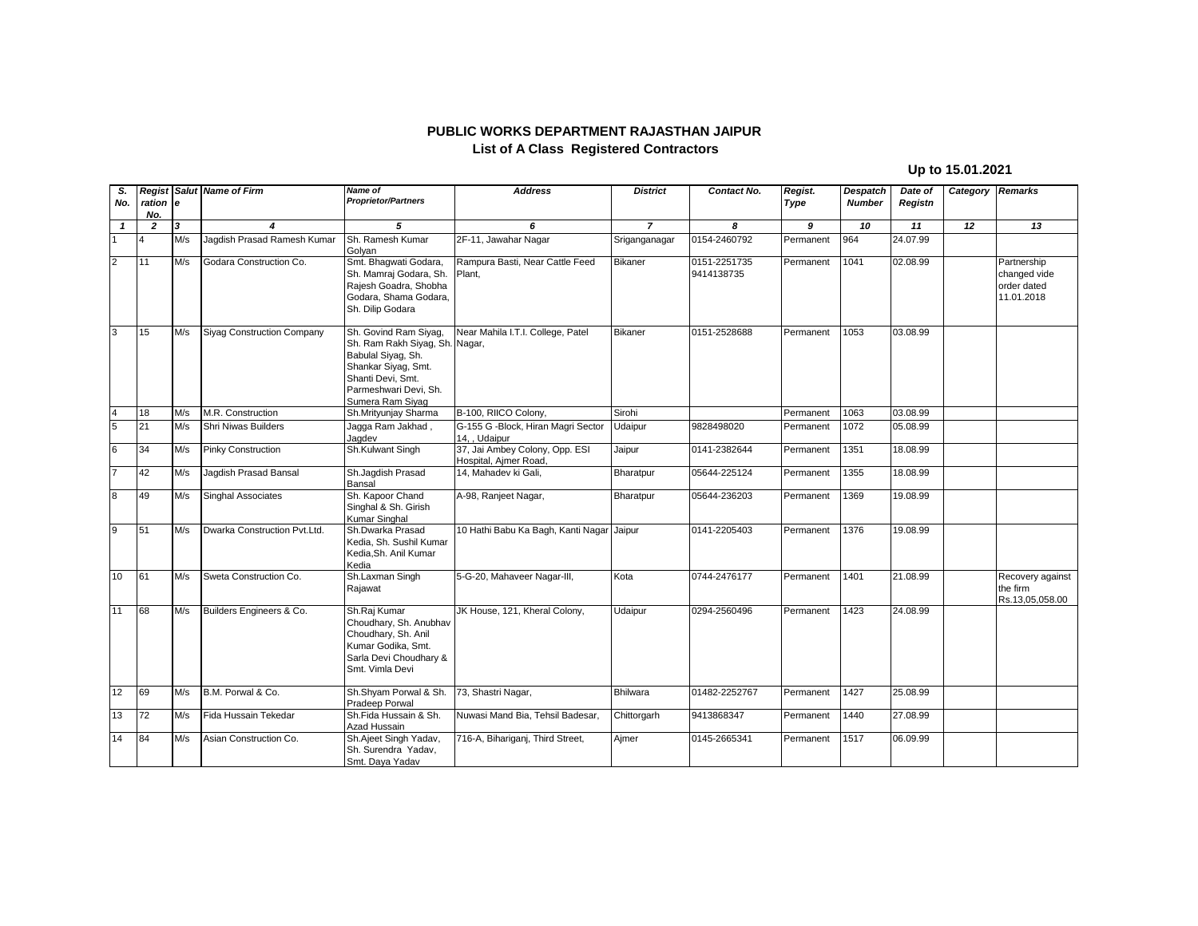# PUBLIC WORKS DEPARTMENT RAJASTHAN JAIPUR

## List of A Class Registered Contractors

**Up to 15.01.2021**

| S. No. | Registration No. | Salute | Name of Firm | Name of Proprietor/Partners | Address | District | Contact No. | Regist. Type | Despatch Number | Date of Registn | Category | Remarks |
|---|---|---|---|---|---|---|---|---|---|---|---|---|
| 1 | 2 | 3 | 4 | 5 | 6 | 7 | 8 | 9 | 10 | 11 | 12 | 13 |
| 1 | 4 | M/s | Jagdish Prasad Ramesh Kumar | Sh. Ramesh Kumar Golyan | 2F-11, Jawahar Nagar | Sriganganagar | 0154-2460792 | Permanent | 964 | 24.07.99 | | |
| 2 | 11 | M/s | Godara Construction Co. | Smt. Bhagwati Godara, Sh. Mamraj Godara, Sh. Rajesh Goadra, Shobha Godara, Shama Godara, Sh. Dilip Godara | Rampura Basti, Near Cattle Feed Plant, | Bikaner | 0151-2251735 9414138735 | Permanent | 1041 | 02.08.99 | | Partnership changed vide order dated 11.01.2018 |
| 3 | 15 | M/s | Siyag Construction Company | Sh. Govind Ram Siyag, Sh. Ram Rakh Siyag, Sh. Babulal Siyag, Sh. Shankar Siyag, Smt. Shanti Devi, Smt. Parmeshwari Devi, Sh. Sumera Ram Siyag | Near Mahila I.T.I. College, Patel Nagar, | Bikaner | 0151-2528688 | Permanent | 1053 | 03.08.99 | | |
| 4 | 18 | M/s | M.R. Construction | Sh.Mrityunjay Sharma | B-100, RIICO Colony, | Sirohi | | Permanent | 1063 | 03.08.99 | | |
| 5 | 21 | M/s | Shri Niwas Builders | Jagga Ram Jakhad , Jagdev | G-155 G -Block, Hiran Magri Sector 14, , Udaipur | Udaipur | 9828498020 | Permanent | 1072 | 05.08.99 | | |
| 6 | 34 | M/s | Pinky Construction | Sh.Kulwant Singh | 37, Jai Ambey Colony, Opp. ESI Hospital, Ajmer Road, | Jaipur | 0141-2382644 | Permanent | 1351 | 18.08.99 | | |
| 7 | 42 | M/s | Jagdish Prasad Bansal | Sh.Jagdish Prasad Bansal | 14, Mahadev ki Gali, | Bharatpur | 05644-225124 | Permanent | 1355 | 18.08.99 | | |
| 8 | 49 | M/s | Singhal Associates | Sh. Kapoor Chand Singhal & Sh. Girish Kumar Singhal | A-98, Ranjeet Nagar, | Bharatpur | 05644-236203 | Permanent | 1369 | 19.08.99 | | |
| 9 | 51 | M/s | Dwarka Construction Pvt.Ltd. | Sh.Dwarka Prasad Kedia, Sh. Sushil Kumar Kedia,Sh. Anil Kumar Kedia | 10 Hathi Babu Ka Bagh, Kanti Nagar | Jaipur | 0141-2205403 | Permanent | 1376 | 19.08.99 | | |
| 10 | 61 | M/s | Sweta Construction Co. | Sh.Laxman Singh Rajawat | 5-G-20, Mahaveer Nagar-III, | Kota | 0744-2476177 | Permanent | 1401 | 21.08.99 | | Recovery against the firm Rs.13,05,058.00 |
| 11 | 68 | M/s | Builders Engineers & Co. | Sh.Raj Kumar Choudhary, Sh. Anubhav Choudhary, Sh. Anil Kumar Godika, Smt. Sarla Devi Choudhary & Smt. Vimla Devi | JK House, 121, Kheral Colony, | Udaipur | 0294-2560496 | Permanent | 1423 | 24.08.99 | | |
| 12 | 69 | M/s | B.M. Porwal & Co. | Sh.Shyam Porwal & Sh. Pradeep Porwal | 73, Shastri Nagar, | Bhilwara | 01482-2252767 | Permanent | 1427 | 25.08.99 | | |
| 13 | 72 | M/s | Fida Hussain Tekedar | Sh.Fida Hussain & Sh. Azad Hussain | Nuwasi Mand Bia, Tehsil Badesar, | Chittorgarh | 9413868347 | Permanent | 1440 | 27.08.99 | | |
| 14 | 84 | M/s | Asian Construction Co. | Sh.Ajeet Singh Yadav, Sh. Surendra Yadav, Smt. Daya Yadav | 716-A, Bihariganj, Third Street, | Ajmer | 0145-2665341 | Permanent | 1517 | 06.09.99 | | |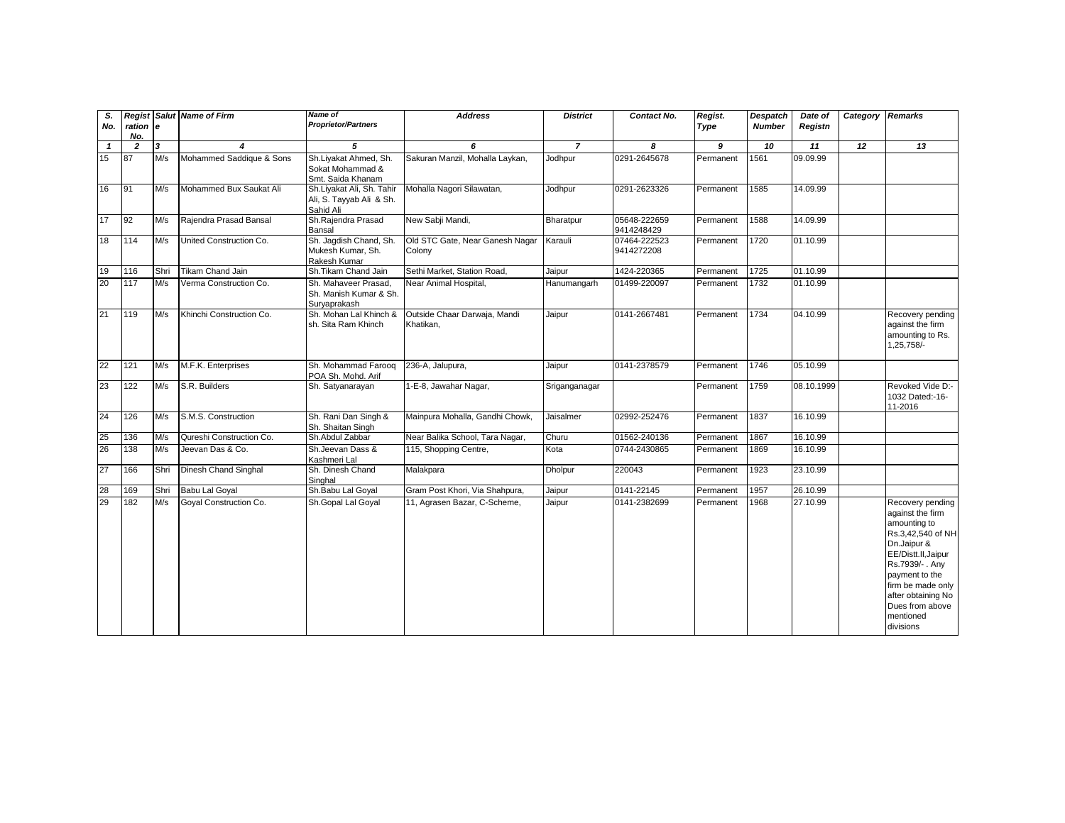| S. No. | Registration No. | Salute | Name of Firm | Name of Proprietor/Partners | Address | District | Contact No. | Regist. Type | Despatch Number | Date of Registn | Category | Remarks |
|---|---|---|---|---|---|---|---|---|---|---|---|---|
| 1 | 2 | 3 | 4 | 5 | 6 | 7 | 8 | 9 | 10 | 11 | 12 | 13 |
| 15 | 87 | M/s | Mohammed Saddique & Sons | Sh.Liyakat Ahmed, Sh. Sokat Mohammad & Smt. Saida Khanam | Sakuran Manzil, Mohalla Laykan, | Jodhpur | 0291-2645678 | Permanent | 1561 | 09.09.99 | | |
| 16 | 91 | M/s | Mohammed Bux Saukat Ali | Sh.Liyakat Ali, Sh. Tahir Ali, S. Tayyab Ali & Sh. Sahid Ali | Mohalla Nagori Silawatan, | Jodhpur | 0291-2623326 | Permanent | 1585 | 14.09.99 | | |
| 17 | 92 | M/s | Rajendra Prasad Bansal | Sh.Rajendra Prasad Bansal | New Sabji Mandi, | Bharatpur | 05648-222659 9414248429 | Permanent | 1588 | 14.09.99 | | |
| 18 | 114 | M/s | United Construction Co. | Sh. Jagdish Chand, Sh. Mukesh Kumar, Sh. Rakesh Kumar | Old STC Gate, Near Ganesh Nagar Colony | Karauli | 07464-222523 9414272208 | Permanent | 1720 | 01.10.99 | | |
| 19 | 116 | Shri | Tikam Chand Jain | Sh.Tikam Chand Jain | Sethi Market, Station Road, | Jaipur | 1424-220365 | Permanent | 1725 | 01.10.99 | | |
| 20 | 117 | M/s | Verma Construction Co. | Sh. Mahaveer Prasad, Sh. Manish Kumar & Sh. Suryaprakash | Near Animal Hospital, | Hanumangarh | 01499-220097 | Permanent | 1732 | 01.10.99 | | |
| 21 | 119 | M/s | Khinchi Construction Co. | Sh. Mohan Lal Khinch & sh. Sita Ram Khinch | Outside Chaar Darwaja, Mandi Khatikan, | Jaipur | 0141-2667481 | Permanent | 1734 | 04.10.99 | | Recovery pending against the firm amounting to Rs. 1,25,758/- |
| 22 | 121 | M/s | M.F.K. Enterprises | Sh. Mohammad Farooq POA Sh. Mohd. Arif | 236-A, Jalupura, | Jaipur | 0141-2378579 | Permanent | 1746 | 05.10.99 | | |
| 23 | 122 | M/s | S.R. Builders | Sh. Satyanarayan | 1-E-8, Jawahar Nagar, | Sriganganagar | | Permanent | 1759 | 08.10.1999 | | Revoked Vide D:-1032 Dated:-16-11-2016 |
| 24 | 126 | M/s | S.M.S. Construction | Sh. Rani Dan Singh & Sh. Shaitan Singh | Mainpura Mohalla, Gandhi Chowk, | Jaisalmer | 02992-252476 | Permanent | 1837 | 16.10.99 | | |
| 25 | 136 | M/s | Qureshi Construction Co. | Sh.Abdul Zabbar | Near Balika School, Tara Nagar, | Churu | 01562-240136 | Permanent | 1867 | 16.10.99 | | |
| 26 | 138 | M/s | Jeevan Das & Co. | Sh.Jeevan Dass & Kashmeri Lal | 115, Shopping Centre, | Kota | 0744-2430865 | Permanent | 1869 | 16.10.99 | | |
| 27 | 166 | Shri | Dinesh Chand Singhal | Sh. Dinesh Chand Singhal | Malakpara | Dholpur | 220043 | Permanent | 1923 | 23.10.99 | | |
| 28 | 169 | Shri | Babu Lal Goyal | Sh.Babu Lal Goyal | Gram Post Khori, Via Shahpura, | Jaipur | 0141-22145 | Permanent | 1957 | 26.10.99 | | |
| 29 | 182 | M/s | Goyal Construction Co. | Sh.Gopal Lal Goyal | 11, Agrasen Bazar, C-Scheme, | Jaipur | 0141-2382699 | Permanent | 1968 | 27.10.99 | | Recovery pending against the firm amounting to Rs.3,42,540 of NH Dn.Jaipur & EE/Distt.II,Jaipur Rs.7939/- . Any payment to the firm be made only after obtaining No Dues from above mentioned divisions |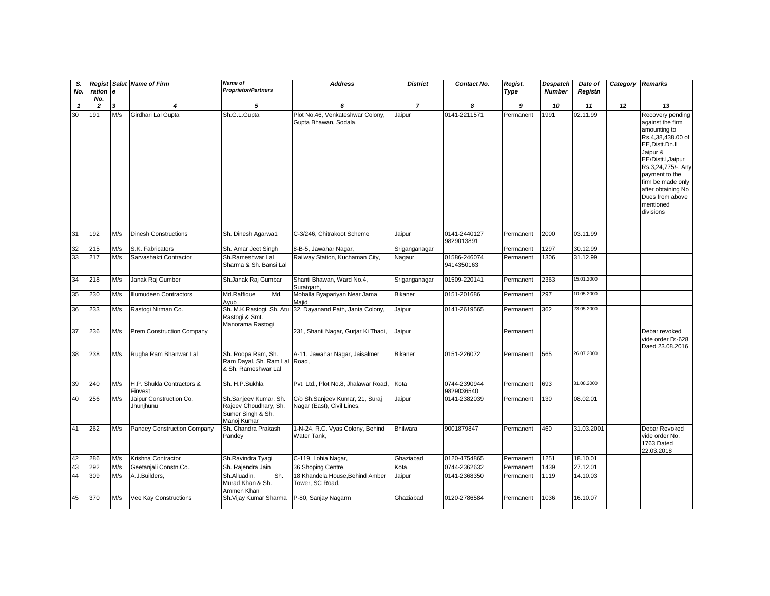| S. No. | Registration No. | Salute | Name of Firm | Name of Proprietor/Partners | Address | District | Contact No. | Regist. Type | Despatch Number | Date of Registn | Category | Remarks |
|---|---|---|---|---|---|---|---|---|---|---|---|---|
| 1 | 2 | 3 | 4 | 5 | 6 | 7 | 8 | 9 | 10 | 11 | 12 | 13 |
| 30 | 191 | M/s | Girdhari Lal Gupta | Sh.G.L.Gupta | Plot No.46, Venkateshwar Colony, Gupta Bhawan, Sodala, | Jaipur | 0141-2211571 | Permanent | 1991 | 02.11.99 | | Recovery pending against the firm amounting to Rs.4,38,438.00 of EE,Distt.Dn.II Jaipur & EE/Distt.I,Jaipur Rs.3,24,775/-. Any payment to the firm be made only after obtaining No Dues from above mentioned divisions |
| 31 | 192 | M/s | Dinesh Constructions | Sh. Dinesh Agarwa1 | C-3/246, Chitrakoot Scheme | Jaipur | 0141-2440127 9829013891 | Permanent | 2000 | 03.11.99 | | |
| 32 | 215 | M/s | S.K. Fabricators | Sh. Amar Jeet Singh | 8-B-5, Jawahar Nagar, | Sriganganagar | | Permanent | 1297 | 30.12.99 | | |
| 33 | 217 | M/s | Sarvashakti Contractor | Sh.Rameshwar Lal Sharma & Sh. Bansi Lal | Railway Station, Kuchaman City, | Nagaur | 01586-246074 9414350163 | Permanent | 1306 | 31.12.99 | | |
| 34 | 218 | M/s | Janak Raj Gumber | Sh.Janak Raj Gumbar | Shanti Bhawan, Ward No.4, Suratgarh, | Sriganganagar | 01509-220141 | Permanent | 2363 | 15.01.2000 | | |
| 35 | 230 | M/s | Illumudeen Contractors | Md.Raffique Md. Ayub | Mohalla Byapariyan Near Jama Majid | Bikaner | 0151-201686 | Permanent | 297 | 10.05.2000 | | |
| 36 | 233 | M/s | Rastogi Nirman Co. | Sh. M.K.Rastogi, Sh. Atul Rastogi & Smt. Manorama Rastogi | 32, Dayanand Path, Janta Colony, | Jaipur | 0141-2619565 | Permanent | 362 | 23.05.2000 | | |
| 37 | 236 | M/s | Prem Construction Company | | 231, Shanti Nagar, Gurjar Ki Thadi, | Jaipur | | Permanent | | | | Debar revoked vide order D:-628 Daed 23.08.2016 |
| 38 | 238 | M/s | Rugha Ram Bhanwar Lal | Sh. Roopa Ram, Sh. Ram Dayal, Sh. Ram Lal & Sh. Rameshwar Lal | A-11, Jawahar Nagar, Jaisalmer Road, | Bikaner | 0151-226072 | Permanent | 565 | 26.07.2000 | | |
| 39 | 240 | M/s | H.P. Shukla Contractors & Finvest | Sh. H.P.Sukhla | Pvt. Ltd., Plot No.8, Jhalawar Road, | Kota | 0744-2390944 9829036540 | Permanent | 693 | 31.08.2000 | | |
| 40 | 256 | M/s | Jaipur Construction Co. Jhunjhunu | Sh.Sanjeev Kumar, Sh. Rajeev Choudhary, Sh. Sumer Singh & Sh. Manoj Kumar | C/o Sh.Sanjeev Kumar, 21, Suraj Nagar (East), Civil Lines, | Jaipur | 0141-2382039 | Permanent | 130 | 08.02.01 | | |
| 41 | 262 | M/s | Pandey Construction Company | Sh. Chandra Prakash Pandey | 1-N-24, R.C. Vyas Colony, Behind Water Tank, | Bhilwara | 9001879847 | Permanent | 460 | 31.03.2001 | | Debar Revoked vide order No. 1763 Dated 22.03.2018 |
| 42 | 286 | M/s | Krishna Contractor | Sh.Ravindra Tyagi | C-119, Lohia Nagar, | Ghaziabad | 0120-4754865 | Permanent | 1251 | 18.10.01 | | |
| 43 | 292 | M/s | Geetanjali Constn.Co., | Sh. Rajendra Jain | 36 Shoping Centre, | Kota. | 0744-2362632 | Permanent | 1439 | 27.12.01 | | |
| 44 | 309 | M/s | A.J.Builders, | Sh.Alluadin, Sh. Murad Khan & Sh. Ammen Khan | 18 Khandela House,Behind Amber Tower, SC Road, | Jaipur | 0141-2368350 | Permanent | 1119 | 14.10.03 | | |
| 45 | 370 | M/s | Vee Kay Constructions | Sh.Vijay Kumar Sharma | P-80, Sanjay Nagarm | Ghaziabad | 0120-2786584 | Permanent | 1036 | 16.10.07 | | |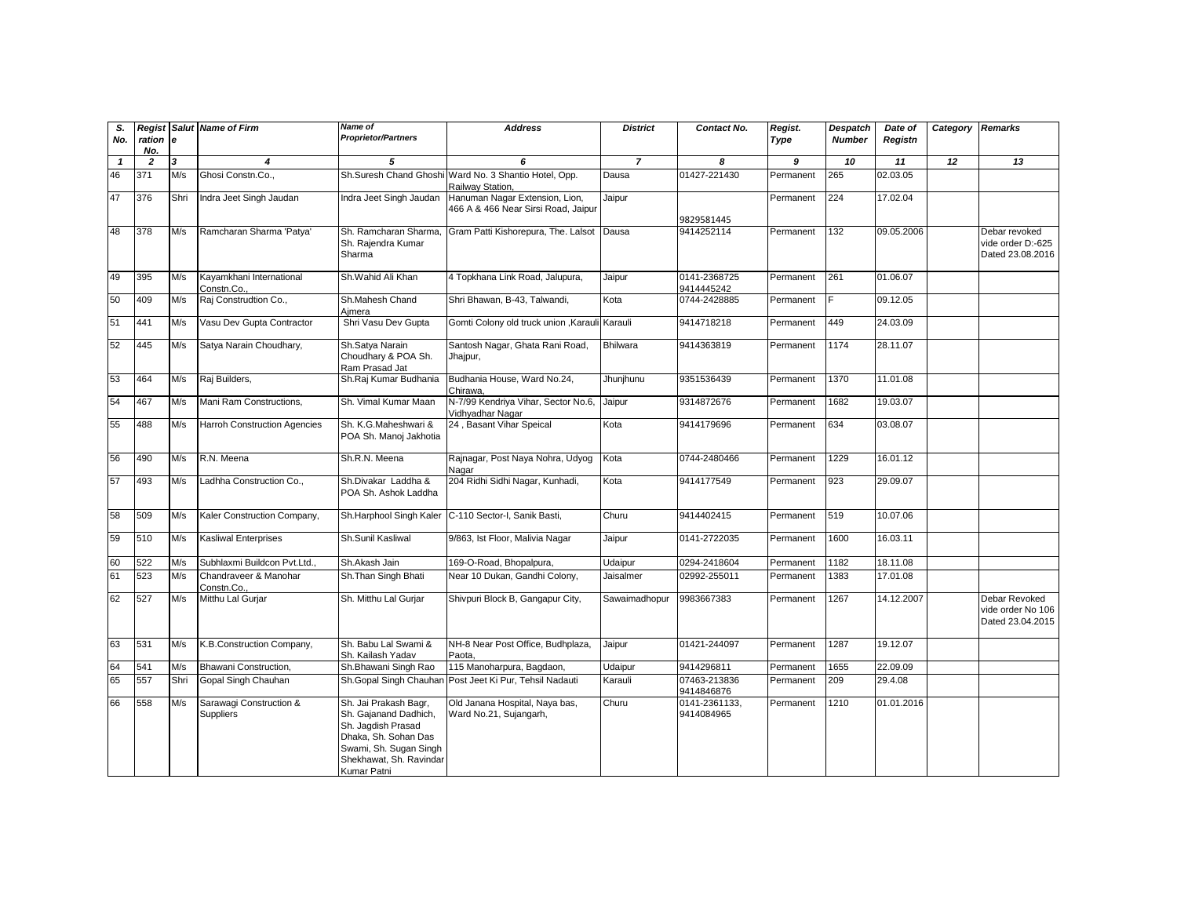| S. No. | Registration No. | Salute | Name of Firm | Name of Proprietor/Partners | Address | District | Contact No. | Regist. Type | Despatch Number | Date of Registn | Category | Remarks |
|---|---|---|---|---|---|---|---|---|---|---|---|---|
| 1 | 2 | 3 | 4 | 5 | 6 | 7 | 8 | 9 | 10 | 11 | 12 | 13 |
| 46 | 371 | M/s | Ghosi Constn.Co., | Sh.Suresh Chand Ghoshi | Ward No. 3 Shantio Hotel, Opp. Railway Station, | Dausa | 01427-221430 | Permanent | 265 | 02.03.05 | | |
| 47 | 376 | Shri | Indra Jeet Singh Jaudan | Indra Jeet Singh Jaudan | Hanuman Nagar Extension, Lion, 466 A & 466 Near Sirsi Road, Jaipur | Jaipur | 9829581445 | Permanent | 224 | 17.02.04 | | |
| 48 | 378 | M/s | Ramcharan Sharma 'Patya' | Sh. Ramcharan Sharma, Sh. Rajendra Kumar Sharma | Gram Patti Kishorepura, The. Lalsot | Dausa | 9414252114 | Permanent | 132 | 09.05.2006 | | Debar revoked vide order D:-625 Dated 23.08.2016 |
| 49 | 395 | M/s | Kayamkhani International Constn.Co., | Sh.Wahid Ali Khan | 4 Topkhana Link Road, Jalupura, | Jaipur | 0141-2368725 9414445242 | Permanent | 261 | 01.06.07 | | |
| 50 | 409 | M/s | Raj Construdtion Co., | Sh.Mahesh Chand Ajmera | Shri Bhawan, B-43, Talwandi, | Kota | 0744-2428885 | Permanent | F | 09.12.05 | | |
| 51 | 441 | M/s | Vasu Dev Gupta Contractor | Shri Vasu Dev Gupta | Gomti Colony old truck union ,Karauli | Karauli | 9414718218 | Permanent | 449 | 24.03.09 | | |
| 52 | 445 | M/s | Satya Narain Choudhary, | Sh.Satya Narain Choudhary & POA Sh. Ram Prasad Jat | Santosh Nagar, Ghata Rani Road, Jhajpur, | Bhilwara | 9414363819 | Permanent | 1174 | 28.11.07 | | |
| 53 | 464 | M/s | Raj Builders, | Sh.Raj Kumar Budhania | Budhania House, Ward No.24, Chirawa, | Jhunjhunu | 9351536439 | Permanent | 1370 | 11.01.08 | | |
| 54 | 467 | M/s | Mani Ram Constructions, | Sh. Vimal Kumar Maan | N-7/99 Kendriya Vihar, Sector No.6, Vidhyadhar Nagar | Jaipur | 9314872676 | Permanent | 1682 | 19.03.07 | | |
| 55 | 488 | M/s | Harroh Construction Agencies | Sh. K.G.Maheshwari & POA Sh. Manoj Jakhotia | 24 , Basant Vihar Speical | Kota | 9414179696 | Permanent | 634 | 03.08.07 | | |
| 56 | 490 | M/s | R.N. Meena | Sh.R.N. Meena | Rajnagar, Post Naya Nohra, Udyog Nagar | Kota | 0744-2480466 | Permanent | 1229 | 16.01.12 | | |
| 57 | 493 | M/s | Ladhha Construction Co., | Sh.Divakar Laddha & POA Sh. Ashok Laddha | 204 Ridhi Sidhi Nagar, Kunhadi, | Kota | 9414177549 | Permanent | 923 | 29.09.07 | | |
| 58 | 509 | M/s | Kaler Construction Company, | Sh.Harphool Singh Kaler | C-110 Sector-I, Sanik Basti, | Churu | 9414402415 | Permanent | 519 | 10.07.06 | | |
| 59 | 510 | M/s | Kasliwal Enterprises | Sh.Sunil Kasliwal | 9/863, Ist Floor, Malivia Nagar | Jaipur | 0141-2722035 | Permanent | 1600 | 16.03.11 | | |
| 60 | 522 | M/s | Subhlaxmi Buildcon Pvt.Ltd., | Sh.Akash Jain | 169-O-Road, Bhopalpura, | Udaipur | 0294-2418604 | Permanent | 1182 | 18.11.08 | | |
| 61 | 523 | M/s | Chandraveer & Manohar Constn.Co., | Sh.Than Singh Bhati | Near 10 Dukan, Gandhi Colony, | Jaisalmer | 02992-255011 | Permanent | 1383 | 17.01.08 | | |
| 62 | 527 | M/s | Mitthu Lal Gurjar | Sh. Mitthu Lal Gurjar | Shivpuri Block B, Gangapur City, | Sawaimadhopur | 9983667383 | Permanent | 1267 | 14.12.2007 | | Debar Revoked vide order No 106 Dated 23.04.2015 |
| 63 | 531 | M/s | K.B.Construction Company, | Sh. Babu Lal Swami & Sh. Kailash Yadav | NH-8 Near Post Office, Budhplaza, Paota, | Jaipur | 01421-244097 | Permanent | 1287 | 19.12.07 | | |
| 64 | 541 | M/s | Bhawani Construction, | Sh.Bhawani Singh Rao | 115 Manoharpura, Bagdaon, | Udaipur | 9414296811 | Permanent | 1655 | 22.09.09 | | |
| 65 | 557 | Shri | Gopal Singh Chauhan | Sh.Gopal Singh Chauhan | Post Jeet Ki Pur, Tehsil Nadauti | Karauli | 07463-213836 9414846876 | Permanent | 209 | 29.4.08 | | |
| 66 | 558 | M/s | Sarawagi Construction & Suppliers | Sh. Jai Prakash Bagr, Sh. Gajanand Dadhich, Sh. Jagdish Prasad Dhaka, Sh. Sohan Das Swami, Sh. Sugan Singh Shekhawat, Sh. Ravindar Kumar Patni | Old Janana Hospital, Naya bas, Ward No.21, Sujangarh, | Churu | 0141-2361133, 9414084965 | Permanent | 1210 | 01.01.2016 | | |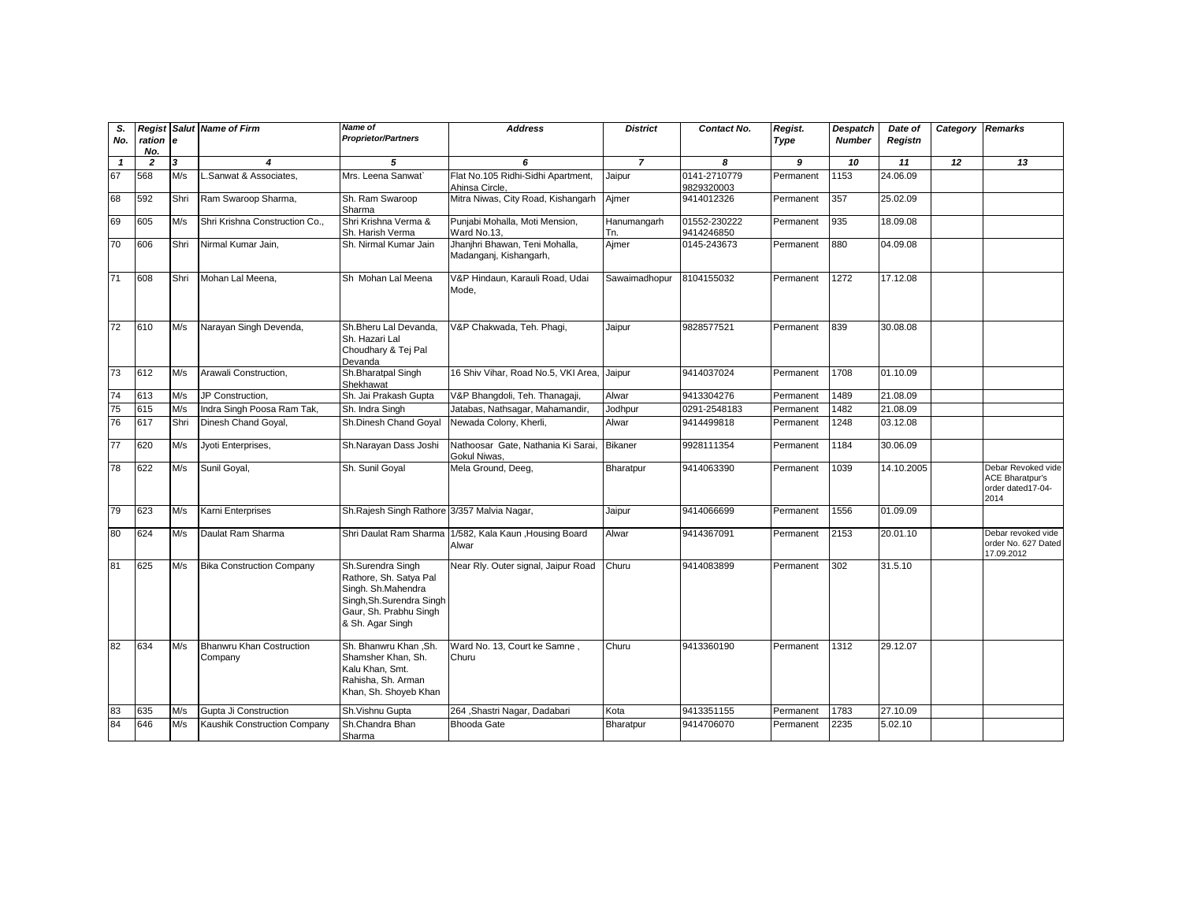| S. No. | Registration No. | Salute | Name of Firm | Name of Proprietor/Partners | Address | District | Contact No. | Regist. Type | Despatch Number | Date of Registn | Category | Remarks |
|---|---|---|---|---|---|---|---|---|---|---|---|---|
| 1 | 2 | 3 | 4 | 5 | 6 | 7 | 8 | 9 | 10 | 11 | 12 | 13 |
| 67 | 568 | M/s | L.Sanwat & Associates, | Mrs. Leena Sanwat` | Flat No.105 Ridhi-Sidhi Apartment, Ahinsa Circle, | Jaipur | 0141-2710779 9829320003 | Permanent | 1153 | 24.06.09 | | |
| 68 | 592 | Shri | Ram Swaroop Sharma, | Sh. Ram Swaroop Sharma | Mitra Niwas, City Road, Kishangarh | Ajmer | 9414012326 | Permanent | 357 | 25.02.09 | | |
| 69 | 605 | M/s | Shri Krishna Construction Co., | Shri Krishna Verma & Sh. Harish Verma | Punjabi Mohalla, Moti Mension, Ward No.13, | Hanumangarh Tn. | 01552-230222 9414246850 | Permanent | 935 | 18.09.08 | | |
| 70 | 606 | Shri | Nirmal Kumar Jain, | Sh. Nirmal Kumar Jain | Jhanjhri Bhawan, Teni Mohalla, Madanganj, Kishangarh, | Ajmer | 0145-243673 | Permanent | 880 | 04.09.08 | | |
| 71 | 608 | Shri | Mohan Lal Meena, | Sh Mohan Lal Meena | V&P Hindaun, Karauli Road, Udai Mode, | Sawaimadhopur | 8104155032 | Permanent | 1272 | 17.12.08 | | |
| 72 | 610 | M/s | Narayan Singh Devenda, | Sh.Bheru Lal Devanda, Sh. Hazari Lal Choudhary & Tej Pal Devanda | V&P Chakwada, Teh. Phagi, | Jaipur | 9828577521 | Permanent | 839 | 30.08.08 | | |
| 73 | 612 | M/s | Arawali Construction, | Sh.Bharatpal Singh Shekhawat | 16 Shiv Vihar, Road No.5, VKI Area, | Jaipur | 9414037024 | Permanent | 1708 | 01.10.09 | | |
| 74 | 613 | M/s | JP Construction, | Sh. Jai Prakash Gupta | V&P Bhangdoli, Teh. Thanagaji, | Alwar | 9413304276 | Permanent | 1489 | 21.08.09 | | |
| 75 | 615 | M/s | Indra Singh Poosa Ram Tak, | Sh. Indra Singh | Jatabas, Nathsagar, Mahamandir, | Jodhpur | 0291-2548183 | Permanent | 1482 | 21.08.09 | | |
| 76 | 617 | Shri | Dinesh Chand Goyal, | Sh.Dinesh Chand Goyal | Newada Colony, Kherli, | Alwar | 9414499818 | Permanent | 1248 | 03.12.08 | | |
| 77 | 620 | M/s | Jyoti Enterprises, | Sh.Narayan Dass Joshi | Nathoosar Gate, Nathania Ki Sarai, Gokul Niwas, | Bikaner | 9928111354 | Permanent | 1184 | 30.06.09 | | |
| 78 | 622 | M/s | Sunil Goyal, | Sh. Sunil Goyal | Mela Ground, Deeg, | Bharatpur | 9414063390 | Permanent | 1039 | 14.10.2005 | | Debar Revoked vide ACE Bharatpur's order dated17-04-2014 |
| 79 | 623 | M/s | Karni Enterprises | Sh.Rajesh Singh Rathore | 3/357 Malvia Nagar, | Jaipur | 9414066699 | Permanent | 1556 | 01.09.09 | | |
| 80 | 624 | M/s | Daulat Ram Sharma | Shri Daulat Ram Sharma | 1/582, Kala Kaun ,Housing Board Alwar | Alwar | 9414367091 | Permanent | 2153 | 20.01.10 | | Debar revoked vide order No. 627 Dated 17.09.2012 |
| 81 | 625 | M/s | Bika Construction Company | Sh.Surendra Singh Rathore, Sh. Satya Pal Singh. Sh.Mahendra Singh,Sh.Surendra Singh Gaur, Sh. Prabhu Singh & Sh. Agar Singh | Near Rly. Outer signal, Jaipur Road | Churu | 9414083899 | Permanent | 302 | 31.5.10 | | |
| 82 | 634 | M/s | Bhanwru Khan Costruction Company | Sh. Bhanwru Khan ,Sh. Shamsher Khan, Sh. Kalu Khan, Smt. Rahisha, Sh. Arman Khan, Sh. Shoyeb Khan | Ward No. 13, Court ke Samne , Churu | Churu | 9413360190 | Permanent | 1312 | 29.12.07 | | |
| 83 | 635 | M/s | Gupta Ji Construction | Sh.Vishnu Gupta | 264 ,Shastri Nagar, Dadabari | Kota | 9413351155 | Permanent | 1783 | 27.10.09 | | |
| 84 | 646 | M/s | Kaushik Construction Company | Sh.Chandra Bhan Sharma | Bhooda Gate | Bharatpur | 9414706070 | Permanent | 2235 | 5.02.10 | | |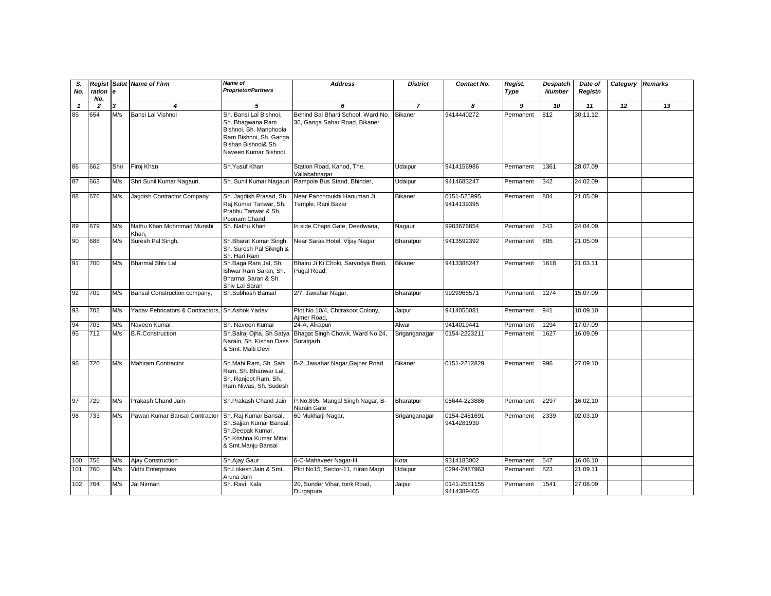| S. No. | Registration No. | Salute | Name of Firm | Name of Proprietor/Partners | Address | District | Contact No. | Regist. Type | Despatch Number | Date of Registn | Category | Remarks |
|---|---|---|---|---|---|---|---|---|---|---|---|---|
| 1 | 2 | 3 | 4 | 5 | 6 | 7 | 8 | 9 | 10 | 11 | 12 | 13 |
| 85 | 654 | M/s | Bansi Lal Vishnoi | Sh. Bansi Lal Bishnoi, Sh. Bhagwana Ram Bishnoi, Sh. Manphoola Ram Bishnoi, Sh. Ganga Bishan Bishnoi& Sh. Naveen Kumar Bishnoi | Behind Bal Bharti School, Ward No. 36, Ganga Sahar Road, Bikaner | Bikaner | 9414440272 | Permanent | 812 | 30.11.12 | | |
| 86 | 662 | Shri | Firoj Khan | Sh.Yusuf Khan | Station Road, Kanod, The. Vallabahnagar | Udaipur | 9414156986 | Permanent | 1361 | 28.07.09 | | |
| 87 | 663 | M/s | Shri Sunil Kumar Nagauri, | Sh. Sunil Kumar Nagauri | Rampole Bus Stand, Bhinder, | Udaipur | 9414683247 | Permanent | 342 | 24.02.09 | | |
| 88 | 676 | M/s | Jagdish Contractor Company | Sh. Jagdish Prasad, Sh. Raj Kumar Tanwar, Sh. Prabhu Tanwar & Sh. Poonam Chand | Near Panchmukhi Hanuman Ji Temple, Rani Bazar | Bikaner | 0151-525995 9414139395 | Permanent | 804 | 21.05.09 | | |
| 89 | 679 | M/s | Nathu Khan Mohmmad Munshi Khan, | Sh. Nathu Khan | In side Chapri Gate, Deedwana, | Nagaur | 9983676854 | Permanent | 643 | 24.04.09 | | |
| 90 | 688 | M/s | Suresh Pal Singh, | Sh.Bharat Kumar Singh, Sh. Suresh Pal Sikngh & Sh. Hari Ram | Near Saras Hotel, Vijay Nagar | Bharatpur | 9413592392 | Permanent | 805 | 21.05.09 | | |
| 91 | 700 | M/s | Bharmal Shiv Lal | Sh.Baga Ram Jat, Sh. Ishwar Ram Saran, Sh. Bharmal Saran & Sh. Shiv Lal Saran | Bhairu Ji Ki Choki, Sarvodya Basti, Pugal Road, | Bikaner | 9413388247 | Permanent | 1618 | 21.03.11 | | |
| 92 | 701 | M/s | Bansal Construction company, | Sh.Subhash Bansal | 2/7, Jawahar Nagar, | Bharatpur | 9929965571 | Permanent | 1274 | 15.07.09 | | |
| 93 | 702 | M/s | Yadav Febricators & Contractors, | Sh.Ashok Yadav | Plot No.10/4, Chitrakoot Colony, Ajmer Road, | Jaipur | 9414055081 | Permanent | 941 | 10.09.10 | | |
| 94 | 703 | M/s | Naveen Kumar, | Sh. Naveen Kumar | 24-A, Alkapuri | Alwar | 9414019441 | Permanent | 1294 | 17.07.09 | | |
| 95 | 712 | M/s | B.R.Construction | Sh.Balraj Ojha, Sh.Satya Narain, Sh. Kishan Dass & Smt. Malti Devi | Bhagat Singh Chowk, Ward No.24, Suratgarh, | Sriganganagar | 0154-2223211 | Permanent | 1627 | 16.09.09 | | |
| 96 | 720 | M/s | Mahiram Contractor | Sh.Mahi Ram, Sh. Sahi Ram, Sh. Bhanwar Lal, Sh. Ranjeet Ram, Sh. Ram Niwas, Sh. Sudesh | B-2, Jawahar Nagar,Gajner Road | Bikaner | 0151-2212829 | Permanent | 996 | 27.09.10 | | |
| 97 | 729 | M/s | Prakash Chand Jain | Sh.Prakash Chand Jain | P.No.895, Mangal Singh Nagar, B-Narain Gate | Bharatpur | 05644-223886 | Permanent | 2297 | 16.02.10 | | |
| 98 | 733 | M/s | Pawan Kumar Bansal Contractor | Sh. Raj Kumar Bansal, Sh.Sajjan Kumar Bansal, Sh.Deepak Kumar, Sh.Krishna Kumar Mittal & Smt.Manju Bansal | 60 Mukharji Nagar, | Sriganganagar | 0154-2481691 9414281930 | Permanent | 2339 | 02.03.10 | | |
| 100 | 756 | M/s | Ajay Construction | Sh.Ajay Gaur | 6-C-Mahaveer Nagar-III | Kota | 9314183002 | Permanent | 547 | 16.06.10 | | |
| 101 | 760 | M/s | Vidhi Enterprises | Sh.Lokesh Jain & Smt. Aruna Jain | Plot No15, Sector-11, Hiran Magri | Udaipur | 0294-2487963 | Permanent | 823 | 21.09.11 | | |
| 102 | 764 | M/s | Jai Nirman | Sh. Ravi Kala | 20, Sunder Vihar, tonk Road, Durgapura | Jaipur | 0141-2551155 9414389405 | Permanent | 1541 | 27.08.09 | | |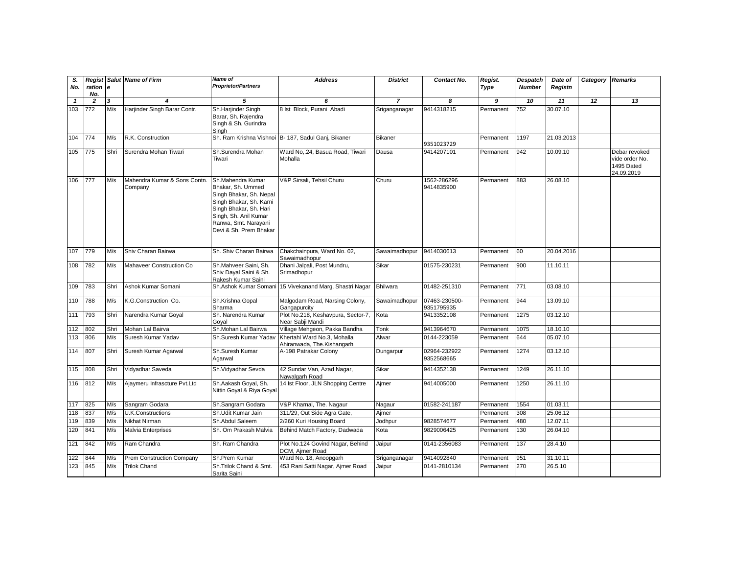| S. No. | Registration No. | Salute | Name of Firm | Name of Proprietor/Partners | Address | District | Contact No. | Regist. Type | Despatch Number | Date of Registn | Category | Remarks |
|---|---|---|---|---|---|---|---|---|---|---|---|---|
| 1 | 2 | 3 | 4 | 5 | 6 | 7 | 8 | 9 | 10 | 11 | 12 | 13 |
| 103 | 772 | M/s | Harjinder Singh Barar Contr. | Sh.Harjinder Singh Barar, Sh. Rajendra Singh & Sh. Gurindra Singh | 8 Ist Block, Purani Abadi | Sriganganagar | 9414318215 | Permanent | 752 | 30.07.10 | | |
| 104 | 774 | M/s | R.K. Construction | Sh. Ram Krishna Vishnoi | B- 187, Sadul Ganj, Bikaner | Bikaner | 9351023729 | Permanent | 1197 | 21.03.2013 | | |
| 105 | 775 | Shri | Surendra Mohan Tiwari | Sh.Surendra Mohan Tiwari | Ward No,.24, Basua Road, Tiwari Mohalla | Dausa | 9414207101 | Permanent | 942 | 10.09.10 | | Debar revoked vide order No. 1495 Dated 24.09.2019 |
| 106 | 777 | M/s | Mahendra Kumar & Sons Contn. Company | Sh.Mahendra Kumar Bhakar, Sh. Ummed Singh Bhakar, Sh. Nepal Singh Bhakar, Sh. Karni Singh Bhakar, Sh. Hari Singh, Sh. Anil Kumar Ranwa, Smt. Narayani Devi & Sh. Prem Bhakar | V&P Sirsali, Tehsil Churu | Churu | 1562-286296 9414835900 | Permanent | 883 | 26.08.10 | | |
| 107 | 779 | M/s | Shiv Charan Bairwa | Sh. Shiv Charan Bairwa | Chakchainpura, Ward No. 02, Sawaimadhopur | Sawaimadhopur | 9414030613 | Permanent | 60 | 20.04.2016 | | |
| 108 | 782 | M/s | Mahaveer Construction Co | Sh.Mahveer Saini, Sh. Shiv Dayal Saini & Sh. Rakesh Kumar Saini | Dhani Jalpali, Post Mundru, Srimadhopur | Sikar | 01575-230231 | Permanent | 900 | 11.10.11 | | |
| 109 | 783 | Shri | Ashok Kumar Somani | Sh.Ashok Kumar Somani | 15 Vivekanand Marg, Shastri Nagar | Bhilwara | 01482-251310 | Permanent | 771 | 03.08.10 | | |
| 110 | 788 | M/s | K.G.Construction Co. | Sh.Krishna Gopal Sharma | Malgodam Road, Narsing Colony, Gangapurcity | Sawaimadhopur | 07463-230500- 9351795935 | Permanent | 944 | 13.09.10 | | |
| 111 | 793 | Shri | Narendra Kumar Goyal | Sh. Narendra Kumar Goyal | Plot No.218, Keshavpura, Sector-7, Near Sabji Mandi | Kota | 9413352108 | Permanent | 1275 | 03.12.10 | | |
| 112 | 802 | Shri | Mohan Lal Bairva | Sh.Mohan Lal Bairwa | Village Mehgeon, Pakka Bandha | Tonk | 9413964670 | Permanent | 1075 | 18.10.10 | | |
| 113 | 806 | M/s | Suresh Kumar Yadav | Sh.Suresh Kumar Yadav | Khertahl Ward No.3, Mohalla Ahiranwada, The.Kishangarh | Alwar | 0144-223059 | Permanent | 644 | 05.07.10 | | |
| 114 | 807 | Shri | Suresh Kumar Agarwal | Sh.Suresh Kumar Agarwal | A-198 Patrakar Colony | Dungarpur | 02964-232922 9352568665 | Permanent | 1274 | 03.12.10 | | |
| 115 | 808 | Shri | Vidyadhar Saveda | Sh.Vidyadhar Sevda | 42 Sundar Van, Azad Nagar, Nawalgarh Road | Sikar | 9414352138 | Permanent | 1249 | 26.11.10 | | |
| 116 | 812 | M/s | Ajaymeru Infrascture Pvt.Ltd | Sh.Aakash Goyal, Sh. Nittin Goyal & Riya Goyal | 14 Ist Floor, JLN Shopping Centre | Ajmer | 9414005000 | Permanent | 1250 | 26.11.10 | | |
| 117 | 825 | M/s | Sangram Godara | Sh.Sangram Godara | V&P Kharnal, The. Nagaur | Nagaur | 01582-241187 | Permanent | 1554 | 01.03.11 | | |
| 118 | 837 | M/s | U.K.Constructions | Sh.Udit Kumar Jain | 311/29, Out Side Agra Gate, | Ajmer | | Permanent | 308 | 25.06.12 | | |
| 119 | 839 | M/s | Nikhat Nirman | Sh.Abdul Saleem | 2/260 Kuri Housing Board | Jodhpur | 9828574677 | Permanent | 480 | 12.07.11 | | |
| 120 | 841 | M/s | Malvia Enterprises | Sh. Om Prakash Malvia | Behind Match Factory, Dadwada | Kota | 9829006425 | Permanent | 130 | 26.04.10 | | |
| 121 | 842 | M/s | Ram Chandra | Sh. Ram Chandra | Plot No.124 Govind Nagar, Behind DCM, Ajmer Road | Jaipur | 0141-2356083 | Permanent | 137 | 28.4.10 | | |
| 122 | 844 | M/s | Prem Construction Company | Sh.Prem Kumar | Ward No. 18, Anoopgarh | Sriganganagar | 9414092840 | Permanent | 951 | 31.10.11 | | |
| 123 | 845 | M/s | Trilok Chand | Sh.Trilok Chand & Smt. Sarita Saini | 453 Rani Satti Nagar, Ajmer Road | Jaipur | 0141-2810134 | Permanent | 270 | 26.5.10 | | |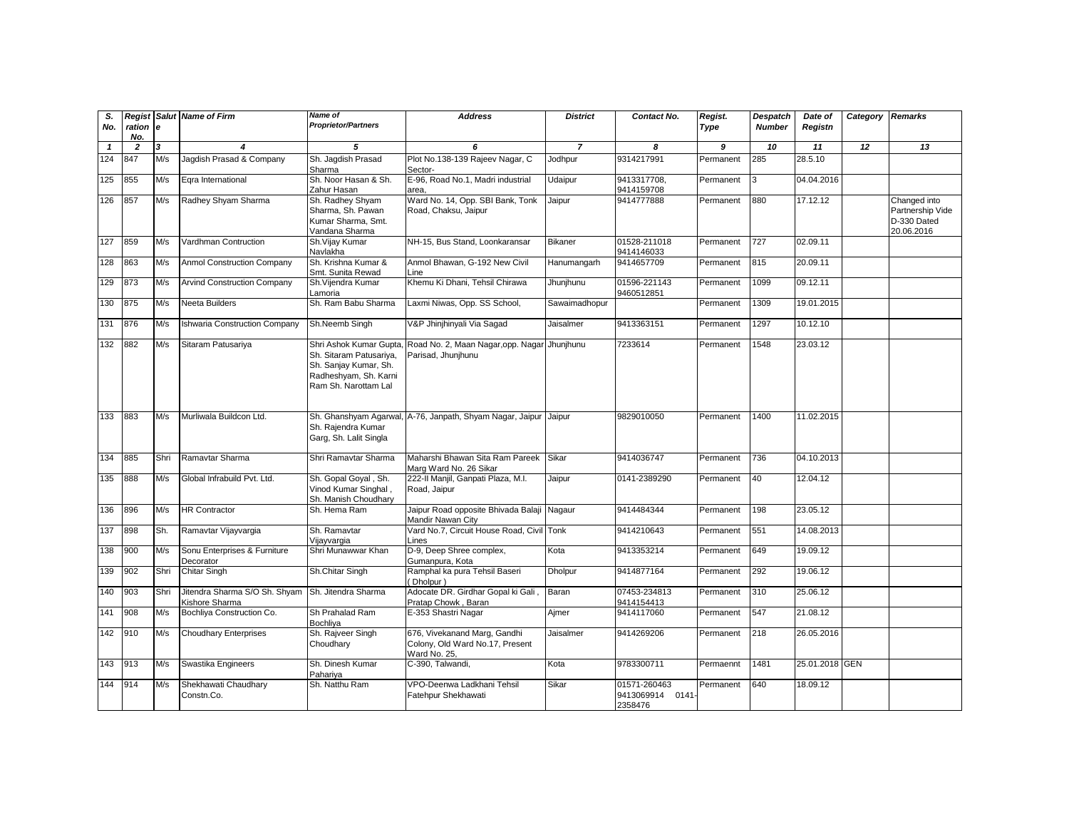| S. No. | Registration No. | Salute | Name of Firm | Name of Proprietor/Partners | Address | District | Contact No. | Regist. Type | Despatch Number | Date of Registn | Category | Remarks |
|---|---|---|---|---|---|---|---|---|---|---|---|---|
| 1 | 2 | 3 | 4 | 5 | 6 | 7 | 8 | 9 | 10 | 11 | 12 | 13 |
| 124 | 847 | M/s | Jagdish Prasad & Company | Sh. Jagdish Prasad Sharma | Plot No.138-139 Rajeev Nagar, C Sector- | Jodhpur | 9314217991 | Permanent | 285 | 28.5.10 | | |
| 125 | 855 | M/s | Eqra International | Sh. Noor Hasan & Sh. Zahur Hasan | E-96, Road No.1, Madri industrial area, | Udaipur | 9413317708, 9414159708 | Permanent | 3 | 04.04.2016 | | |
| 126 | 857 | M/s | Radhey Shyam Sharma | Sh. Radhey Shyam Sharma, Sh. Pawan Kumar Sharma, Smt. Vandana Sharma | Ward No. 14, Opp. SBI Bank, Tonk Road, Chaksu, Jaipur | Jaipur | 9414777888 | Permanent | 880 | 17.12.12 | | Changed into Partnership Vide D-330 Dated 20.06.2016 |
| 127 | 859 | M/s | Vardhman Contruction | Sh.Vijay Kumar Navlakha | NH-15, Bus Stand, Loonkaransar | Bikaner | 01528-211018 9414146033 | Permanent | 727 | 02.09.11 | | |
| 128 | 863 | M/s | Anmol Construction Company | Sh. Krishna Kumar & Smt. Sunita Rewad | Anmol Bhawan, G-192 New Civil Line | Hanumangarh | 9414657709 | Permanent | 815 | 20.09.11 | | |
| 129 | 873 | M/s | Arvind Construction Company | Sh.Vijendra Kumar Lamoria | Khemu Ki Dhani, Tehsil Chirawa | Jhunjhunu | 01596-221143 9460512851 | Permanent | 1099 | 09.12.11 | | |
| 130 | 875 | M/s | Neeta Builders | Sh. Ram Babu Sharma | Laxmi Niwas, Opp. SS School, | Sawaimadhopur | | Permanent | 1309 | 19.01.2015 | | |
| 131 | 876 | M/s | Ishwaria Construction Company | Sh.Neemb Singh | V&P Jhinjhinyali Via Sagad | Jaisalmer | 9413363151 | Permanent | 1297 | 10.12.10 | | |
| 132 | 882 | M/s | Sitaram Patusariya | Shri Ashok Kumar Gupta, Sh. Sitaram Patusariya, Sh. Sanjay Kumar, Sh. Radheshyam, Sh. Karni Ram Sh. Narottam Lal | Road No. 2, Maan Nagar,opp. Nagar Parisad, Jhunjhunu | Jhunjhunu | 7233614 | Permanent | 1548 | 23.03.12 | | |
| 133 | 883 | M/s | Murliwala Buildcon Ltd. | Sh. Ghanshyam Agarwal, Sh. Rajendra Kumar Garg, Sh. Lalit Singla | A-76, Janpath, Shyam Nagar, Jaipur | Jaipur | 9829010050 | Permanent | 1400 | 11.02.2015 | | |
| 134 | 885 | Shri | Ramavtar Sharma | Shri Ramavtar Sharma | Maharshi Bhawan Sita Ram Pareek Marg Ward No. 26 Sikar | Sikar | 9414036747 | Permanent | 736 | 04.10.2013 | | |
| 135 | 888 | M/s | Global Infrabuild Pvt. Ltd. | Sh. Gopal Goyal , Sh. Vinod Kumar Singhal , Sh. Manish Choudhary | 222-II Manjil, Ganpati Plaza, M.I. Road, Jaipur | Jaipur | 0141-2389290 | Permanent | 40 | 12.04.12 | | |
| 136 | 896 | M/s | HR Contractor | Sh. Hema Ram | Jaipur Road opposite Bhivada Balaji Mandir Nawan City | Nagaur | 9414484344 | Permanent | 198 | 23.05.12 | | |
| 137 | 898 | Sh. | Ramavtar Vijayvargia | Sh. Ramavtar Vijayvargia | Vard No.7, Circuit House Road, Civil Lines | Tonk | 9414210643 | Permanent | 551 | 14.08.2013 | | |
| 138 | 900 | M/s | Sonu Enterprises & Furniture Decorator | Shri Munawwar Khan | D-9, Deep Shree complex, Gumanpura, Kota | Kota | 9413353214 | Permanent | 649 | 19.09.12 | | |
| 139 | 902 | Shri | Chitar Singh | Sh.Chitar Singh | Ramphal ka pura Tehsil Baseri ( Dholpur ) | Dholpur | 9414877164 | Permanent | 292 | 19.06.12 | | |
| 140 | 903 | Shri | Jitendra Sharma S/O Sh. Shyam Kishore Sharma | Sh. Jitendra Sharma | Adocate DR. Girdhar Gopal ki Gali , Pratap Chowk , Baran | Baran | 07453-234813 9414154413 | Permanent | 310 | 25.06.12 | | |
| 141 | 908 | M/s | Bochliya Construction Co. | Sh Prahalad Ram Bochliya | E-353 Shastri Nagar | Ajmer | 9414117060 | Permanent | 547 | 21.08.12 | | |
| 142 | 910 | M/s | Choudhary Enterprises | Sh. Rajveer Singh Choudhary | 676, Vivekanand Marg, Gandhi Colony, Old Ward No.17, Present Ward No. 25, | Jaisalmer | 9414269206 | Permanent | 218 | 26.05.2016 | | |
| 143 | 913 | M/s | Swastika Engineers | Sh. Dinesh Kumar Pahariya | C-390, Talwandi, | Kota | 9783300711 | Permaennt | 1481 | 25.01.2018 | GEN | |
| 144 | 914 | M/s | Shekhawati Chaudhary Constn.Co. | Sh. Natthu Ram | VPO-Deenwa Ladkhani Tehsil Fatehpur Shekhawati | Sikar | 01571-260463 9413069914 0141-2358476 | Permanent | 640 | 18.09.12 | | |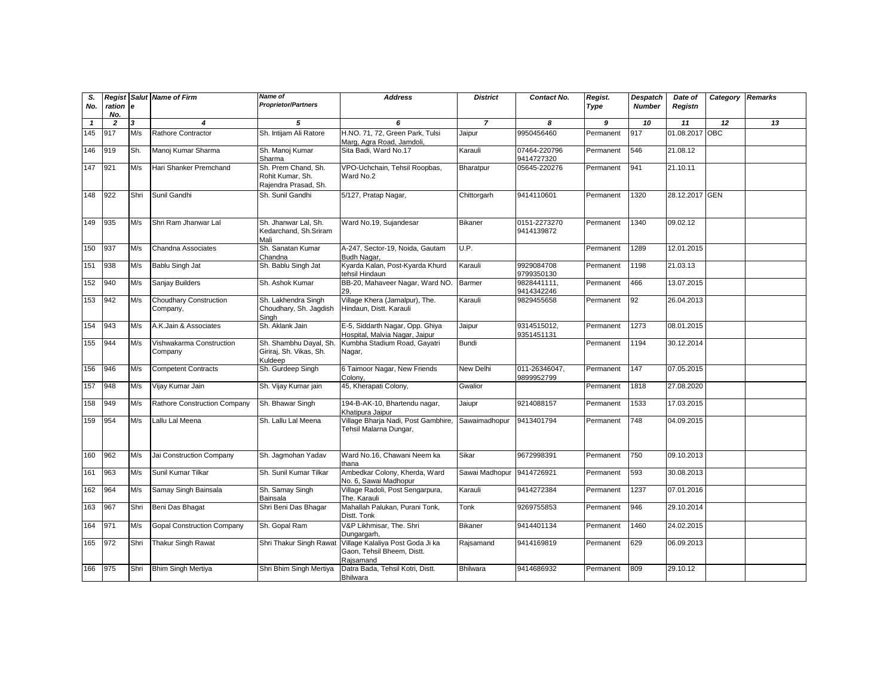| S. No. | Registration No. | Salute | Name of Firm | Name of Proprietor/Partners | Address | District | Contact No. | Regist. Type | Despatch Number | Date of Registn | Category | Remarks |
|---|---|---|---|---|---|---|---|---|---|---|---|---|
| *1* | *2* | *3* | *4* | *5* | *6* | *7* | *8* | *9* | *10* | *11* | *12* | *13* |
| 145 | 917 | M/s | Rathore Contractor | Sh. Intijam Ali Ratore | H.NO. 71, 72, Green Park, Tulsi Marg, Agra Road, Jamdoli, | Jaipur | 9950456460 | Permanent | 917 | 01.08.2017 | OBC | |
| 146 | 919 | Sh. | Manoj Kumar Sharma | Sh. Manoj Kumar Sharma | Sita Badi, Ward No.17 | Karauli | 07464-220796 9414727320 | Permanent | 546 | 21.08.12 | | |
| 147 | 921 | M/s | Hari Shanker Premchand | Sh. Prem Chand, Sh. Rohit Kumar, Sh. Rajendra Prasad, Sh. | VPO-Uchchain, Tehsil Roopbas, Ward No.2 | Bharatpur | 05645-220276 | Permanent | 941 | 21.10.11 | | |
| 148 | 922 | Shri | Sunil Gandhi | Sh. Sunil Gandhi | 5/127, Pratap Nagar, | Chittorgarh | 9414110601 | Permanent | 1320 | 28.12.2017 | GEN | |
| 149 | 935 | M/s | Shri Ram Jhanwar Lal | Sh. Jhanwar Lal, Sh. Kedarchand, Sh.Sriram Mali | Ward No.19, Sujandesar | Bikaner | 0151-2273270 9414139872 | Permanent | 1340 | 09.02.12 | | |
| 150 | 937 | M/s | Chandna Associates | Sh. Sanatan Kumar Chandna | A-247, Sector-19, Noida, Gautam Budh Nagar, | U.P. | | Permanent | 1289 | 12.01.2015 | | |
| 151 | 938 | M/s | Bablu Singh Jat | Sh. Bablu Singh Jat | Kyarda Kalan, Post-Kyarda Khurd tehsil Hindaun | Karauli | 9929084708 9799350130 | Permanent | 1198 | 21.03.13 | | |
| 152 | 940 | M/s | Sanjay Builders | Sh. Ashok Kumar | BB-20, Mahaveer Nagar, Ward NO. 29, | Barmer | 9828441111, 9414342246 | Permanent | 466 | 13.07.2015 | | |
| 153 | 942 | M/s | Choudhary Construction Company, | Sh. Lakhendra Singh Choudhary, Sh. Jagdish Singh | Village Khera (Jamalpur), The. Hindaun, Distt. Karauli | Karauli | 9829455658 | Permanent | 92 | 26.04.2013 | | |
| 154 | 943 | M/s | A.K.Jain & Associates | Sh. Aklank Jain | E-5, Siddarth Nagar, Opp. Ghiya Hospital, Malvia Nagar, Jaipur | Jaipur | 9314515012, 9351451131 | Permanent | 1273 | 08.01.2015 | | |
| 155 | 944 | M/s | Vishwakarma Construction Company | Sh. Shambhu Dayal, Sh. Giriraj, Sh. Vikas, Sh. Kuldeep | Kumbha Stadium Road, Gayatri Nagar, | Bundi | | Permanent | 1194 | 30.12.2014 | | |
| 156 | 946 | M/s | Competent Contracts | Sh. Gurdeep Singh | 6 Taimoor Nagar, New Friends Colony, | New Delhi | 011-26346047, 9899952799 | Permanent | 147 | 07.05.2015 | | |
| 157 | 948 | M/s | Vijay Kumar Jain | Sh. Vijay Kumar jain | 45, Kherapati Colony, | Gwalior | | Permanent | 1818 | 27.08.2020 | | |
| 158 | 949 | M/s | Rathore Construction Company | Sh. Bhawar Singh | 194-B-AK-10, Bhartendu nagar, Khatipura Jaipur | Jaiupr | 9214088157 | Permanent | 1533 | 17.03.2015 | | |
| 159 | 954 | M/s | Lallu Lal Meena | Sh. Lallu Lal Meena | Village Bharja Nadi, Post Gambhire, Tehsil Malarna Dungar, | Sawaimadhopur | 9413401794 | Permanent | 748 | 04.09.2015 | | |
| 160 | 962 | M/s | Jai Construction Company | Sh. Jagmohan Yadav | Ward No.16, Chawani Neem ka thana | Sikar | 9672998391 | Permanent | 750 | 09.10.2013 | | |
| 161 | 963 | M/s | Sunil Kumar Tilkar | Sh. Sunil Kumar Tilkar | Ambedkar Colony, Kherda, Ward No. 6, Sawai Madhopur | Sawai Madhopur | 9414726921 | Permanent | 593 | 30.08.2013 | | |
| 162 | 964 | M/s | Samay Singh Bainsala | Sh. Samay Singh Bainsala | Village Radoli, Post Sengarpura, The. Karauli | Karauli | 9414272384 | Permanent | 1237 | 07.01.2016 | | |
| 163 | 967 | Shri | Beni Das Bhagat | Shri Beni Das Bhagar | Mahallah Palukan, Purani Tonk, Distt. Tonk | Tonk | 9269755853 | Permanent | 946 | 29.10.2014 | | |
| 164 | 971 | M/s | Gopal Construction Company | Sh. Gopal Ram | V&P Likhmisar, The. Shri Dungargarh, | Bikaner | 9414401134 | Permanent | 1460 | 24.02.2015 | | |
| 165 | 972 | Shri | Thakur Singh Rawat | Shri Thakur Singh Rawat | Village Kalaliya Post Goda Ji ka Gaon, Tehsil Bheem, Distt. Rajsamand | Rajsamand | 9414169819 | Permanent | 629 | 06.09.2013 | | |
| 166 | 975 | Shri | Bhim Singh Mertiya | Shri Bhim Singh Mertiya | Datra Bada, Tehsil Kotri, Distt. Bhilwara | Bhilwara | 9414686932 | Permanent | 809 | 29.10.12 | | |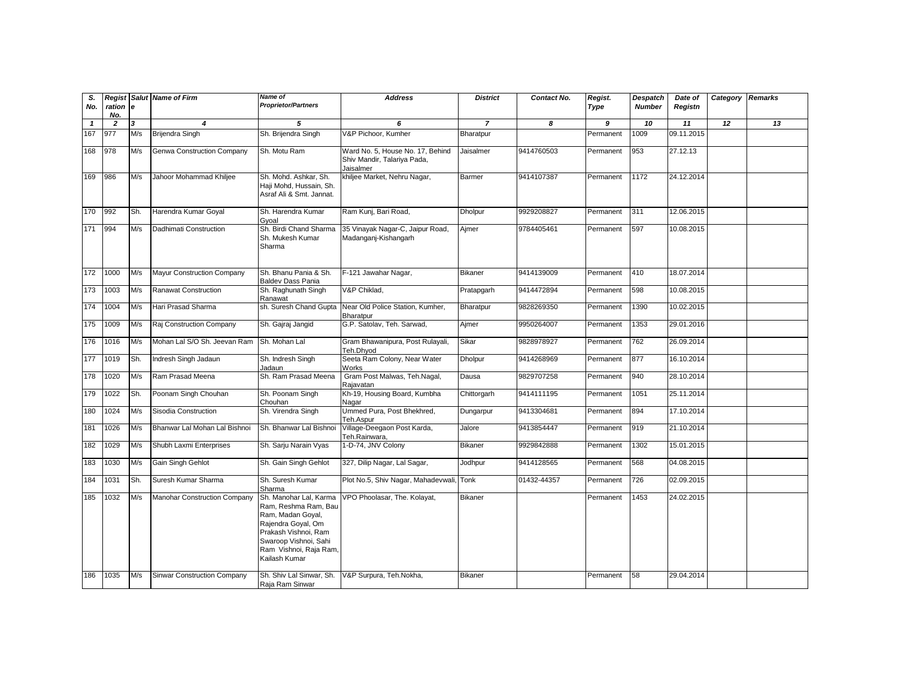| S. No. | Registration No. | Salute | Name of Firm | Name of Proprietor/Partners | Address | District | Contact No. | Regist. Type | Despatch Number | Date of Registn | Category | Remarks |
|---|---|---|---|---|---|---|---|---|---|---|---|---|
| 1 | 2 | 3 | 4 | 5 | 6 | 7 | 8 | 9 | 10 | 11 | 12 | 13 |
| 167 | 977 | M/s | Brijendra Singh | Sh. Brijendra Singh | V&P Pichoor, Kumher | Bharatpur | | Permanent | 1009 | 09.11.2015 | | |
| 168 | 978 | M/s | Genwa Construction Company | Sh. Motu Ram | Ward No. 5, House No. 17, Behind Shiv Mandir, Talariya Pada, Jaisalmer | Jaisalmer | 9414760503 | Permanent | 953 | 27.12.13 | | |
| 169 | 986 | M/s | Jahoor Mohammad Khiljee | Sh. Mohd. Ashkar, Sh. Haji Mohd, Hussain, Sh. Asraf Ali & Smt. Jannat. | khiljee Market, Nehru Nagar, | Barmer | 9414107387 | Permanent | 1172 | 24.12.2014 | | |
| 170 | 992 | Sh. | Harendra Kumar Goyal | Sh. Harendra Kumar Gyoal | Ram Kunj, Bari Road, | Dholpur | 9929208827 | Permanent | 311 | 12.06.2015 | | |
| 171 | 994 | M/s | Dadhimati Construction | Sh. Birdi Chand Sharma Sh. Mukesh Kumar Sharma | 35 Vinayak Nagar-C, Jaipur Road, Madanganj-Kishangarh | Ajmer | 9784405461 | Permanent | 597 | 10.08.2015 | | |
| 172 | 1000 | M/s | Mayur Construction Company | Sh. Bhanu Pania & Sh. Baldev Dass Pania | F-121 Jawahar Nagar, | Bikaner | 9414139009 | Permanent | 410 | 18.07.2014 | | |
| 173 | 1003 | M/s | Ranawat Construction | Sh. Raghunath Singh Ranawat | V&P Chiklad, | Pratapgarh | 9414472894 | Permanent | 598 | 10.08.2015 | | |
| 174 | 1004 | M/s | Hari Prasad Sharma | sh. Suresh Chand Gupta | Near Old Police Station, Kumher, Bharatpur | Bharatpur | 9828269350 | Permanent | 1390 | 10.02.2015 | | |
| 175 | 1009 | M/s | Raj Construction Company | Sh. Gajraj Jangid | G.P. Satolav, Teh. Sarwad, | Ajmer | 9950264007 | Permanent | 1353 | 29.01.2016 | | |
| 176 | 1016 | M/s | Mohan Lal S/O Sh. Jeevan Ram | Sh. Mohan Lal | Gram Bhawanipura, Post Rulayali, Teh.Dhyod | Sikar | 9828978927 | Permanent | 762 | 26.09.2014 | | |
| 177 | 1019 | Sh. | Indresh Singh Jadaun | Sh. Indresh Singh Jadaun | Seeta Ram Colony, Near Water Works | Dholpur | 9414268969 | Permanent | 877 | 16.10.2014 | | |
| 178 | 1020 | M/s | Ram Prasad Meena | Sh. Ram Prasad Meena | Gram Post Malwas, Teh.Nagal, Rajavatan | Dausa | 9829707258 | Permanent | 940 | 28.10.2014 | | |
| 179 | 1022 | Sh. | Poonam Singh Chouhan | Sh. Poonam Singh Chouhan | Kh-19, Housing Board, Kumbha Nagar | Chittorgarh | 9414111195 | Permanent | 1051 | 25.11.2014 | | |
| 180 | 1024 | M/s | Sisodia Construction | Sh. Virendra Singh | Ummed Pura, Post Bhekhred, Teh.Aspur | Dungarpur | 9413304681 | Permanent | 894 | 17.10.2014 | | |
| 181 | 1026 | M/s | Bhanwar Lal Mohan Lal Bishnoi | Sh. Bhanwar Lal Bishnoi | Village-Deegaon Post Karda, Teh.Rainwara, | Jalore | 9413854447 | Permanent | 919 | 21.10.2014 | | |
| 182 | 1029 | M/s | Shubh Laxmi Enterprises | Sh. Sarju Narain Vyas | 1-D-74, JNV Colony | Bikaner | 9929842888 | Permanent | 1302 | 15.01.2015 | | |
| 183 | 1030 | M/s | Gain Singh Gehlot | Sh. Gain Singh Gehlot | 327, Dilip Nagar, Lal Sagar, | Jodhpur | 9414128565 | Permanent | 568 | 04.08.2015 | | |
| 184 | 1031 | Sh. | Suresh Kumar Sharma | Sh. Suresh Kumar Sharma | Plot No.5, Shiv Nagar, Mahadevwali, | Tonk | 01432-44357 | Permanent | 726 | 02.09.2015 | | |
| 185 | 1032 | M/s | Manohar Construction Company | Sh. Manohar Lal, Karma Ram, Reshma Ram, Bau Ram, Madan Goyal, Rajendra Goyal, Om Prakash Vishnoi, Ram Swaroop Vishnoi, Sahi Ram Vishnoi, Raja Ram, Kailash Kumar | VPO Phoolasar, The. Kolayat, | Bikaner | | Permanent | 1453 | 24.02.2015 | | |
| 186 | 1035 | M/s | Sinwar Construction Company | Sh. Shiv Lal Sinwar, Sh. Raja Ram Sinwar | V&P Surpura, Teh.Nokha, | Bikaner | | Permanent | 58 | 29.04.2014 | | |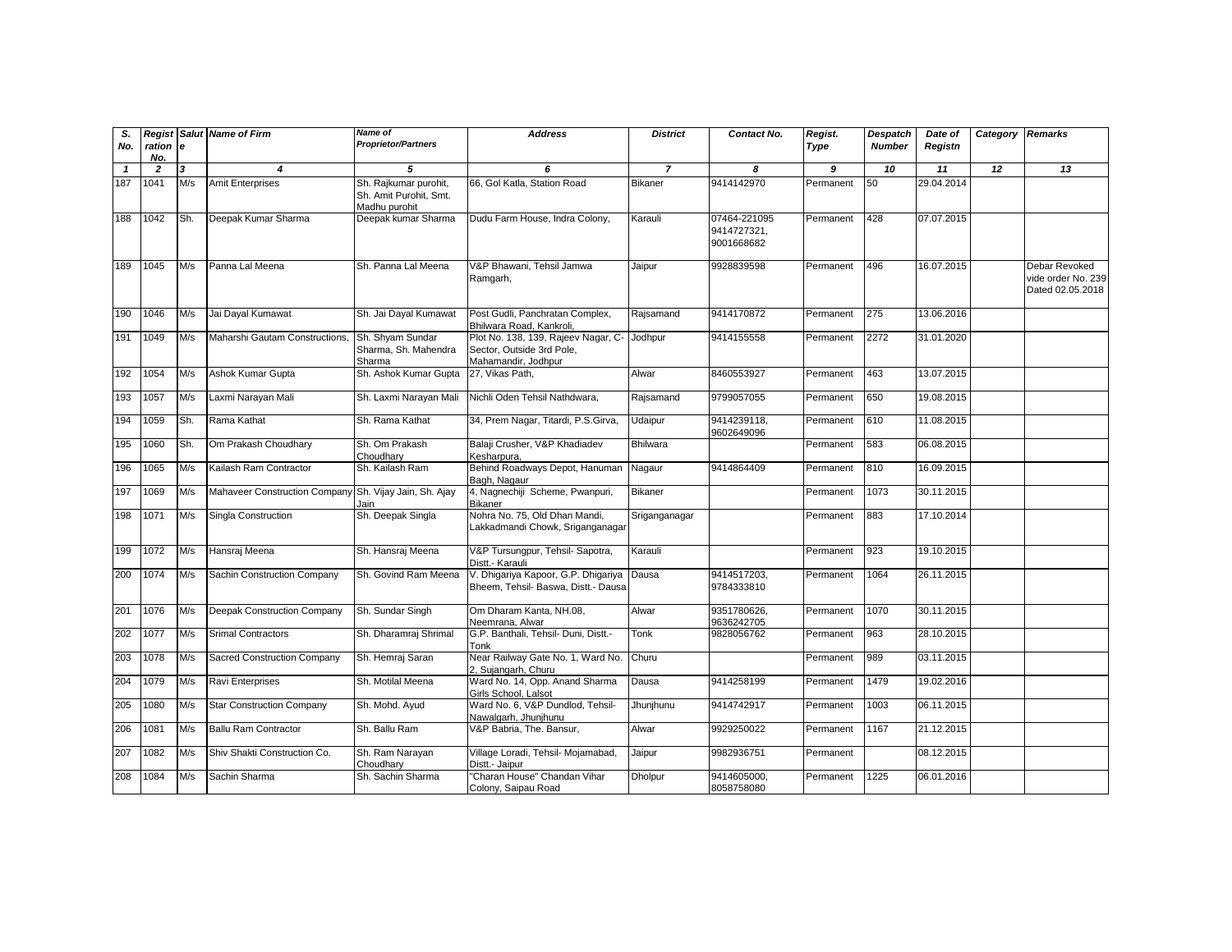| S. No. | Registration No. | Salute | Name of Firm | Name of Proprietor/Partners | Address | District | Contact No. | Regist. Type | Despatch Number | Date of Registn | Category | Remarks |
|---|---|---|---|---|---|---|---|---|---|---|---|---|
| 1 | 2 | 3 | 4 | 5 | 6 | 7 | 8 | 9 | 10 | 11 | 12 | 13 |
| 187 | 1041 | M/s | Amit Enterprises | Sh. Rajkumar purohit, Sh. Amit Purohit, Smt. Madhu purohit | 66, Gol Katla, Station Road | Bikaner | 9414142970 | Permanent | 50 | 29.04.2014 | | |
| 188 | 1042 | Sh. | Deepak Kumar Sharma | Deepak kumar Sharma | Dudu Farm House, Indra Colony, | Karauli | 07464-221095 9414727321, 9001668682 | Permanent | 428 | 07.07.2015 | | |
| 189 | 1045 | M/s | Panna Lal Meena | Sh. Panna Lal Meena | V&P Bhawani, Tehsil Jamwa Ramgarh, | Jaipur | 9928839598 | Permanent | 496 | 16.07.2015 | | Debar Revoked vide order No. 239 Dated 02.05.2018 |
| 190 | 1046 | M/s | Jai Dayal Kumawat | Sh. Jai Dayal Kumawat | Post Gudli, Panchratan Complex, Bhilwara Road, Kankroli, | Rajsamand | 9414170872 | Permanent | 275 | 13.06.2016 | | |
| 191 | 1049 | M/s | Maharshi Gautam Constructions, | Sh. Shyam Sundar Sharma, Sh. Mahendra Sharma | Plot No. 138, 139, Rajeev Nagar, C-Sector, Outside 3rd Pole, Mahamandir, Jodhpur | Jodhpur | 9414155558 | Permanent | 2272 | 31.01.2020 | | |
| 192 | 1054 | M/s | Ashok Kumar Gupta | Sh. Ashok Kumar Gupta | 27, Vikas Path, | Alwar | 8460553927 | Permanent | 463 | 13.07.2015 | | |
| 193 | 1057 | M/s | Laxmi Narayan Mali | Sh. Laxmi Narayan Mali | Nichli Oden Tehsil Nathdwara, | Rajsamand | 9799057055 | Permanent | 650 | 19.08.2015 | | |
| 194 | 1059 | Sh. | Rama Kathat | Sh. Rama Kathat | 34, Prem Nagar, Titardi, P.S.Girva, | Udaipur | 9414239118, 9602649096 | Permanent | 610 | 11.08.2015 | | |
| 195 | 1060 | Sh. | Om Prakash Choudhary | Sh. Om Prakash Choudhary | Balaji Crusher, V&P Khadiadev Kesharpura, | Bhilwara | | Permanent | 583 | 06.08.2015 | | |
| 196 | 1065 | M/s | Kailash Ram Contractor | Sh. Kailash Ram | Behind Roadways Depot, Hanuman Bagh, Nagaur | Nagaur | 9414864409 | Permanent | 810 | 16.09.2015 | | |
| 197 | 1069 | M/s | Mahaveer Construction Company | Sh. Vijay Jain, Sh. Ajay Jain | 4, Nagnechiji Scheme, Pwanpuri, Bikaner | Bikaner | | Permanent | 1073 | 30.11.2015 | | |
| 198 | 1071 | M/s | Singla Construction | Sh. Deepak Singla | Nohra No. 75, Old Dhan Mandi, Lakkadmandi Chowk, Sriganganagar | Sriganganagar | | Permanent | 883 | 17.10.2014 | | |
| 199 | 1072 | M/s | Hansraj Meena | Sh. Hansraj Meena | V&P Tursungpur, Tehsil- Sapotra, Distt.- Karauli | Karauli | | Permanent | 923 | 19.10.2015 | | |
| 200 | 1074 | M/s | Sachin Construction Company | Sh. Govind Ram Meena | V. Dhigariya Kapoor, G.P. Dhigariya Bheem, Tehsil- Baswa, Distt.- Dausa | Dausa | 9414517203, 9784333810 | Permanent | 1064 | 26.11.2015 | | |
| 201 | 1076 | M/s | Deepak Construction Company | Sh. Sundar Singh | Om Dharam Kanta, NH.08, Neemrana, Alwar | Alwar | 9351780626, 9636242705 | Permanent | 1070 | 30.11.2015 | | |
| 202 | 1077 | M/s | Srimal Contractors | Sh. Dharamraj Shrimal | G.P. Banthali, Tehsil- Duni, Distt.- Tonk | Tonk | 9828056762 | Permanent | 963 | 28.10.2015 | | |
| 203 | 1078 | M/s | Sacred Construction Company | Sh. Hemraj Saran | Near Railway Gate No. 1, Ward No. 2, Sujangarh, Churu | Churu | | Permanent | 989 | 03.11.2015 | | |
| 204 | 1079 | M/s | Ravi Enterprises | Sh. Motilal Meena | Ward No. 14, Opp. Anand Sharma Girls School, Lalsot | Dausa | 9414258199 | Permanent | 1479 | 19.02.2016 | | |
| 205 | 1080 | M/s | Star Construction Company | Sh. Mohd. Ayud | Ward No. 6, V&P Dundlod, Tehsil-Nawalgarh, Jhunjhunu | Jhunjhunu | 9414742917 | Permanent | 1003 | 06.11.2015 | | |
| 206 | 1081 | M/s | Ballu Ram Contractor | Sh. Ballu Ram | V&P Babria, The. Bansur, | Alwar | 9929250022 | Permanent | 1167 | 21.12.2015 | | |
| 207 | 1082 | M/s | Shiv Shakti Construction Co. | Sh. Ram Narayan Choudhary | Village Loradi, Tehsil- Mojamabad, Distt.- Jaipur | Jaipur | 9982936751 | Permanent | | 08.12.2015 | | |
| 208 | 1084 | M/s | Sachin Sharma | Sh. Sachin Sharma | "Charan House" Chandan Vihar Colony, Saipau Road | Dholpur | 9414605000, 8058758080 | Permanent | 1225 | 06.01.2016 | | |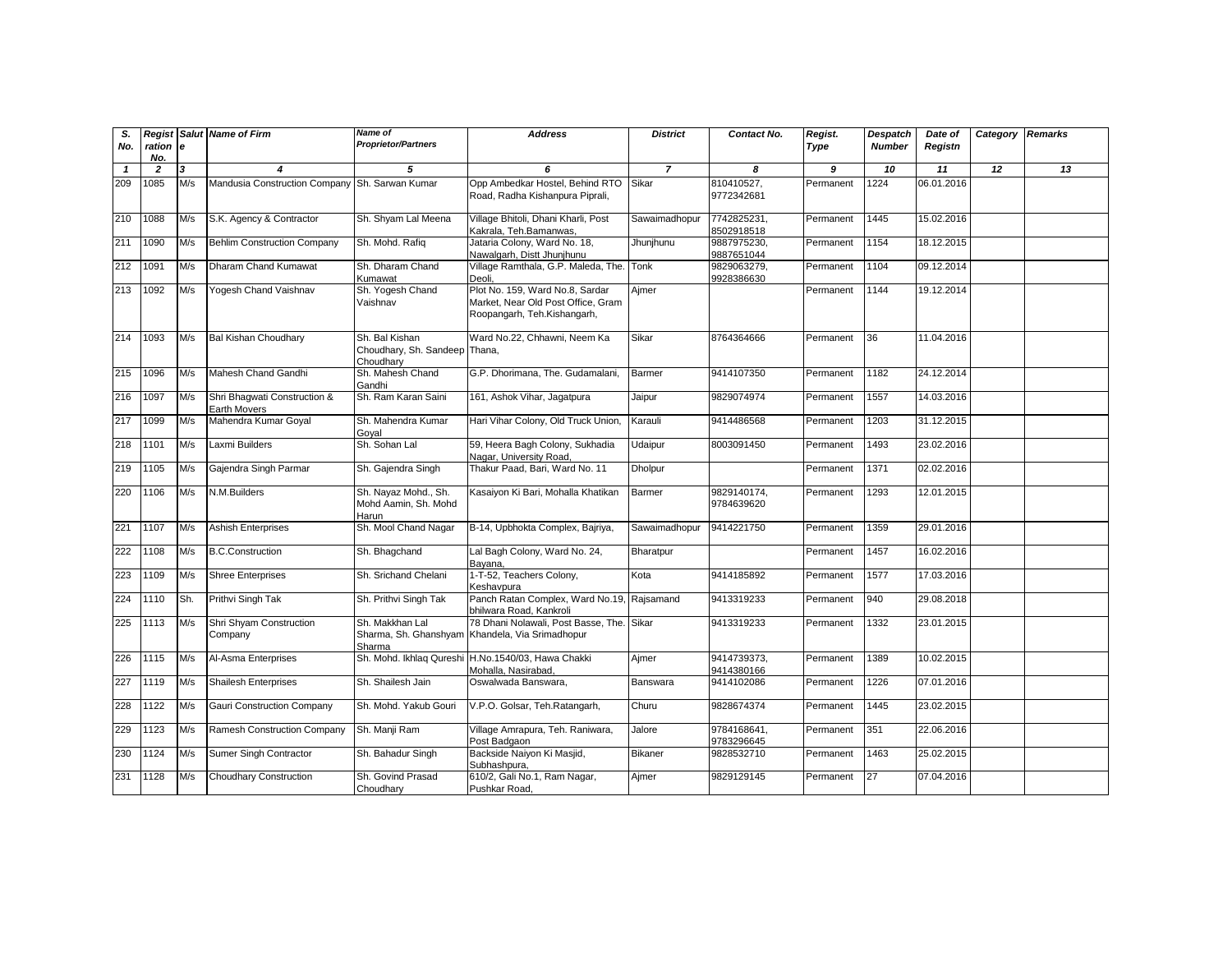| S. No. | Registration No. | Salute | Name of Firm | Name of Proprietor/Partners | Address | District | Contact No. | Regist. Type | Despatch Number | Date of Registn | Category | Remarks |
|---|---|---|---|---|---|---|---|---|---|---|---|---|
| 1 | 2 | 3 | 4 | 5 | 6 | 7 | 8 | 9 | 10 | 11 | 12 | 13 |
| 209 | 1085 | M/s | Mandusia Construction Company | Sh. Sarwan Kumar | Opp Ambedkar Hostel, Behind RTO Road, Radha Kishanpura Piprali, | Sikar | 810410527, 9772342681 | Permanent | 1224 | 06.01.2016 | | |
| 210 | 1088 | M/s | S.K. Agency & Contractor | Sh. Shyam Lal Meena | Village Bhitoli, Dhani Kharli, Post Kakrala, Teh.Bamanwas, | Sawaimadhopur | 7742825231, 8502918518 | Permanent | 1445 | 15.02.2016 | | |
| 211 | 1090 | M/s | Behlim Construction Company | Sh. Mohd. Rafiq | Jataria Colony, Ward No. 18, Nawalgarh, Distt Jhunjhunu | Jhunjhunu | 9887975230, 9887651044 | Permanent | 1154 | 18.12.2015 | | |
| 212 | 1091 | M/s | Dharam Chand Kumawat | Sh. Dharam Chand Kumawat | Village Ramthala, G.P. Maleda, The. Deoli, | Tonk | 9829063279, 9928386630 | Permanent | 1104 | 09.12.2014 | | |
| 213 | 1092 | M/s | Yogesh Chand Vaishnav | Sh. Yogesh Chand Vaishnav | Plot No. 159, Ward No.8, Sardar Market, Near Old Post Office, Gram Roopangarh, Teh.Kishangarh, | Ajmer | | Permanent | 1144 | 19.12.2014 | | |
| 214 | 1093 | M/s | Bal Kishan Choudhary | Sh. Bal Kishan Choudhary, Sh. Sandeep Choudhary | Ward No.22, Chhawni, Neem Ka Thana, | Sikar | 8764364666 | Permanent | 36 | 11.04.2016 | | |
| 215 | 1096 | M/s | Mahesh Chand Gandhi | Sh. Mahesh Chand Gandhi | G.P. Dhorimana, The. Gudamalani, | Barmer | 9414107350 | Permanent | 1182 | 24.12.2014 | | |
| 216 | 1097 | M/s | Shri Bhagwati Construction & Earth Movers | Sh. Ram Karan Saini | 161, Ashok Vihar, Jagatpura | Jaipur | 9829074974 | Permanent | 1557 | 14.03.2016 | | |
| 217 | 1099 | M/s | Mahendra Kumar Goyal | Sh. Mahendra Kumar Goyal | Hari Vihar Colony, Old Truck Union, | Karauli | 9414486568 | Permanent | 1203 | 31.12.2015 | | |
| 218 | 1101 | M/s | Laxmi Builders | Sh. Sohan Lal | 59, Heera Bagh Colony, Sukhadia Nagar, University Road, | Udaipur | 8003091450 | Permanent | 1493 | 23.02.2016 | | |
| 219 | 1105 | M/s | Gajendra Singh Parmar | Sh. Gajendra Singh | Thakur Paad, Bari, Ward No. 11 | Dholpur | | Permanent | 1371 | 02.02.2016 | | |
| 220 | 1106 | M/s | N.M.Builders | Sh. Nayaz Mohd., Sh. Mohd Aamin, Sh. Mohd Harun | Kasaiyon Ki Bari, Mohalla Khatikan | Barmer | 9829140174, 9784639620 | Permanent | 1293 | 12.01.2015 | | |
| 221 | 1107 | M/s | Ashish Enterprises | Sh. Mool Chand Nagar | B-14, Upbhokta Complex, Bajriya, | Sawaimadhopur | 9414221750 | Permanent | 1359 | 29.01.2016 | | |
| 222 | 1108 | M/s | B.C.Construction | Sh. Bhagchand | Lal Bagh Colony, Ward No. 24, Bayana, | Bharatpur | | Permanent | 1457 | 16.02.2016 | | |
| 223 | 1109 | M/s | Shree Enterprises | Sh. Srichand Chelani | 1-T-52, Teachers Colony, Keshavpura | Kota | 9414185892 | Permanent | 1577 | 17.03.2016 | | |
| 224 | 1110 | Sh. | Prithvi Singh Tak | Sh. Prithvi Singh Tak | Panch Ratan Complex, Ward No.19, bhilwara Road, Kankroli | Rajsamand | 9413319233 | Permanent | 940 | 29.08.2018 | | |
| 225 | 1113 | M/s | Shri Shyam Construction Company | Sh. Makkhan Lal Sharma, Sh. Ghanshyam Sharma | 78 Dhani Nolawali, Post Basse, The. Khandela, Via Srimadhopur | Sikar | 9413319233 | Permanent | 1332 | 23.01.2015 | | |
| 226 | 1115 | M/s | Al-Asma Enterprises | Sh. Mohd. Ikhlaq Qureshi | H.No.1540/03, Hawa Chakki Mohalla, Nasirabad, | Ajmer | 9414739373, 9414380166 | Permanent | 1389 | 10.02.2015 | | |
| 227 | 1119 | M/s | Shailesh Enterprises | Sh. Shailesh Jain | Oswalwada Banswara, | Banswara | 9414102086 | Permanent | 1226 | 07.01.2016 | | |
| 228 | 1122 | M/s | Gauri Construction Company | Sh. Mohd. Yakub Gouri | V.P.O. Golsar, Teh.Ratangarh, | Churu | 9828674374 | Permanent | 1445 | 23.02.2015 | | |
| 229 | 1123 | M/s | Ramesh Construction Company | Sh. Manji Ram | Village Amrapura, Teh. Raniwara, Post Badgaon | Jalore | 9784168641, 9783296645 | Permanent | 351 | 22.06.2016 | | |
| 230 | 1124 | M/s | Sumer Singh Contractor | Sh. Bahadur Singh | Backside Naiyon Ki Masjid, Subhashpura, | Bikaner | 9828532710 | Permanent | 1463 | 25.02.2015 | | |
| 231 | 1128 | M/s | Choudhary Construction | Sh. Govind Prasad Choudhary | 610/2, Gali No.1, Ram Nagar, Pushkar Road, | Ajmer | 9829129145 | Permanent | 27 | 07.04.2016 | | |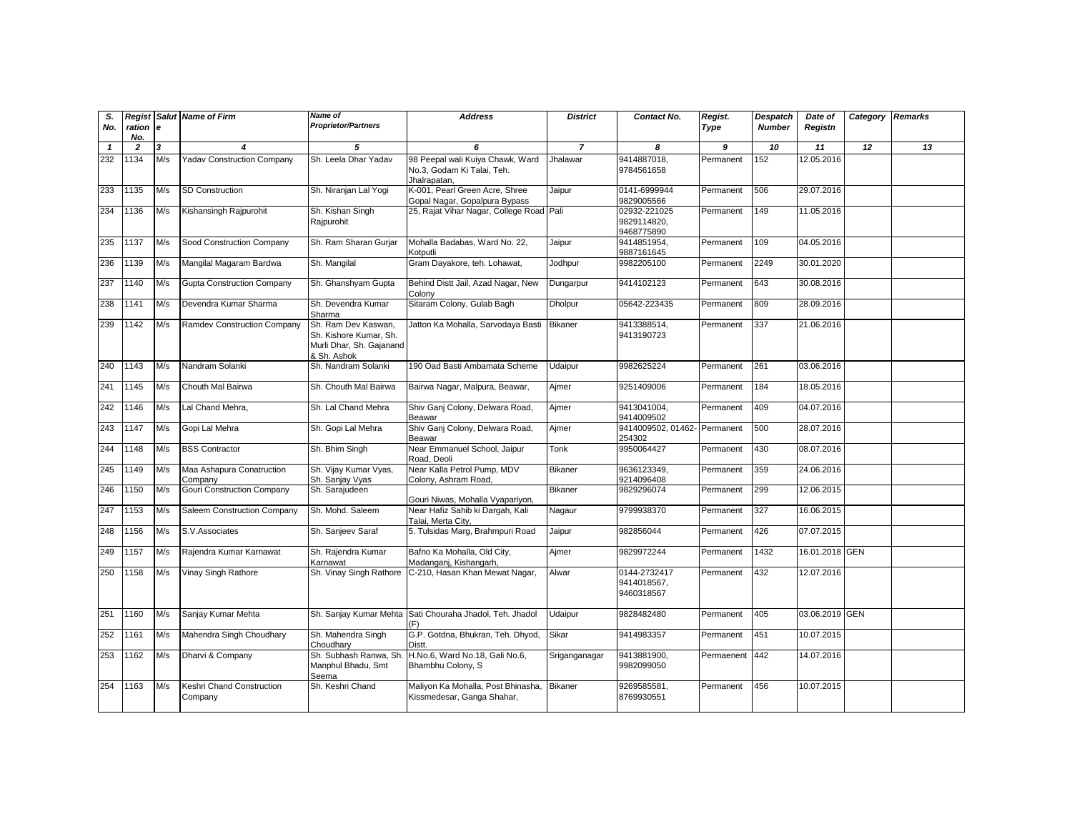| S. No. | Registration No. | Salute | Name of Firm | Name of Proprietor/Partners | Address | District | Contact No. | Regist. Type | Despatch Number | Date of Registn | Category | Remarks |
|---|---|---|---|---|---|---|---|---|---|---|---|---|
| 1 | 2 | 3 | 4 | 5 | 6 | 7 | 8 | 9 | 10 | 11 | 12 | 13 |
| 232 | 1134 | M/s | Yadav Construction Company | Sh. Leela Dhar Yadav | 98 Peepal wali Kuiya Chawk, Ward No.3, Godam Ki Talai, Teh. Jhalrapatan, | Jhalawar | 9414887018, 9784561658 | Permanent | 152 | 12.05.2016 | | |
| 233 | 1135 | M/s | SD Construction | Sh. Niranjan Lal Yogi | K-001, Pearl Green Acre, Shree Gopal Nagar, Gopalpura Bypass | Jaipur | 0141-6999944 9829005566 | Permanent | 506 | 29.07.2016 | | |
| 234 | 1136 | M/s | Kishansingh Rajpurohit | Sh. Kishan Singh Rajpurohit | 25, Rajat Vihar Nagar, College Road | Pali | 02932-221025 9829114820, 9468775890 | Permanent | 149 | 11.05.2016 | | |
| 235 | 1137 | M/s | Sood Construction Company | Sh. Ram Sharan Gurjar | Mohalla Badabas, Ward No. 22, Kotputli | Jaipur | 9414851954, 9887161645 | Permanent | 109 | 04.05.2016 | | |
| 236 | 1139 | M/s | Mangilal Magaram Bardwa | Sh. Mangilal | Gram Dayakore, teh. Lohawat, | Jodhpur | 9982205100 | Permanent | 2249 | 30.01.2020 | | |
| 237 | 1140 | M/s | Gupta Construction Company | Sh. Ghanshyam Gupta | Behind Distt Jail, Azad Nagar, New Colony | Dungarpur | 9414102123 | Permanent | 643 | 30.08.2016 | | |
| 238 | 1141 | M/s | Devendra Kumar Sharma | Sh. Devendra Kumar Sharma | Sitaram Colony, Gulab Bagh | Dholpur | 05642-223435 | Permanent | 809 | 28.09.2016 | | |
| 239 | 1142 | M/s | Ramdev Construction Company | Sh. Ram Dev Kaswan, Sh. Kishore Kumar, Sh. Murli Dhar, Sh. Gajanand & Sh. Ashok | Jatton Ka Mohalla, Sarvodaya Basti | Bikaner | 9413388514, 9413190723 | Permanent | 337 | 21.06.2016 | | |
| 240 | 1143 | M/s | Nandram Solanki | Sh. Nandram Solanki | 190 Oad Basti Ambamata Scheme | Udaipur | 9982625224 | Permanent | 261 | 03.06.2016 | | |
| 241 | 1145 | M/s | Chouth Mal Bairwa | Sh. Chouth Mal Bairwa | Bairwa Nagar, Malpura, Beawar, | Ajmer | 9251409006 | Permanent | 184 | 18.05.2016 | | |
| 242 | 1146 | M/s | Lal Chand Mehra, | Sh. Lal Chand Mehra | Shiv Ganj Colony, Delwara Road, Beawar | Ajmer | 9413041004, 9414009502 | Permanent | 409 | 04.07.2016 | | |
| 243 | 1147 | M/s | Gopi Lal Mehra | Sh. Gopi Lal Mehra | Shiv Ganj Colony, Delwara Road, Beawar | Ajmer | 9414009502, 01462-254302 | Permanent | 500 | 28.07.2016 | | |
| 244 | 1148 | M/s | BSS Contractor | Sh. Bhim Singh | Near Emmanuel School, Jaipur Road, Deoli | Tonk | 9950064427 | Permanent | 430 | 08.07.2016 | | |
| 245 | 1149 | M/s | Maa Ashapura Conatruction Company | Sh. Vijay Kumar Vyas, Sh. Sanjay Vyas | Near Kalla Petrol Pump, MDV Colony, Ashram Road, | Bikaner | 9636123349, 9214096408 | Permanent | 359 | 24.06.2016 | | |
| 246 | 1150 | M/s | Gouri Construction Company | Sh. Sarajudeen | Gouri Niwas, Mohalla Vyapariyon, | Bikaner | 9829296074 | Permanent | 299 | 12.06.2015 | | |
| 247 | 1153 | M/s | Saleem Construction Company | Sh. Mohd. Saleem | Near Hafiz Sahib ki Dargah, Kali Talai, Merta City, | Nagaur | 9799938370 | Permanent | 327 | 16.06.2015 | | |
| 248 | 1156 | M/s | S.V.Associates | Sh. Sanjeev Saraf | 5. Tulsidas Marg, Brahmpuri Road | Jaipur | 982856044 | Permanent | 426 | 07.07.2015 | | |
| 249 | 1157 | M/s | Rajendra Kumar Karnawat | Sh. Rajendra Kumar Karnawat | Bafno Ka Mohalla, Old City, Madanganj, Kishangarh, | Ajmer | 9829972244 | Permanent | 1432 | 16.01.2018 | GEN | |
| 250 | 1158 | M/s | Vinay Singh Rathore | Sh. Vinay Singh Rathore | C-210, Hasan Khan Mewat Nagar, | Alwar | 0144-2732417 9414018567, 9460318567 | Permanent | 432 | 12.07.2016 | | |
| 251 | 1160 | M/s | Sanjay Kumar Mehta | Sh. Sanjay Kumar Mehta | Sati Chouraha Jhadol, Teh. Jhadol (F) | Udaipur | 9828482480 | Permanent | 405 | 03.06.2019 | GEN | |
| 252 | 1161 | M/s | Mahendra Singh Choudhary | Sh. Mahendra Singh Choudhary | G.P. Gotdna, Bhukran, Teh. Dhyod, Distt. | Sikar | 9414983357 | Permanent | 451 | 10.07.2015 | | |
| 253 | 1162 | M/s | Dharvi & Company | Sh. Subhash Ranwa, Sh. Manphul Bhadu, Smt Seema | H.No.6, Ward No.18, Gali No.6, Bhambhu Colony, S | Sriganganagar | 9413881900, 9982099050 | Permaenent | 442 | 14.07.2016 | | |
| 254 | 1163 | M/s | Keshri Chand Construction Company | Sh. Keshri Chand | Maliyon Ka Mohalla, Post Bhinasha, Kissmedesar, Ganga Shahar, | Bikaner | 9269585581, 8769930551 | Permanent | 456 | 10.07.2015 | | |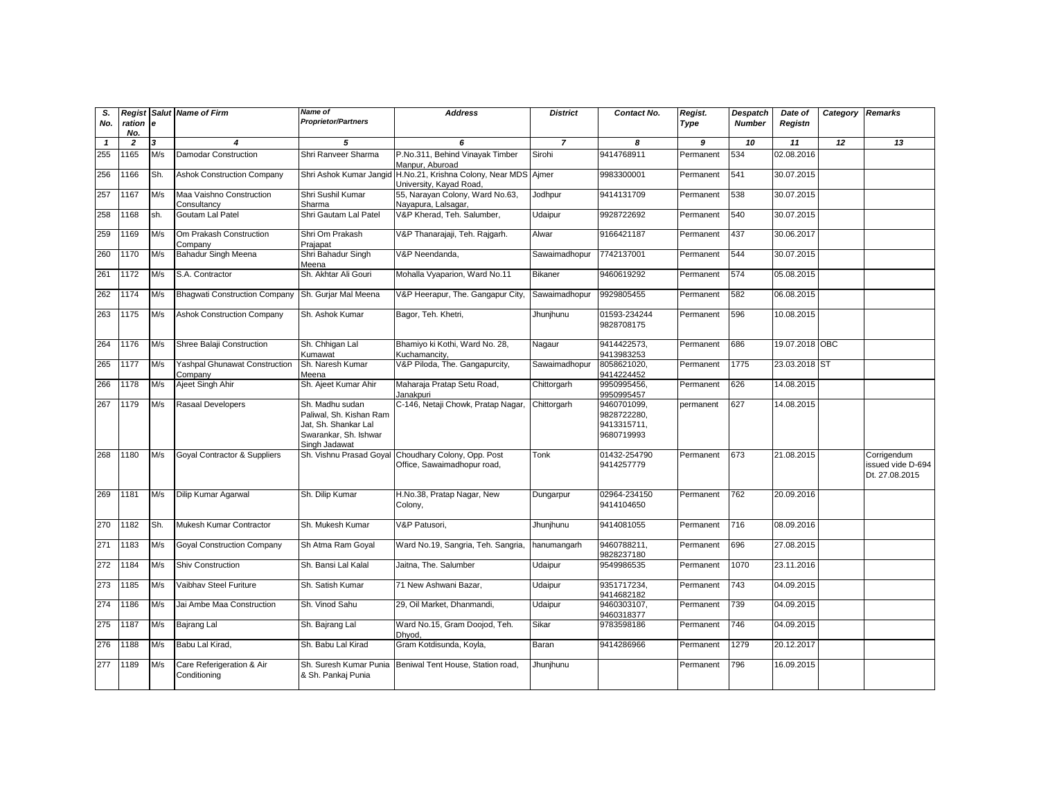| S. No. | Regist ration No. | Salut e | Name of Firm | Name of Proprietor/Partners | Address | District | Contact No. | Regist. Type | Despatch Number | Date of Registn | Category | Remarks |
|---|---|---|---|---|---|---|---|---|---|---|---|---|
| 1 | 2 | 3 | 4 | 5 | 6 | 7 | 8 | 9 | 10 | 11 | 12 | 13 |
| 255 | 1165 | M/s | Damodar Construction | Shri Ranveer Sharma | P.No.311, Behind Vinayak Timber Manpur, Aburoad | Sirohi | 9414768911 | Permanent | 534 | 02.08.2016 | | |
| 256 | 1166 | Sh. | Ashok Construction Company | Shri Ashok Kumar Jangid | H.No.21, Krishna Colony, Near MDS University, Kayad Road, | Ajmer | 9983300001 | Permanent | 541 | 30.07.2015 | | |
| 257 | 1167 | M/s | Maa Vaishno Construction Consultancy | Shri Sushil Kumar Sharma | 55, Narayan Colony, Ward No.63, Nayapura, Lalsagar, | Jodhpur | 9414131709 | Permanent | 538 | 30.07.2015 | | |
| 258 | 1168 | sh. | Goutam Lal Patel | Shri Gautam Lal Patel | V&P Kherad, Teh. Salumber, | Udaipur | 9928722692 | Permanent | 540 | 30.07.2015 | | |
| 259 | 1169 | M/s | Om Prakash Construction Company | Shri Om Prakash Prajapat | V&P Thanarajaji, Teh. Rajgarh. | Alwar | 9166421187 | Permanent | 437 | 30.06.2017 | | |
| 260 | 1170 | M/s | Bahadur Singh Meena | Shri Bahadur Singh Meena | V&P Neendanda, | Sawaimadhopur | 7742137001 | Permanent | 544 | 30.07.2015 | | |
| 261 | 1172 | M/s | S.A. Contractor | Sh. Akhtar Ali Gouri | Mohalla Vyaparion, Ward No.11 | Bikaner | 9460619292 | Permanent | 574 | 05.08.2015 | | |
| 262 | 1174 | M/s | Bhagwati Construction Company | Sh. Gurjar Mal Meena | V&P Heerapur, The. Gangapur City, | Sawaimadhopur | 9929805455 | Permanent | 582 | 06.08.2015 | | |
| 263 | 1175 | M/s | Ashok Construction Company | Sh. Ashok Kumar | Bagor, Teh. Khetri, | Jhunjhunu | 01593-234244 9828708175 | Permanent | 596 | 10.08.2015 | | |
| 264 | 1176 | M/s | Shree Balaji Construction | Sh. Chhigan Lal Kumawat | Bhamiyo ki Kothi, Ward No. 28, Kuchamancity, | Nagaur | 9414422573, 9413983253 | Permanent | 686 | 19.07.2018 | OBC | |
| 265 | 1177 | M/s | Yashpal Ghunawat Construction Company | Sh. Naresh Kumar Meena | V&P Piloda, The. Gangapurcity, | Sawaimadhopur | 8058621020, 9414224452 | Permanent | 1775 | 23.03.2018 | ST | |
| 266 | 1178 | M/s | Ajeet Singh Ahir | Sh. Ajeet Kumar Ahir | Maharaja Pratap Setu Road, Janakpuri | Chittorgarh | 9950995456, 9950995457 | Permanent | 626 | 14.08.2015 | | |
| 267 | 1179 | M/s | Rasaal Developers | Sh. Madhu sudan Paliwal, Sh. Kishan Ram Jat, Sh. Shankar Lal Swarankar, Sh. Ishwar Singh Jadawat | C-146, Netaji Chowk, Pratap Nagar, | Chittorgarh | 9460701099, 9828722280, 9413315711, 9680719993 | permanent | 627 | 14.08.2015 | | |
| 268 | 1180 | M/s | Goyal Contractor & Suppliers | Sh. Vishnu Prasad Goyal | Choudhary Colony, Opp. Post Office, Sawaimadhopur road, | Tonk | 01432-254790 9414257779 | Permanent | 673 | 21.08.2015 | | Corrigendum issued vide D-694 Dt. 27.08.2015 |
| 269 | 1181 | M/s | Dilip Kumar Agarwal | Sh. Dilip Kumar | H.No.38, Pratap Nagar, New Colony, | Dungarpur | 02964-234150 9414104650 | Permanent | 762 | 20.09.2016 | | |
| 270 | 1182 | Sh. | Mukesh Kumar Contractor | Sh. Mukesh Kumar | V&P Patusori, | Jhunjhunu | 9414081055 | Permanent | 716 | 08.09.2016 | | |
| 271 | 1183 | M/s | Goyal Construction Company | Sh Atma Ram Goyal | Ward No.19, Sangria, Teh. Sangria, | hanumangarh | 9460788211, 9828237180 | Permanent | 696 | 27.08.2015 | | |
| 272 | 1184 | M/s | Shiv Construction | Sh. Bansi Lal Kalal | Jaitna, The. Salumber | Udaipur | 9549986535 | Permanent | 1070 | 23.11.2016 | | |
| 273 | 1185 | M/s | Vaibhav Steel Furiture | Sh. Satish Kumar | 71 New Ashwani Bazar, | Udaipur | 9351717234, 9414682182 | Permanent | 743 | 04.09.2015 | | |
| 274 | 1186 | M/s | Jai Ambe Maa Construction | Sh. Vinod Sahu | 29, Oil Market, Dhanmandi, | Udaipur | 9460303107, 9460318377 | Permanent | 739 | 04.09.2015 | | |
| 275 | 1187 | M/s | Bajrang Lal | Sh. Bajrang Lal | Ward No.15, Gram Doojod, Teh. Dhyod, | Sikar | 9783598186 | Permanent | 746 | 04.09.2015 | | |
| 276 | 1188 | M/s | Babu Lal Kirad, | Sh. Babu Lal Kirad | Gram Kotdisunda, Koyla, | Baran | 9414286966 | Permanent | 1279 | 20.12.2017 | | |
| 277 | 1189 | M/s | Care Referigeration & Air Conditioning | Sh. Suresh Kumar Punia & Sh. Pankaj Punia | Beniwal Tent House, Station road, | Jhunjhunu | | Permanent | 796 | 16.09.2015 | | |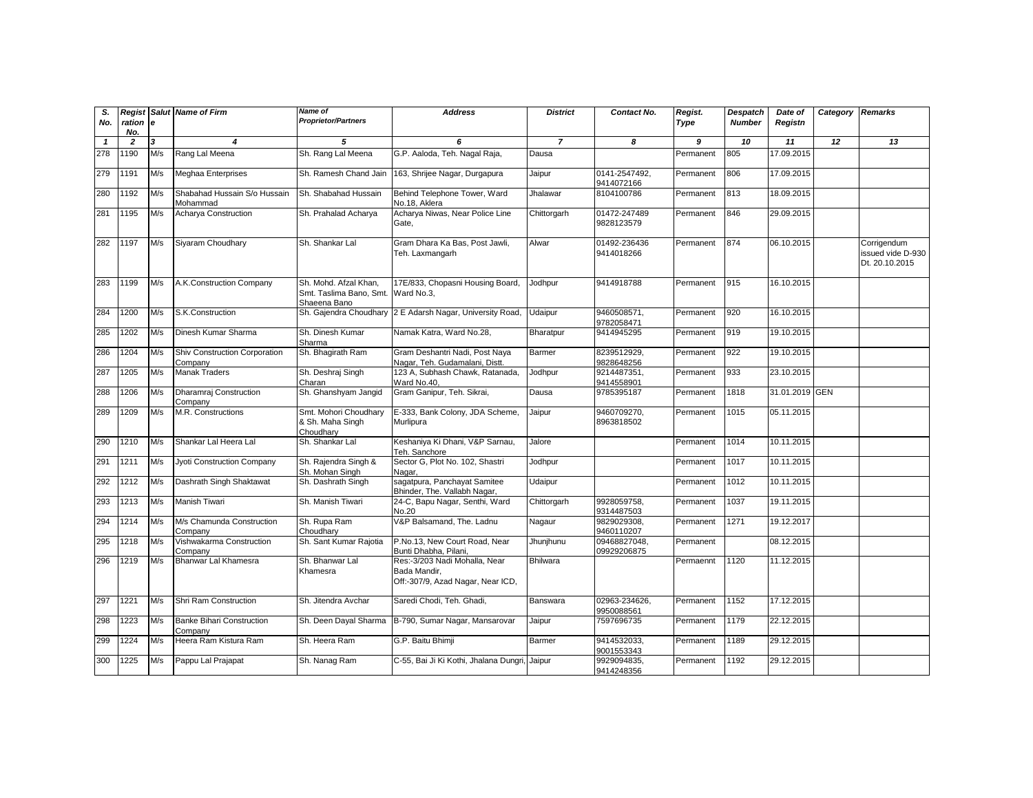| S. No. | Registration No. | Salute | Name of Firm | Name of Proprietor/Partners | Address | District | Contact No. | Regist. Type | Despatch Number | Date of Registn | Category | Remarks |
|---|---|---|---|---|---|---|---|---|---|---|---|---|
| 1 | 2 | 3 | 4 | 5 | 6 | 7 | 8 | 9 | 10 | 11 | 12 | 13 |
| 278 | 1190 | M/s | Rang Lal Meena | Sh. Rang Lal Meena | G.P. Aaloda, Teh. Nagal Raja, | Dausa | | Permanent | 805 | 17.09.2015 | | |
| 279 | 1191 | M/s | Meghaa Enterprises | Sh. Ramesh Chand Jain | 163, Shrijee Nagar, Durgapura | Jaipur | 0141-2547492, 9414072166 | Permanent | 806 | 17.09.2015 | | |
| 280 | 1192 | M/s | Shabahad Hussain S/o Hussain Mohammad | Sh. Shabahad Hussain | Behind Telephone Tower, Ward No.18, Aklera | Jhalawar | 8104100786 | Permanent | 813 | 18.09.2015 | | |
| 281 | 1195 | M/s | Acharya Construction | Sh. Prahalad Acharya | Acharya Niwas, Near Police Line Gate, | Chittorgarh | 01472-247489 9828123579 | Permanent | 846 | 29.09.2015 | | |
| 282 | 1197 | M/s | Siyaram Choudhary | Sh. Shankar Lal | Gram Dhara Ka Bas, Post Jawli, Teh. Laxmangarh | Alwar | 01492-236436 9414018266 | Permanent | 874 | 06.10.2015 | | Corrigendum issued vide D-930 Dt. 20.10.2015 |
| 283 | 1199 | M/s | A.K.Construction Company | Sh. Mohd. Afzal Khan, Smt. Taslima Bano, Smt. Shaeena Bano | 17E/833, Chopasni Housing Board, Ward No.3, | Jodhpur | 9414918788 | Permanent | 915 | 16.10.2015 | | |
| 284 | 1200 | M/s | S.K.Construction | Sh. Gajendra Choudhary | 2 E Adarsh Nagar, University Road, | Udaipur | 9460508571, 9782058471 | Permanent | 920 | 16.10.2015 | | |
| 285 | 1202 | M/s | Dinesh Kumar Sharma | Sh. Dinesh Kumar Sharma | Namak Katra, Ward No.28, | Bharatpur | 9414945295 | Permanent | 919 | 19.10.2015 | | |
| 286 | 1204 | M/s | Shiv Construction Corporation Company | Sh. Bhagirath Ram | Gram Deshantri Nadi, Post Naya Nagar, Teh. Gudamalani, Distt. | Barmer | 8239512929, 9828648256 | Permanent | 922 | 19.10.2015 | | |
| 287 | 1205 | M/s | Manak Traders | Sh. Deshraj Singh Charan | 123 A, Subhash Chawk, Ratanada, Ward No.40, | Jodhpur | 9214487351, 9414558901 | Permanent | 933 | 23.10.2015 | | |
| 288 | 1206 | M/s | Dharamraj Construction Company | Sh. Ghanshyam Jangid | Gram Ganipur, Teh. Sikrai, | Dausa | 9785395187 | Permanent | 1818 | 31.01.2019 | GEN | |
| 289 | 1209 | M/s | M.R. Constructions | Smt. Mohori Choudhary & Sh. Maha Singh Choudhary | E-333, Bank Colony, JDA Scheme, Murlipura | Jaipur | 9460709270, 8963818502 | Permanent | 1015 | 05.11.2015 | | |
| 290 | 1210 | M/s | Shankar Lal Heera Lal | Sh. Shankar Lal | Keshaniya Ki Dhani, V&P Sarnau, Teh. Sanchore | Jalore | | Permanent | 1014 | 10.11.2015 | | |
| 291 | 1211 | M/s | Jyoti Construction Company | Sh. Rajendra Singh & Sh. Mohan Singh | Sector G, Plot No. 102, Shastri Nagar, | Jodhpur | | Permanent | 1017 | 10.11.2015 | | |
| 292 | 1212 | M/s | Dashrath Singh Shaktawat | Sh. Dashrath Singh | sagatpura, Panchayat Samitee Bhinder, The. Vallabh Nagar, | Udaipur | | Permanent | 1012 | 10.11.2015 | | |
| 293 | 1213 | M/s | Manish Tiwari | Sh. Manish Tiwari | 24-C, Bapu Nagar, Senthi, Ward No.20 | Chittorgarh | 9928059758, 9314487503 | Permanent | 1037 | 19.11.2015 | | |
| 294 | 1214 | M/s | M/s Chamunda Construction Company | Sh. Rupa Ram Choudhary | V&P Balsamand, The. Ladnu | Nagaur | 9829029308, 9460110207 | Permanent | 1271 | 19.12.2017 | | |
| 295 | 1218 | M/s | Vishwakarma Construction Company | Sh. Sant Kumar Rajotia | P.No.13, New Court Road, Near Bunti Dhabha, Pilani, | Jhunjhunu | 09468827048, 09929206875 | Permanent | | 08.12.2015 | | |
| 296 | 1219 | M/s | Bhanwar Lal Khamesra | Sh. Bhanwar Lal Khamesra | Res:-3/203 Nadi Mohalla, Near Bada Mandir, Off:-307/9, Azad Nagar, Near ICD, | Bhilwara | | Permaennt | 1120 | 11.12.2015 | | |
| 297 | 1221 | M/s | Shri Ram Construction | Sh. Jitendra Avchar | Saredi Chodi, Teh. Ghadi, | Banswara | 02963-234626, 9950088561 | Permanent | 1152 | 17.12.2015 | | |
| 298 | 1223 | M/s | Banke Bihari Construction Company | Sh. Deen Dayal Sharma | B-790, Sumar Nagar, Mansarovar | Jaipur | 7597696735 | Permanent | 1179 | 22.12.2015 | | |
| 299 | 1224 | M/s | Heera Ram Kistura Ram | Sh. Heera Ram | G.P. Baitu Bhimji | Barmer | 9414532033, 9001553343 | Permanent | 1189 | 29.12.2015 | | |
| 300 | 1225 | M/s | Pappu Lal Prajapat | Sh. Nanag Ram | C-55, Bai Ji Ki Kothi, Jhalana Dungri, | Jaipur | 9929094835, 9414248356 | Permanent | 1192 | 29.12.2015 | | |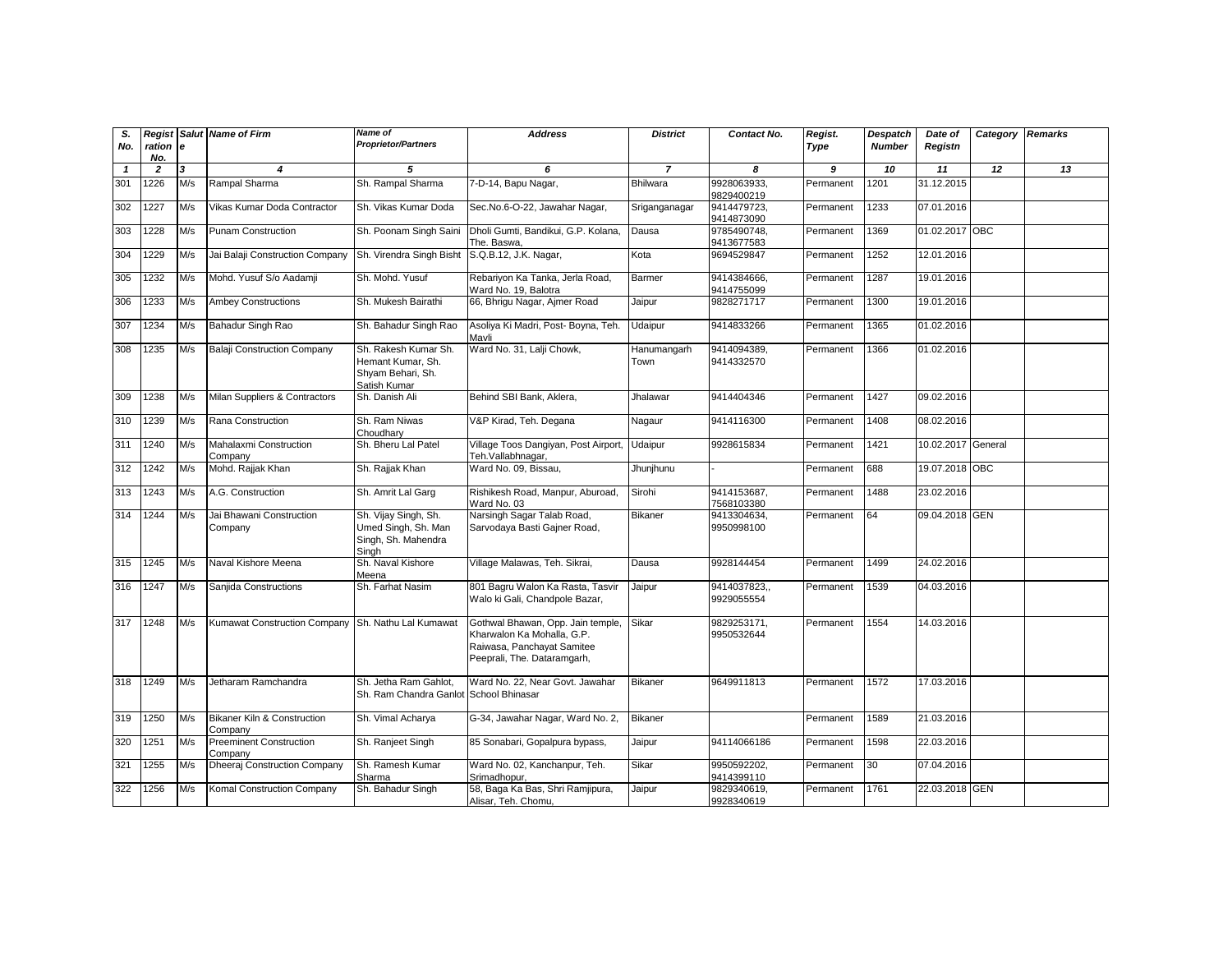| S. No. | Registration No. | Salute | Name of Firm | Name of Proprietor/Partners | Address | District | Contact No. | Regist. Type | Despatch Number | Date of Registn | Category | Remarks |
|---|---|---|---|---|---|---|---|---|---|---|---|---|
| 1 | 2 | 3 | 4 | 5 | 6 | 7 | 8 | 9 | 10 | 11 | 12 | 13 |
| 301 | 1226 | M/s | Rampal Sharma | Sh. Rampal Sharma | 7-D-14, Bapu Nagar, | Bhilwara | 9928063933, 9829400219 | Permanent | 1201 | 31.12.2015 | | |
| 302 | 1227 | M/s | Vikas Kumar Doda Contractor | Sh. Vikas Kumar Doda | Sec.No.6-O-22, Jawahar Nagar, | Sriganganagar | 9414479723, 9414873090 | Permanent | 1233 | 07.01.2016 | | |
| 303 | 1228 | M/s | Punam Construction | Sh. Poonam Singh Saini | Dholi Gumti, Bandikui, G.P. Kolana, The. Baswa, | Dausa | 9785490748, 9413677583 | Permanent | 1369 | 01.02.2017 | OBC | |
| 304 | 1229 | M/s | Jai Balaji Construction Company | Sh. Virendra Singh Bisht | S.Q.B.12, J.K. Nagar, | Kota | 9694529847 | Permanent | 1252 | 12.01.2016 | | |
| 305 | 1232 | M/s | Mohd. Yusuf S/o Aadamji | Sh. Mohd. Yusuf | Rebariyon Ka Tanka, Jerla Road, Ward No. 19, Balotra | Barmer | 9414384666, 9414755099 | Permanent | 1287 | 19.01.2016 | | |
| 306 | 1233 | M/s | Ambey Constructions | Sh. Mukesh Bairathi | 66, Bhrigu Nagar, Ajmer Road | Jaipur | 9828271717 | Permanent | 1300 | 19.01.2016 | | |
| 307 | 1234 | M/s | Bahadur Singh Rao | Sh. Bahadur Singh Rao | Asoliya Ki Madri, Post- Boyna, Teh. Mavli | Udaipur | 9414833266 | Permanent | 1365 | 01.02.2016 | | |
| 308 | 1235 | M/s | Balaji Construction Company | Sh. Rakesh Kumar Sh. Hemant Kumar, Sh. Shyam Behari, Sh. Satish Kumar | Ward No. 31, Lalji Chowk, | Hanumangarh Town | 9414094389, 9414332570 | Permanent | 1366 | 01.02.2016 | | |
| 309 | 1238 | M/s | Milan Suppliers & Contractors | Sh. Danish Ali | Behind SBI Bank, Aklera, | Jhalawar | 9414404346 | Permanent | 1427 | 09.02.2016 | | |
| 310 | 1239 | M/s | Rana Construction | Sh. Ram Niwas Choudhary | V&P Kirad, Teh. Degana | Nagaur | 9414116300 | Permanent | 1408 | 08.02.2016 | | |
| 311 | 1240 | M/s | Mahalaxmi Construction Company | Sh. Bheru Lal Patel | Village Toos Dangiyan, Post Airport, Teh.Vallabhnagar, | Udaipur | 9928615834 | Permanent | 1421 | 10.02.2017 | General | |
| 312 | 1242 | M/s | Mohd. Rajjak Khan | Sh. Rajjak Khan | Ward No. 09, Bissau, | Jhunjhunu | - | Permanent | 688 | 19.07.2018 | OBC | |
| 313 | 1243 | M/s | A.G. Construction | Sh. Amrit Lal Garg | Rishikesh Road, Manpur, Aburoad, Ward No. 03 | Sirohi | 9414153687, 7568103380 | Permanent | 1488 | 23.02.2016 | | |
| 314 | 1244 | M/s | Jai Bhawani Construction Company | Sh. Vijay Singh, Sh. Umed Singh, Sh. Man Singh, Sh. Mahendra Singh | Narsingh Sagar Talab Road, Sarvodaya Basti Gajner Road, | Bikaner | 9413304634, 9950998100 | Permanent | 64 | 09.04.2018 | GEN | |
| 315 | 1245 | M/s | Naval Kishore Meena | Sh. Naval Kishore Meena | Village Malawas, Teh. Sikrai, | Dausa | 9928144454 | Permanent | 1499 | 24.02.2016 | | |
| 316 | 1247 | M/s | Sanjida Constructions | Sh. Farhat Nasim | 801 Bagru Walon Ka Rasta, Tasvir Walo ki Gali, Chandpole Bazar, | Jaipur | 9414037823,, 9929055554 | Permanent | 1539 | 04.03.2016 | | |
| 317 | 1248 | M/s | Kumawat Construction Company | Sh. Nathu Lal Kumawat | Gothwal Bhawan, Opp. Jain temple, Kharwalon Ka Mohalla, G.P. Raiwasa, Panchayat Samitee Peeprali, The. Dataramgarh, | Sikar | 9829253171, 9950532644 | Permanent | 1554 | 14.03.2016 | | |
| 318 | 1249 | M/s | Jetharam Ramchandra | Sh. Jetha Ram Gahlot, Sh. Ram Chandra Ganlot | Ward No. 22, Near Govt. Jawahar School Bhinasar | Bikaner | 9649911813 | Permanent | 1572 | 17.03.2016 | | |
| 319 | 1250 | M/s | Bikaner Kiln & Construction Company | Sh. Vimal Acharya | G-34, Jawahar Nagar, Ward No. 2, | Bikaner | | Permanent | 1589 | 21.03.2016 | | |
| 320 | 1251 | M/s | Preeminent Construction Company | Sh. Ranjeet Singh | 85 Sonabari, Gopalpura bypass, | Jaipur | 94114066186 | Permanent | 1598 | 22.03.2016 | | |
| 321 | 1255 | M/s | Dheeraj Construction Company | Sh. Ramesh Kumar Sharma | Ward No. 02, Kanchanpur, Teh. Srimadhopur, | Sikar | 9950592202, 9414399110 | Permanent | 30 | 07.04.2016 | | |
| 322 | 1256 | M/s | Komal Construction Company | Sh. Bahadur Singh | 58, Baga Ka Bas, Shri Ramjipura, Alisar, Teh. Chomu, | Jaipur | 9829340619, 9928340619 | Permanent | 1761 | 22.03.2018 | GEN | |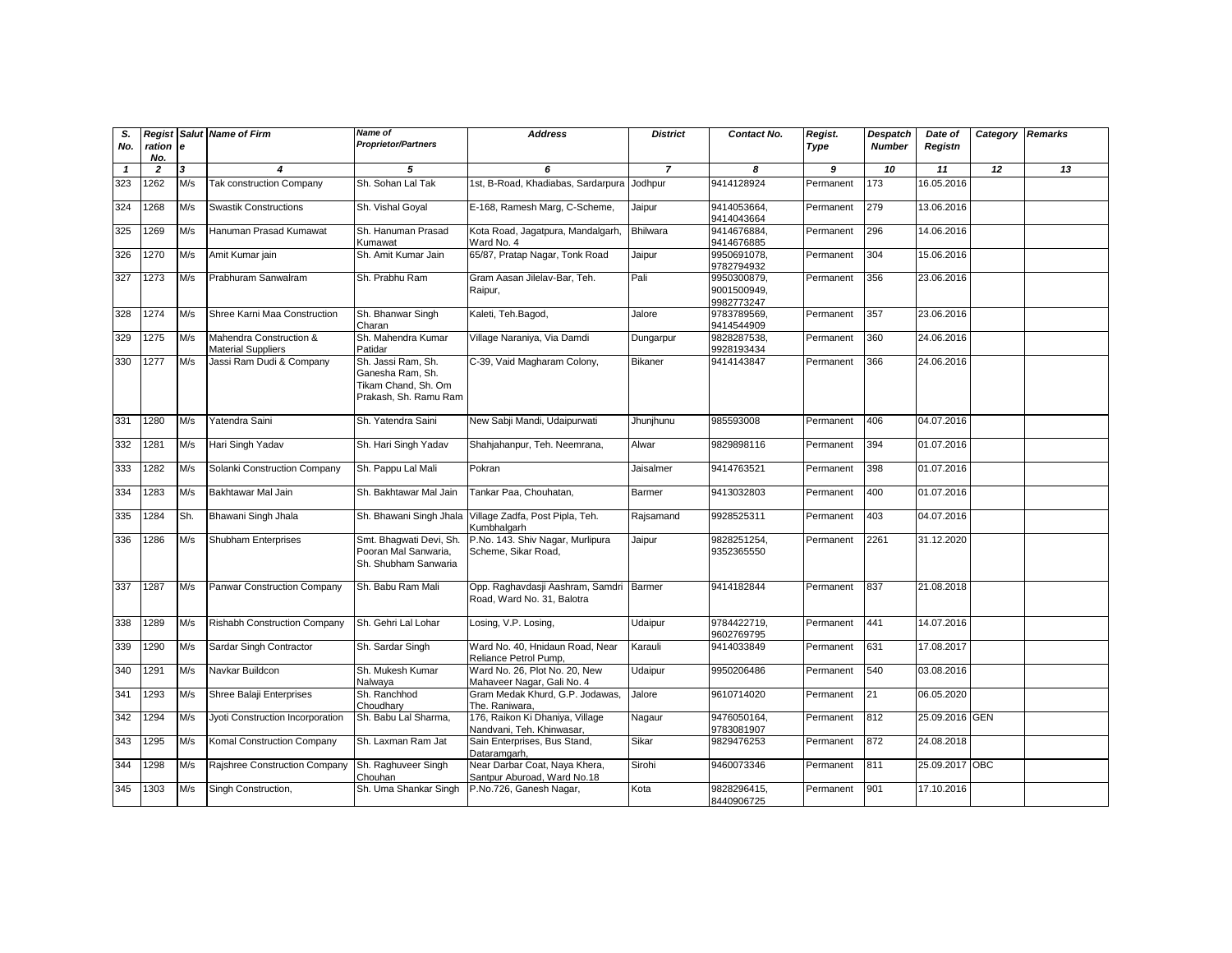| S. No. | Registration No. | Salute | Name of Firm | Name of Proprietor/Partners | Address | District | Contact No. | Regist. Type | Despatch Number | Date of Registn | Category | Remarks |
|---|---|---|---|---|---|---|---|---|---|---|---|---|
| 1 | 2 | 3 | 4 | 5 | 6 | 7 | 8 | 9 | 10 | 11 | 12 | 13 |
| 323 | 1262 | M/s | Tak construction Company | Sh. Sohan Lal Tak | 1st, B-Road, Khadiabas, Sardarpura | Jodhpur | 9414128924 | Permanent | 173 | 16.05.2016 | | |
| 324 | 1268 | M/s | Swastik Constructions | Sh. Vishal Goyal | E-168, Ramesh Marg, C-Scheme, | Jaipur | 9414053664, 9414043664 | Permanent | 279 | 13.06.2016 | | |
| 325 | 1269 | M/s | Hanuman Prasad Kumawat | Sh. Hanuman Prasad Kumawat | Kota Road, Jagatpura, Mandalgarh, Ward No. 4 | Bhilwara | 9414676884, 9414676885 | Permanent | 296 | 14.06.2016 | | |
| 326 | 1270 | M/s | Amit Kumar jain | Sh. Amit Kumar Jain | 65/87, Pratap Nagar, Tonk Road | Jaipur | 9950691078, 9782794932 | Permanent | 304 | 15.06.2016 | | |
| 327 | 1273 | M/s | Prabhuram Sanwalram | Sh. Prabhu Ram | Gram Aasan Jilelav-Bar, Teh. Raipur, | Pali | 9950300879, 9001500949, 9982773247 | Permanent | 356 | 23.06.2016 | | |
| 328 | 1274 | M/s | Shree Karni Maa Construction | Sh. Bhanwar Singh Charan | Kaleti, Teh.Bagod, | Jalore | 9783789569, 9414544909 | Permanent | 357 | 23.06.2016 | | |
| 329 | 1275 | M/s | Mahendra Construction & Material Suppliers | Sh. Mahendra Kumar Patidar | Village Naraniya, Via Damdi | Dungarpur | 9828287538, 9928193434 | Permanent | 360 | 24.06.2016 | | |
| 330 | 1277 | M/s | Jassi Ram Dudi & Company | Sh. Jassi Ram, Sh. Ganesha Ram, Sh. Tikam Chand, Sh. Om Prakash, Sh. Ramu Ram | C-39, Vaid Magharam Colony, | Bikaner | 9414143847 | Permanent | 366 | 24.06.2016 | | |
| 331 | 1280 | M/s | Yatendra Saini | Sh. Yatendra Saini | New Sabji Mandi, Udaipurwati | Jhunjhunu | 985593008 | Permanent | 406 | 04.07.2016 | | |
| 332 | 1281 | M/s | Hari Singh Yadav | Sh. Hari Singh Yadav | Shahjahanpur, Teh. Neemrana, | Alwar | 9829898116 | Permanent | 394 | 01.07.2016 | | |
| 333 | 1282 | M/s | Solanki Construction Company | Sh. Pappu Lal Mali | Pokran | Jaisalmer | 9414763521 | Permanent | 398 | 01.07.2016 | | |
| 334 | 1283 | M/s | Bakhtawar Mal Jain | Sh. Bakhtawar Mal Jain | Tankar Paa, Chouhatan, | Barmer | 9413032803 | Permanent | 400 | 01.07.2016 | | |
| 335 | 1284 | Sh. | Bhawani Singh Jhala | Sh. Bhawani Singh Jhala | Village Zadfa, Post Pipla, Teh. Kumbhalgarh | Rajsamand | 9928525311 | Permanent | 403 | 04.07.2016 | | |
| 336 | 1286 | M/s | Shubham Enterprises | Smt. Bhagwati Devi, Sh. Pooran Mal Sanwaria, Sh. Shubham Sanwaria | P.No. 143. Shiv Nagar, Murlipura Scheme, Sikar Road, | Jaipur | 9828251254, 9352365550 | Permanent | 2261 | 31.12.2020 | | |
| 337 | 1287 | M/s | Panwar Construction Company | Sh. Babu Ram Mali | Opp. Raghavdasji Aashram, Samdri Road, Ward No. 31, Balotra | Barmer | 9414182844 | Permanent | 837 | 21.08.2018 | | |
| 338 | 1289 | M/s | Rishabh Construction Company | Sh. Gehri Lal Lohar | Losing, V.P. Losing, | Udaipur | 9784422719, 9602769795 | Permanent | 441 | 14.07.2016 | | |
| 339 | 1290 | M/s | Sardar Singh Contractor | Sh. Sardar Singh | Ward No. 40, Hnidaun Road, Near Reliance Petrol Pump, | Karauli | 9414033849 | Permanent | 631 | 17.08.2017 | | |
| 340 | 1291 | M/s | Navkar Buildcon | Sh. Mukesh Kumar Nalwaya | Ward No. 26, Plot No. 20, New Mahaveer Nagar, Gali No. 4 | Udaipur | 9950206486 | Permanent | 540 | 03.08.2016 | | |
| 341 | 1293 | M/s | Shree Balaji Enterprises | Sh. Ranchhod Choudhary | Gram Medak Khurd, G.P. Jodawas, The. Raniwara, | Jalore | 9610714020 | Permanent | 21 | 06.05.2020 | | |
| 342 | 1294 | M/s | Jyoti Construction Incorporation | Sh. Babu Lal Sharma, | 176, Raikon Ki Dhaniya, Village Nandvani, Teh. Khinwasar, | Nagaur | 9476050164, 9783081907 | Permanent | 812 | 25.09.2016 | GEN | |
| 343 | 1295 | M/s | Komal Construction Company | Sh. Laxman Ram Jat | Sain Enterprises, Bus Stand, Dataramgarh, | Sikar | 9829476253 | Permanent | 872 | 24.08.2018 | | |
| 344 | 1298 | M/s | Rajshree Construction Company | Sh. Raghuveer Singh Chouhan | Near Darbar Coat, Naya Khera, Santpur Aburoad, Ward No.18 | Sirohi | 9460073346 | Permanent | 811 | 25.09.2017 | OBC | |
| 345 | 1303 | M/s | Singh Construction, | Sh. Uma Shankar Singh | P.No.726, Ganesh Nagar, | Kota | 9828296415, 8440906725 | Permanent | 901 | 17.10.2016 | | |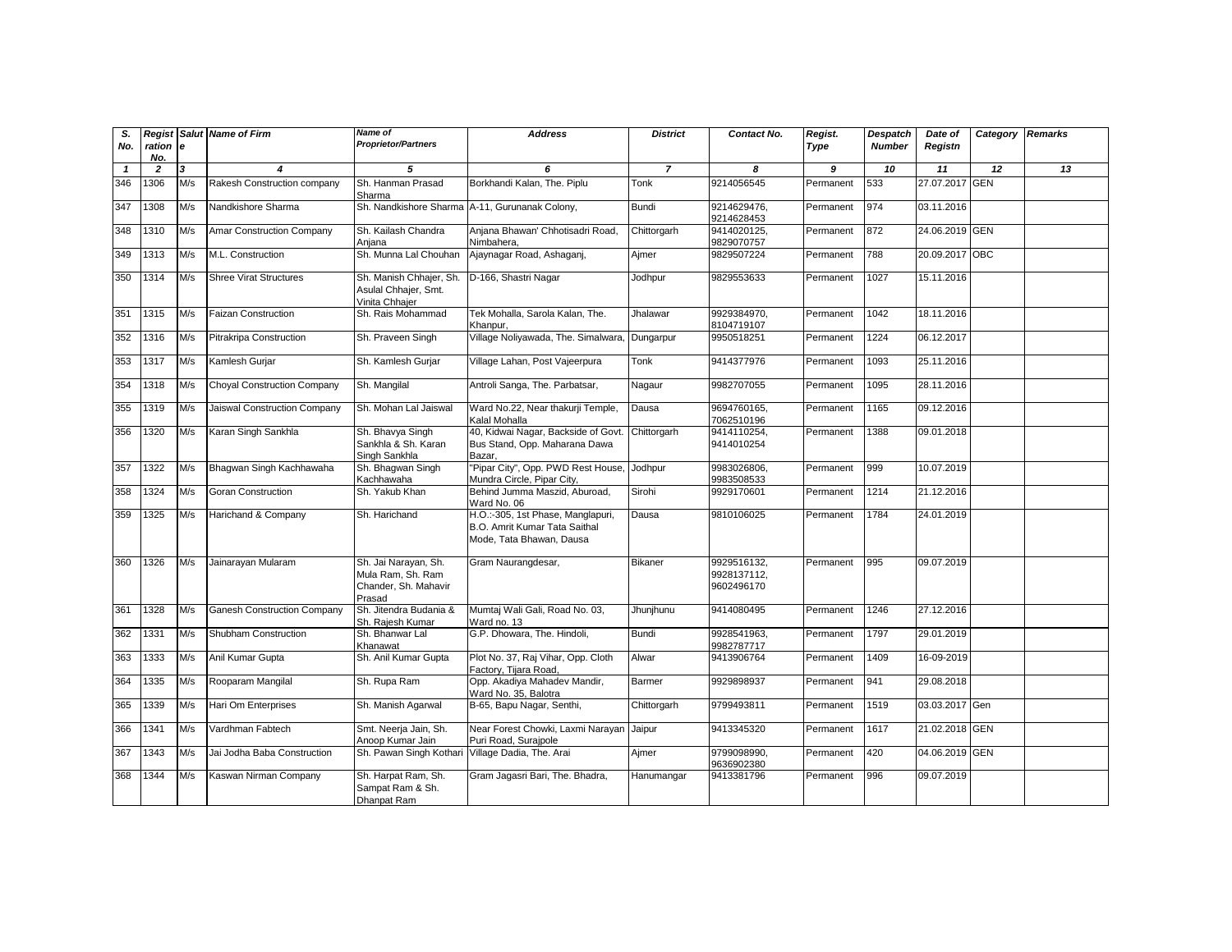| S. No. | Registration No. | Salute | Name of Firm | Name of Proprietor/Partners | Address | District | Contact No. | Regist. Type | Despatch Number | Date of Registn | Category | Remarks |
|---|---|---|---|---|---|---|---|---|---|---|---|---|
| 1 | 2 | 3 | 4 | 5 | 6 | 7 | 8 | 9 | 10 | 11 | 12 | 13 |
| 346 | 1306 | M/s | Rakesh Construction company | Sh. Hanman Prasad Sharma | Borkhandi Kalan, The. Piplu | Tonk | 9214056545 | Permanent | 533 | 27.07.2017 | GEN | |
| 347 | 1308 | M/s | Nandkishore Sharma | Sh. Nandkishore Sharma | A-11, Gurunanak Colony, | Bundi | 9214629476, 9214628453 | Permanent | 974 | 03.11.2016 | | |
| 348 | 1310 | M/s | Amar Construction Company | Sh. Kailash Chandra Anjana | Anjana Bhawan' Chhotisadri Road, Nimbahera, | Chittorgarh | 9414020125, 9829070757 | Permanent | 872 | 24.06.2019 | GEN | |
| 349 | 1313 | M/s | M.L. Construction | Sh. Munna Lal Chouhan | Ajaynagar Road, Ashaganj, | Ajmer | 9829507224 | Permanent | 788 | 20.09.2017 | OBC | |
| 350 | 1314 | M/s | Shree Virat Structures | Sh. Manish Chhajer, Sh. Asulal Chhajer, Smt. Vinita Chhajer | D-166, Shastri Nagar | Jodhpur | 9829553633 | Permanent | 1027 | 15.11.2016 | | |
| 351 | 1315 | M/s | Faizan Construction | Sh. Rais Mohammad | Tek Mohalla, Sarola Kalan, The. Khanpur, | Jhalawar | 9929384970, 8104719107 | Permanent | 1042 | 18.11.2016 | | |
| 352 | 1316 | M/s | Pitrakripa Construction | Sh. Praveen Singh | Village Noliyawada, The. Simalwara, | Dungarpur | 9950518251 | Permanent | 1224 | 06.12.2017 | | |
| 353 | 1317 | M/s | Kamlesh Gurjar | Sh. Kamlesh Gurjar | Village Lahan, Post Vajeerpura | Tonk | 9414377976 | Permanent | 1093 | 25.11.2016 | | |
| 354 | 1318 | M/s | Choyal Construction Company | Sh. Mangilal | Antroli Sanga, The. Parbatsar, | Nagaur | 9982707055 | Permanent | 1095 | 28.11.2016 | | |
| 355 | 1319 | M/s | Jaiswal Construction Company | Sh. Mohan Lal Jaiswal | Ward No.22, Near thakurji Temple, Kalal Mohalla | Dausa | 9694760165, 7062510196 | Permanent | 1165 | 09.12.2016 | | |
| 356 | 1320 | M/s | Karan Singh Sankhla | Sh. Bhavya Singh Sankhla & Sh. Karan Singh Sankhla | 40, Kidwai Nagar, Backside of Govt. Bus Stand, Opp. Maharana Dawa Bazar, | Chittorgarh | 9414110254, 9414010254 | Permanent | 1388 | 09.01.2018 | | |
| 357 | 1322 | M/s | Bhagwan Singh Kachhawaha | Sh. Bhagwan Singh Kachhawaha | "Pipar City", Opp. PWD Rest House, Mundra Circle, Pipar City, | Jodhpur | 9983026806, 9983508533 | Permanent | 999 | 10.07.2019 | | |
| 358 | 1324 | M/s | Goran Construction | Sh. Yakub Khan | Behind Jumma Maszid, Aburoad, Ward No. 06 | Sirohi | 9929170601 | Permanent | 1214 | 21.12.2016 | | |
| 359 | 1325 | M/s | Harichand & Company | Sh. Harichand | H.O.:-305, 1st Phase, Manglapuri, B.O. Amrit Kumar Tata Saithal Mode, Tata Bhawan, Dausa | Dausa | 9810106025 | Permanent | 1784 | 24.01.2019 | | |
| 360 | 1326 | M/s | Jainarayan Mularam | Sh. Jai Narayan, Sh. Mula Ram, Sh. Ram Chander, Sh. Mahavir Prasad | Gram Naurangdesar, | Bikaner | 9929516132, 9928137112, 9602496170 | Permanent | 995 | 09.07.2019 | | |
| 361 | 1328 | M/s | Ganesh Construction Company | Sh. Jitendra Budania & Sh. Rajesh Kumar | Mumtaj Wali Gali, Road No. 03, Ward no. 13 | Jhunjhunu | 9414080495 | Permanent | 1246 | 27.12.2016 | | |
| 362 | 1331 | M/s | Shubham Construction | Sh. Bhanwar Lal Khanawat | G.P. Dhowara, The. Hindoli, | Bundi | 9928541963, 9982787717 | Permanent | 1797 | 29.01.2019 | | |
| 363 | 1333 | M/s | Anil Kumar Gupta | Sh. Anil Kumar Gupta | Plot No. 37, Raj Vihar, Opp. Cloth Factory, Tijara Road, | Alwar | 9413906764 | Permanent | 1409 | 16-09-2019 | | |
| 364 | 1335 | M/s | Rooparam Mangilal | Sh. Rupa Ram | Opp. Akadiya Mahadev Mandir, Ward No. 35, Balotra | Barmer | 9929898937 | Permanent | 941 | 29.08.2018 | | |
| 365 | 1339 | M/s | Hari Om Enterprises | Sh. Manish Agarwal | B-65, Bapu Nagar, Senthi, | Chittorgarh | 9799493811 | Permanent | 1519 | 03.03.2017 | Gen | |
| 366 | 1341 | M/s | Vardhman Fabtech | Smt. Neerja Jain, Sh. Anoop Kumar Jain | Near Forest Chowki, Laxmi Narayan Puri Road, Surajpole | Jaipur | 9413345320 | Permanent | 1617 | 21.02.2018 | GEN | |
| 367 | 1343 | M/s | Jai Jodha Baba Construction | Sh. Pawan Singh Kothari | Village Dadia, The. Arai | Ajmer | 9799098990, 9636902380 | Permanent | 420 | 04.06.2019 | GEN | |
| 368 | 1344 | M/s | Kaswan Nirman Company | Sh. Harpat Ram, Sh. Sampat Ram & Sh. Dhanpat Ram | Gram Jagasri Bari, The. Bhadra, | Hanumangar | 9413381796 | Permanent | 996 | 09.07.2019 | | |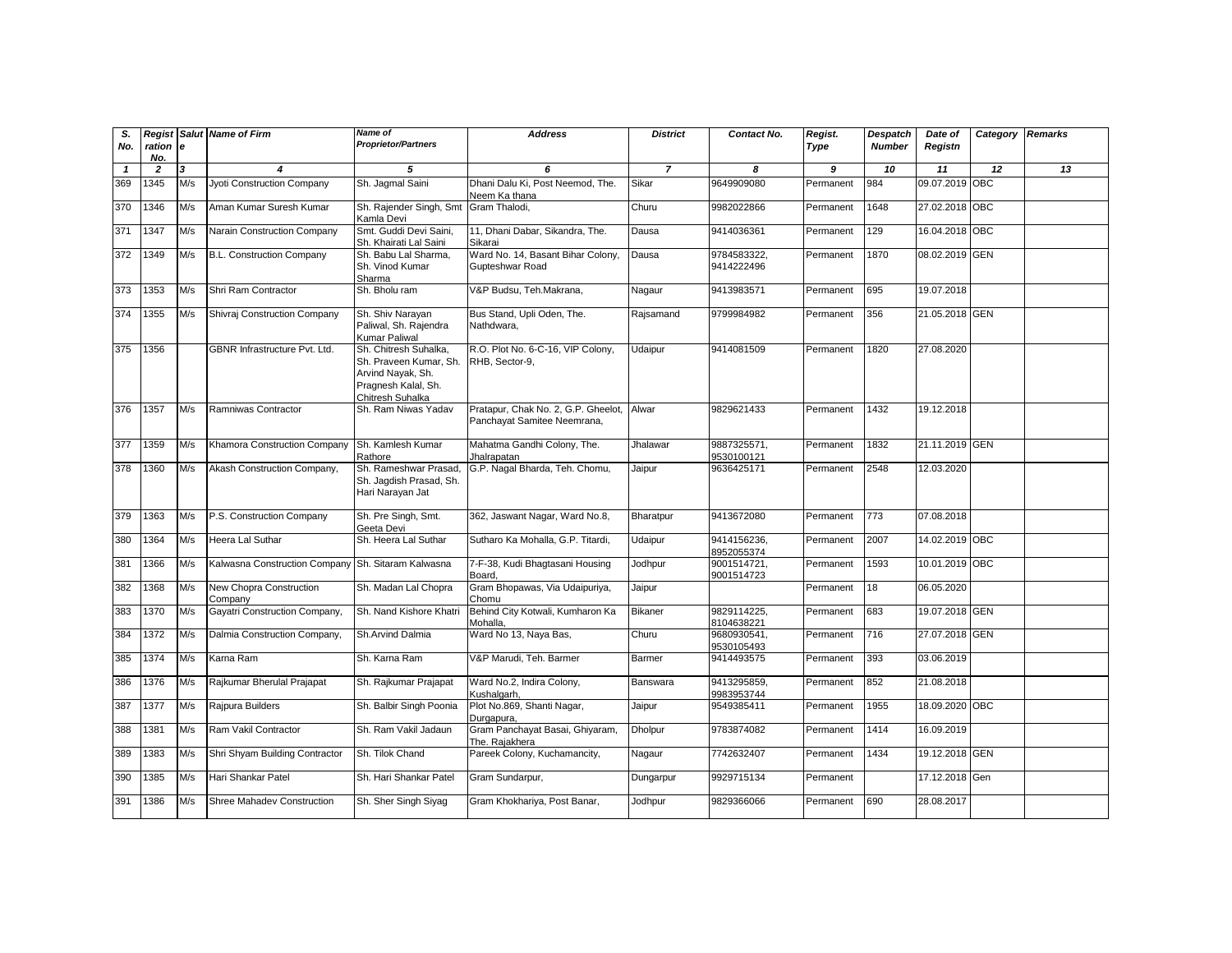| S. No. | Registration No. | Salute | Name of Firm | Name of Proprietor/Partners | Address | District | Contact No. | Regist. Type | Despatch Number | Date of Registn | Category | Remarks |
|---|---|---|---|---|---|---|---|---|---|---|---|---|
| 1 | 2 | 3 | 4 | 5 | 6 | 7 | 8 | 9 | 10 | 11 | 12 | 13 |
| 369 | 1345 | M/s | Jyoti Construction Company | Sh. Jagmal Saini | Dhani Dalu Ki, Post Neemod, The. Neem Ka thana | Sikar | 9649909080 | Permanent | 984 | 09.07.2019 | OBC | |
| 370 | 1346 | M/s | Aman Kumar Suresh Kumar | Sh. Rajender Singh, Smt Kamla Devi | Gram Thalodi, | Churu | 9982022866 | Permanent | 1648 | 27.02.2018 | OBC | |
| 371 | 1347 | M/s | Narain Construction Company | Smt. Guddi Devi Saini, Sh. Khairati Lal Saini | 11, Dhani Dabar, Sikandra, The. Sikarai | Dausa | 9414036361 | Permanent | 129 | 16.04.2018 | OBC | |
| 372 | 1349 | M/s | B.L. Construction Company | Sh. Babu Lal Sharma, Sh. Vinod Kumar Sharma | Ward No. 14, Basant Bihar Colony, Gupteshwar Road | Dausa | 9784583322, 9414222496 | Permanent | 1870 | 08.02.2019 | GEN | |
| 373 | 1353 | M/s | Shri Ram Contractor | Sh. Bholu ram | V&P Budsu, Teh.Makrana, | Nagaur | 9413983571 | Permanent | 695 | 19.07.2018 | | |
| 374 | 1355 | M/s | Shivraj Construction Company | Sh. Shiv Narayan Paliwal, Sh. Rajendra Kumar Paliwal | Bus Stand, Upli Oden, The. Nathdwara, | Rajsamand | 9799984982 | Permanent | 356 | 21.05.2018 | GEN | |
| 375 | 1356 | | GBNR Infrastructure Pvt. Ltd. | Sh. Chitresh Suhalka, Sh. Praveen Kumar, Sh. Arvind Nayak, Sh. Pragnesh Kalal, Sh. Chitresh Suhalka | R.O. Plot No. 6-C-16, VIP Colony, RHB, Sector-9, | Udaipur | 9414081509 | Permanent | 1820 | 27.08.2020 | | |
| 376 | 1357 | M/s | Ramniwas Contractor | Sh. Ram Niwas Yadav | Pratapur, Chak No. 2, G.P. Gheelot, Panchayat Samitee Neemrana, | Alwar | 9829621433 | Permanent | 1432 | 19.12.2018 | | |
| 377 | 1359 | M/s | Khamora Construction Company | Sh. Kamlesh Kumar Rathore | Mahatma Gandhi Colony, The. Jhalrapatan | Jhalawar | 9887325571, 9530100121 | Permanent | 1832 | 21.11.2019 | GEN | |
| 378 | 1360 | M/s | Akash Construction Company, | Sh. Rameshwar Prasad, Sh. Jagdish Prasad, Sh. Hari Narayan Jat | G.P. Nagal Bharda, Teh. Chomu, | Jaipur | 9636425171 | Permanent | 2548 | 12.03.2020 | | |
| 379 | 1363 | M/s | P.S. Construction Company | Sh. Pre Singh, Smt. Geeta Devi | 362, Jaswant Nagar, Ward No.8, | Bharatpur | 9413672080 | Permanent | 773 | 07.08.2018 | | |
| 380 | 1364 | M/s | Heera Lal Suthar | Sh. Heera Lal Suthar | Sutharo Ka Mohalla, G.P. Titardi, | Udaipur | 9414156236, 8952055374 | Permanent | 2007 | 14.02.2019 | OBC | |
| 381 | 1366 | M/s | Kalwasna Construction Company | Sh. Sitaram Kalwasna | 7-F-38, Kudi Bhagtasani Housing Board, | Jodhpur | 9001514721, 9001514723 | Permanent | 1593 | 10.01.2019 | OBC | |
| 382 | 1368 | M/s | New Chopra Construction Company | Sh. Madan Lal Chopra | Gram Bhopawas, Via Udaipuriya, Chomu | Jaipur | | Permanent | 18 | 06.05.2020 | | |
| 383 | 1370 | M/s | Gayatri Construction Company, | Sh. Nand Kishore Khatri | Behind City Kotwali, Kumharon Ka Mohalla, | Bikaner | 9829114225, 8104638221 | Permanent | 683 | 19.07.2018 | GEN | |
| 384 | 1372 | M/s | Dalmia Construction Company, | Sh.Arvind Dalmia | Ward No 13, Naya Bas, | Churu | 9680930541, 9530105493 | Permanent | 716 | 27.07.2018 | GEN | |
| 385 | 1374 | M/s | Karna Ram | Sh. Karna Ram | V&P Marudi, Teh. Barmer | Barmer | 9414493575 | Permanent | 393 | 03.06.2019 | | |
| 386 | 1376 | M/s | Rajkumar Bherulal Prajapat | Sh. Rajkumar Prajapat | Ward No.2, Indira Colony, Kushalgarh, | Banswara | 9413295859, 9983953744 | Permanent | 852 | 21.08.2018 | | |
| 387 | 1377 | M/s | Rajpura Builders | Sh. Balbir Singh Poonia | Plot No.869, Shanti Nagar, Durgapura, | Jaipur | 9549385411 | Permanent | 1955 | 18.09.2020 | OBC | |
| 388 | 1381 | M/s | Ram Vakil Contractor | Sh. Ram Vakil Jadaun | Gram Panchayat Basai, Ghiyaram, The. Rajakhera | Dholpur | 9783874082 | Permanent | 1414 | 16.09.2019 | | |
| 389 | 1383 | M/s | Shri Shyam Building Contractor | Sh. Tilok Chand | Pareek Colony, Kuchamancity, | Nagaur | 7742632407 | Permanent | 1434 | 19.12.2018 | GEN | |
| 390 | 1385 | M/s | Hari Shankar Patel | Sh. Hari Shankar Patel | Gram Sundarpur, | Dungarpur | 9929715134 | Permanent | | 17.12.2018 | Gen | |
| 391 | 1386 | M/s | Shree Mahadev Construction | Sh. Sher Singh Siyag | Gram Khokhariya, Post Banar, | Jodhpur | 9829366066 | Permanent | 690 | 28.08.2017 | | |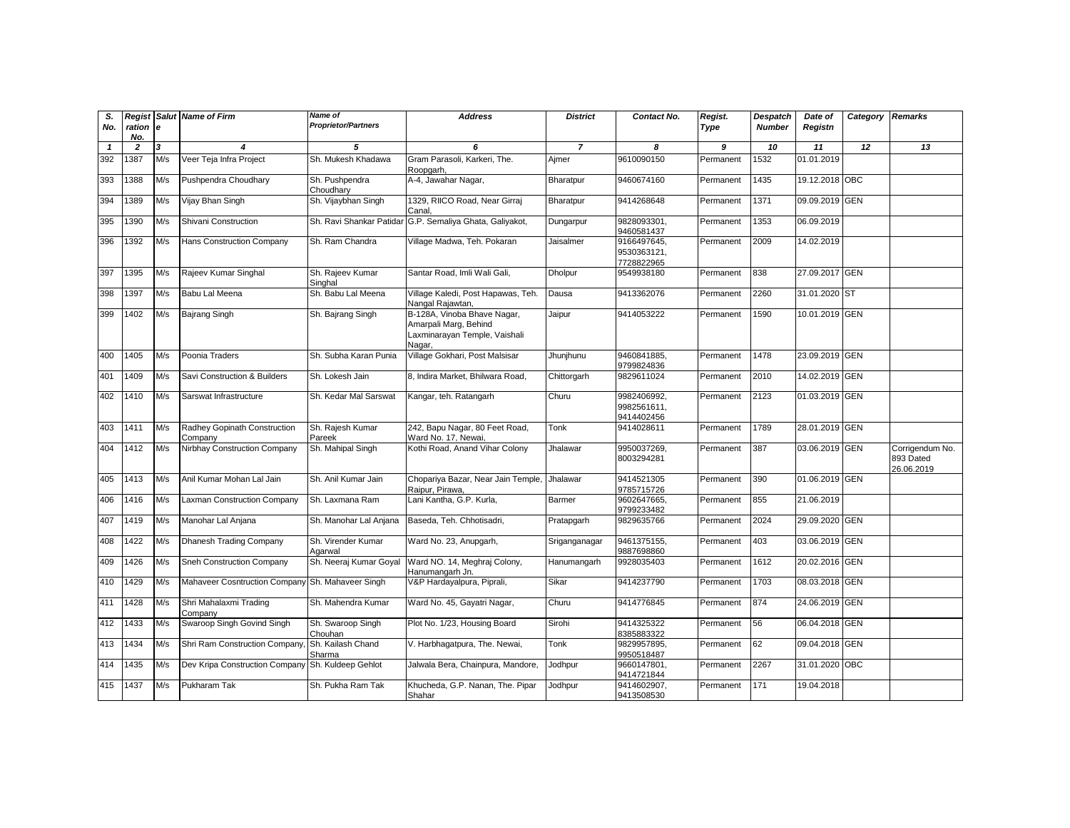| S. No. | Registration No. | Salute | Name of Firm | Name of Proprietor/Partners | Address | District | Contact No. | Regist. Type | Despatch Number | Date of Registn | Category | Remarks |
|---|---|---|---|---|---|---|---|---|---|---|---|---|
| 1 | 2 | 3 | 4 | 5 | 6 | 7 | 8 | 9 | 10 | 11 | 12 | 13 |
| 392 | 1387 | M/s | Veer Teja Infra Project | Sh. Mukesh Khadawa | Gram Parasoli, Karkeri, The. Roopgarh, | Ajmer | 9610090150 | Permanent | 1532 | 01.01.2019 | | |
| 393 | 1388 | M/s | Pushpendra Choudhary | Sh. Pushpendra Choudhary | A-4, Jawahar Nagar, | Bharatpur | 9460674160 | Permanent | 1435 | 19.12.2018 | OBC | |
| 394 | 1389 | M/s | Vijay Bhan Singh | Sh. Vijaybhan Singh | 1329, RIICO Road, Near Girraj Canal, | Bharatpur | 9414268648 | Permanent | 1371 | 09.09.2019 | GEN | |
| 395 | 1390 | M/s | Shivani Construction | Sh. Ravi Shankar Patidar | G.P. Semaliya Ghata, Galiyakot, | Dungarpur | 9828093301, 9460581437 | Permanent | 1353 | 06.09.2019 | | |
| 396 | 1392 | M/s | Hans Construction Company | Sh. Ram Chandra | Village Madwa, Teh. Pokaran | Jaisalmer | 9166497645, 9530363121, 7728822965 | Permanent | 2009 | 14.02.2019 | | |
| 397 | 1395 | M/s | Rajeev Kumar Singhal | Sh. Rajeev Kumar Singhal | Santar Road, Imli Wali Gali, | Dholpur | 9549938180 | Permanent | 838 | 27.09.2017 | GEN | |
| 398 | 1397 | M/s | Babu Lal Meena | Sh. Babu Lal Meena | Village Kaledi, Post Hapawas, Teh. Nangal Rajawtan, | Dausa | 9413362076 | Permanent | 2260 | 31.01.2020 | ST | |
| 399 | 1402 | M/s | Bajrang Singh | Sh. Bajrang Singh | B-128A, Vinoba Bhave Nagar, Amarpali Marg, Behind Laxminarayan Temple, Vaishali Nagar, | Jaipur | 9414053222 | Permanent | 1590 | 10.01.2019 | GEN | |
| 400 | 1405 | M/s | Poonia Traders | Sh. Subha Karan Punia | Village Gokhari, Post Malsisar | Jhunjhunu | 9460841885, 9799824836 | Permanent | 1478 | 23.09.2019 | GEN | |
| 401 | 1409 | M/s | Savi Construction & Builders | Sh. Lokesh Jain | 8, Indira Market, Bhilwara Road, | Chittorgarh | 9829611024 | Permanent | 2010 | 14.02.2019 | GEN | |
| 402 | 1410 | M/s | Sarswat Infrastructure | Sh. Kedar Mal Sarswat | Kangar, teh. Ratangarh | Churu | 9982406992, 9982561611, 9414402456 | Permanent | 2123 | 01.03.2019 | GEN | |
| 403 | 1411 | M/s | Radhey Gopinath Construction Company | Sh. Rajesh Kumar Pareek | 242, Bapu Nagar, 80 Feet Road, Ward No. 17, Newai, | Tonk | 9414028611 | Permanent | 1789 | 28.01.2019 | GEN | |
| 404 | 1412 | M/s | Nirbhay Construction Company | Sh. Mahipal Singh | Kothi Road, Anand Vihar Colony | Jhalawar | 9950037269, 8003294281 | Permanent | 387 | 03.06.2019 | GEN | Corrigendum No. 893 Dated 26.06.2019 |
| 405 | 1413 | M/s | Anil Kumar Mohan Lal Jain | Sh. Anil Kumar Jain | Chopariya Bazar, Near Jain Temple, Raipur, Pirawa, | Jhalawar | 9414521305 9785715726 | Permanent | 390 | 01.06.2019 | GEN | |
| 406 | 1416 | M/s | Laxman Construction Company | Sh. Laxmana Ram | Lani Kantha, G.P. Kurla, | Barmer | 9602647665, 9799233482 | Permanent | 855 | 21.06.2019 | | |
| 407 | 1419 | M/s | Manohar Lal Anjana | Sh. Manohar Lal Anjana | Baseda, Teh. Chhotisadri, | Pratapgarh | 9829635766 | Permanent | 2024 | 29.09.2020 | GEN | |
| 408 | 1422 | M/s | Dhanesh Trading Company | Sh. Virender Kumar Agarwal | Ward No. 23, Anupgarh, | Sriganganagar | 9461375155, 9887698860 | Permanent | 403 | 03.06.2019 | GEN | |
| 409 | 1426 | M/s | Sneh Construction Company | Sh. Neeraj Kumar Goyal | Ward NO. 14, Meghraj Colony, Hanumangarh Jn. | Hanumangarh | 9928035403 | Permanent | 1612 | 20.02.2016 | GEN | |
| 410 | 1429 | M/s | Mahaveer Cosntruction Company | Sh. Mahaveer Singh | V&P Hardayalpura, Piprali, | Sikar | 9414237790 | Permanent | 1703 | 08.03.2018 | GEN | |
| 411 | 1428 | M/s | Shri Mahalaxmi Trading Company | Sh. Mahendra Kumar | Ward No. 45, Gayatri Nagar, | Churu | 9414776845 | Permanent | 874 | 24.06.2019 | GEN | |
| 412 | 1433 | M/s | Swaroop Singh Govind Singh | Sh. Swaroop Singh Chouhan | Plot No. 1/23, Housing Board | Sirohi | 9414325322 8385883322 | Permanent | 56 | 06.04.2018 | GEN | |
| 413 | 1434 | M/s | Shri Ram Construction Company, | Sh. Kailash Chand Sharma | V. Harbhagatpura, The. Newai, | Tonk | 9829957895, 9950518487 | Permanent | 62 | 09.04.2018 | GEN | |
| 414 | 1435 | M/s | Dev Kripa Construction Company | Sh. Kuldeep Gehlot | Jalwala Bera, Chainpura, Mandore, | Jodhpur | 9660147801, 9414721844 | Permanent | 2267 | 31.01.2020 | OBC | |
| 415 | 1437 | M/s | Pukharam Tak | Sh. Pukha Ram Tak | Khucheda, G.P. Nanan, The. Pipar Shahar | Jodhpur | 9414602907, 9413508530 | Permanent | 171 | 19.04.2018 | | |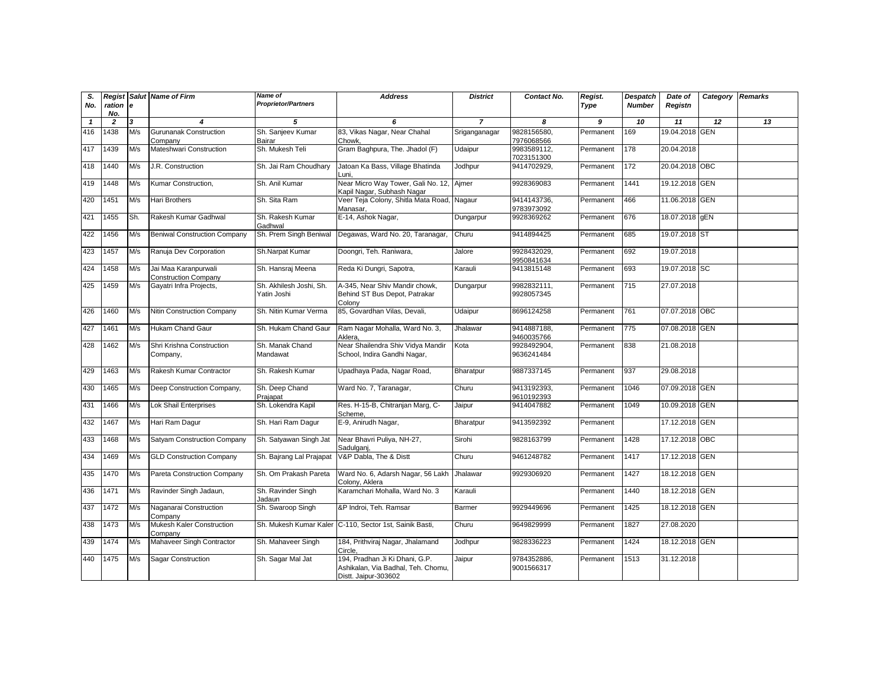| S. No. | Registration No. | Salute | Name of Firm | Name of Proprietor/Partners | Address | District | Contact No. | Regist. Type | Despatch Number | Date of Registn | Category | Remarks |
|---|---|---|---|---|---|---|---|---|---|---|---|---|
| 1 | 2 | 3 | 4 | 5 | 6 | 7 | 8 | 9 | 10 | 11 | 12 | 13 |
| 416 | 1438 | M/s | Gurunanak Construction Company | Sh. Sanjeev Kumar Bairar | 83, Vikas Nagar, Near Chahal Chowk, | Sriganganagar | 9828156580, 7976068566 | Permanent | 169 | 19.04.2018 | GEN | |
| 417 | 1439 | M/s | Mateshwari Construction | Sh. Mukesh Teli | Gram Baghpura, The. Jhadol (F) | Udaipur | 9983589112, 7023151300 | Permanent | 178 | 20.04.2018 | | |
| 418 | 1440 | M/s | J.R. Construction | Sh. Jai Ram Choudhary | Jatoan Ka Bass, Village Bhatinda Luni, | Jodhpur | 9414702929, | Permanent | 172 | 20.04.2018 | OBC | |
| 419 | 1448 | M/s | Kumar Construction, | Sh. Anil Kumar | Near Micro Way Tower, Gali No. 12, Kapil Nagar, Subhash Nagar | Ajmer | 9928369083 | Permanent | 1441 | 19.12.2018 | GEN | |
| 420 | 1451 | M/s | Hari Brothers | Sh. Sita Ram | Veer Teja Colony, Shitla Mata Road, Manasar, | Nagaur | 9414143736, 9783973092 | Permanent | 466 | 11.06.2018 | GEN | |
| 421 | 1455 | Sh. | Rakesh Kumar Gadhwal | Sh. Rakesh Kumar Gadhwal | E-14, Ashok Nagar, | Dungarpur | 9928369262 | Permanent | 676 | 18.07.2018 | gEN | |
| 422 | 1456 | M/s | Beniwal Construction Company | Sh. Prem Singh Beniwal | Degawas, Ward No. 20, Taranagar, | Churu | 9414894425 | Permanent | 685 | 19.07.2018 | ST | |
| 423 | 1457 | M/s | Ranuja Dev Corporation | Sh.Narpat Kumar | Doongri, Teh. Raniwara, | Jalore | 9928432029, 9950841634 | Permanent | 692 | 19.07.2018 | | |
| 424 | 1458 | M/s | Jai Maa Karanpurwali Construction Company | Sh. Hansraj Meena | Reda Ki Dungri, Sapotra, | Karauli | 9413815148 | Permanent | 693 | 19.07.2018 | SC | |
| 425 | 1459 | M/s | Gayatri Infra Projects, | Sh. Akhilesh Joshi, Sh. Yatin Joshi | A-345, Near Shiv Mandir chowk, Behind ST Bus Depot, Patrakar Colony | Dungarpur | 9982832111, 9928057345 | Permanent | 715 | 27.07.2018 | | |
| 426 | 1460 | M/s | Nitin Construction Company | Sh. Nitin Kumar Verma | 85, Govardhan Vilas, Devali, | Udaipur | 8696124258 | Permanent | 761 | 07.07.2018 | OBC | |
| 427 | 1461 | M/s | Hukam Chand Gaur | Sh. Hukam Chand Gaur | Ram Nagar Mohalla, Ward No. 3, Aklera, | Jhalawar | 9414887188, 9460035766 | Permanent | 775 | 07.08.2018 | GEN | |
| 428 | 1462 | M/s | Shri Krishna Construction Company, | Sh. Manak Chand Mandawat | Near Shailendra Shiv Vidya Mandir School, Indira Gandhi Nagar, | Kota | 9928492904, 9636241484 | Permanent | 838 | 21.08.2018 | | |
| 429 | 1463 | M/s | Rakesh Kumar Contractor | Sh. Rakesh Kumar | Upadhaya Pada, Nagar Road, | Bharatpur | 9887337145 | Permanent | 937 | 29.08.2018 | | |
| 430 | 1465 | M/s | Deep Construction Company, | Sh. Deep Chand Prajapat | Ward No. 7, Taranagar, | Churu | 9413192393, 9610192393 | Permanent | 1046 | 07.09.2018 | GEN | |
| 431 | 1466 | M/s | Lok Shail Enterprises | Sh. Lokendra Kapil | Res. H-15-B, Chitranjan Marg, C-Scheme, | Jaipur | 9414047882 | Permanent | 1049 | 10.09.2018 | GEN | |
| 432 | 1467 | M/s | Hari Ram Dagur | Sh. Hari Ram Dagur | E-9, Anirudh Nagar, | Bharatpur | 9413592392 | Permanent | | 17.12.2018 | GEN | |
| 433 | 1468 | M/s | Satyam Construction Company | Sh. Satyawan Singh Jat | Near Bhavri Puliya, NH-27, Sadulganj, | Sirohi | 9828163799 | Permanent | 1428 | 17.12.2018 | OBC | |
| 434 | 1469 | M/s | GLD Construction Company | Sh. Bajrang Lal Prajapat | V&P Dabla, The & Distt | Churu | 9461248782 | Permanent | 1417 | 17.12.2018 | GEN | |
| 435 | 1470 | M/s | Pareta Construction Company | Sh. Om Prakash Pareta | Ward No. 6, Adarsh Nagar, 56 Lakh Colony, Aklera | Jhalawar | 9929306920 | Permanent | 1427 | 18.12.2018 | GEN | |
| 436 | 1471 | M/s | Ravinder Singh Jadaun, | Sh. Ravinder Singh Jadaun | Karamchari Mohalla, Ward No. 3 | Karauli | | Permanent | 1440 | 18.12.2018 | GEN | |
| 437 | 1472 | M/s | Naganarai Construction Company | Sh. Swaroop Singh | &P Indroi, Teh. Ramsar | Barmer | 9929449696 | Permanent | 1425 | 18.12.2018 | GEN | |
| 438 | 1473 | M/s | Mukesh Kaler Construction Company | Sh. Mukesh Kumar Kaler | C-110, Sector 1st, Sainik Basti, | Churu | 9649829999 | Permanent | 1827 | 27.08.2020 | | |
| 439 | 1474 | M/s | Mahaveer Singh Contractor | Sh. Mahaveer Singh | 184, Prithviraj Nagar, Jhalamand Circle, | Jodhpur | 9828336223 | Permanent | 1424 | 18.12.2018 | GEN | |
| 440 | 1475 | M/s | Sagar Construction | Sh. Sagar Mal Jat | 194, Pradhan Ji Ki Dhani, G.P. Ashikalan, Via Badhal, Teh. Chomu, Distt. Jaipur-303602 | Jaipur | 9784352886, 9001566317 | Permanent | 1513 | 31.12.2018 | | |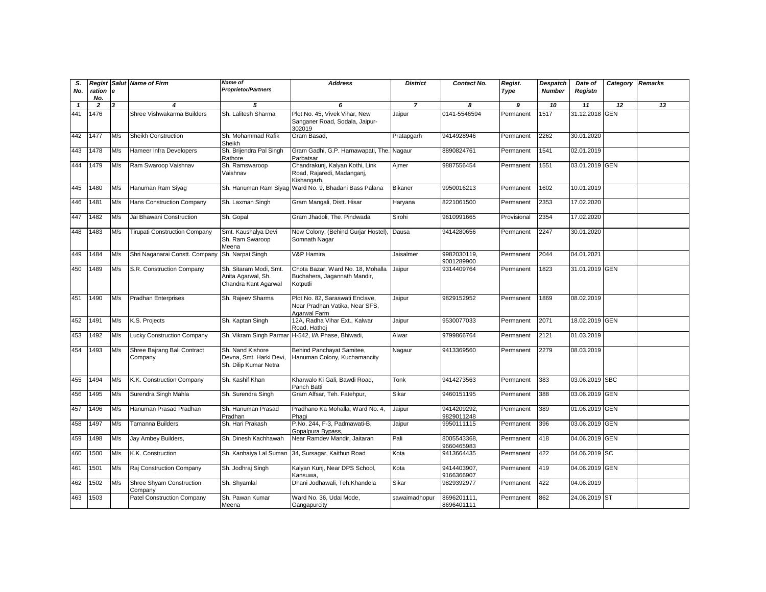| S. No. | Registration No. | Salute | Name of Firm | Name of Proprietor/Partners | Address | District | Contact No. | Regist. Type | Despatch Number | Date of Registn | Category | Remarks |
|---|---|---|---|---|---|---|---|---|---|---|---|---|
| 1 | 2 | 3 | 4 | 5 | 6 | 7 | 8 | 9 | 10 | 11 | 12 | 13 |
| 441 | 1476 | | Shree Vishwakarma Builders | Sh. Lalitesh Sharma | Plot No. 45, Vivek Vihar, New Sanganer Road, Sodala, Jaipur-302019 | Jaipur | 0141-5546594 | Permanent | 1517 | 31.12.2018 | GEN | |
| 442 | 1477 | M/s | Sheikh Construction | Sh. Mohammad Rafik Sheikh | Gram Basad, | Pratapgarh | 9414928946 | Permanent | 2262 | 30.01.2020 | | |
| 443 | 1478 | M/s | Hameer Infra Developers | Sh. Brijendra Pal Singh Rathore | Gram Gadhi, G.P. Harnawapati, The. Parbatsar | Nagaur | 8890824761 | Permanent | 1541 | 02.01.2019 | | |
| 444 | 1479 | M/s | Ram Swaroop Vaishnav | Sh. Ramswaroop Vaishnav | Chandrakunj, Kalyan Kothi, Link Road, Rajaredi, Madanganj, Kishangarh, | Ajmer | 9887556454 | Permanent | 1551 | 03.01.2019 | GEN | |
| 445 | 1480 | M/s | Hanuman Ram Siyag | Sh. Hanuman Ram Siyag | Ward No. 9, Bhadani Bass Palana | Bikaner | 9950016213 | Permanent | 1602 | 10.01.2019 | | |
| 446 | 1481 | M/s | Hans Construction Company | Sh. Laxman Singh | Gram Mangali, Distt. Hisar | Haryana | 8221061500 | Permanent | 2353 | 17.02.2020 | | |
| 447 | 1482 | M/s | Jai Bhawani Construction | Sh. Gopal | Gram Jhadoli, The. Pindwada | Sirohi | 9610991665 | Provisional | 2354 | 17.02.2020 | | |
| 448 | 1483 | M/s | Tirupati Construction Company | Smt. Kaushalya Devi Sh. Ram Swaroop Meena | New Colony, (Behind Gurjar Hostel), Somnath Nagar | Dausa | 9414280656 | Permanent | 2247 | 30.01.2020 | | |
| 449 | 1484 | M/s | Shri Naganarai Constt. Company | Sh. Narpat Singh | V&P Hamira | Jaisalmer | 9982030119, 9001289900 | Permanent | 2044 | 04.01.2021 | | |
| 450 | 1489 | M/s | S.R. Construction Company | Sh. Sitaram Modi, Smt. Anita Agarwal, Sh. Chandra Kant Agarwal | Chota Bazar, Ward No. 18, Mohalla Buchahera, Jagannath Mandir, Kotputli | Jaipur | 9314409764 | Permanent | 1823 | 31.01.2019 | GEN | |
| 451 | 1490 | M/s | Pradhan Enterprises | Sh. Rajeev Sharma | Plot No. 82, Saraswati Enclave, Near Pradhan Vatika, Near SFS, Agarwal Farm | Jaipur | 9829152952 | Permanent | 1869 | 08.02.2019 | | |
| 452 | 1491 | M/s | K.S. Projects | Sh. Kaptan Singh | 12A, Radha Vihar Ext., Kalwar Road, Hathoj | Jaipur | 9530077033 | Permanent | 2071 | 18.02.2019 | GEN | |
| 453 | 1492 | M/s | Lucky Construction Company | Sh. Vikram Singh Parmar | H-542, I/A Phase, Bhiwadi, | Alwar | 9799866764 | Permanent | 2121 | 01.03.2019 | | |
| 454 | 1493 | M/s | Shree Bajrang Bali Contract Company | Sh. Nand Kishore Devna, Smt. Harki Devi, Sh. Dilip Kumar Netra | Behind Panchayat Samitee, Hanuman Colony, Kuchamancity | Nagaur | 9413369560 | Permanent | 2279 | 08.03.2019 | | |
| 455 | 1494 | M/s | K.K. Construction Company | Sh. Kashif Khan | Kharwalo Ki Gali, Bawdi Road, Panch Batti | Tonk | 9414273563 | Permanent | 383 | 03.06.2019 | SBC | |
| 456 | 1495 | M/s | Surendra Singh Mahla | Sh. Surendra Singh | Gram Alfsar, Teh. Fatehpur, | Sikar | 9460151195 | Permanent | 388 | 03.06.2019 | GEN | |
| 457 | 1496 | M/s | Hanuman Prasad Pradhan | Sh. Hanuman Prasad Pradhan | Pradhano Ka Mohalla, Ward No. 4, Phagi | Jaipur | 9414209292, 9829011248 | Permanent | 389 | 01.06.2019 | GEN | |
| 458 | 1497 | M/s | Tamanna Builders | Sh. Hari Prakash | P.No. 244, F-3, Padmawati-B, Gopalpura Bypass, | Jaipur | 9950111115 | Permanent | 396 | 03.06.2019 | GEN | |
| 459 | 1498 | M/s | Jay Ambey Builders, | Sh. Dinesh Kachhawah | Near Ramdev Mandir, Jaitaran | Pali | 8005543368, 9660465983 | Permanent | 418 | 04.06.2019 | GEN | |
| 460 | 1500 | M/s | K.K. Construction | Sh. Kanhaiya Lal Suman | 34, Sursagar, Kaithun Road | Kota | 9413664435 | Permanent | 422 | 04.06.2019 | SC | |
| 461 | 1501 | M/s | Raj Construction Company | Sh. Jodhraj Singh | Kalyan Kunj, Near DPS School, Kansuwa, | Kota | 9414403907, 9166366907 | Permanent | 419 | 04.06.2019 | GEN | |
| 462 | 1502 | M/s | Shree Shyam Construction Company | Sh. Shyamlal | Dhani Jodhawali, Teh.Khandela | Sikar | 9829392977 | Permanent | 422 | 04.06.2019 | | |
| 463 | 1503 | | Patel Construction Company | Sh. Pawan Kumar Meena | Ward No. 36, Udai Mode, Gangapurcity | sawaimadhopur | 8696201111, 8696401111 | Permanent | 862 | 24.06.2019 | ST | |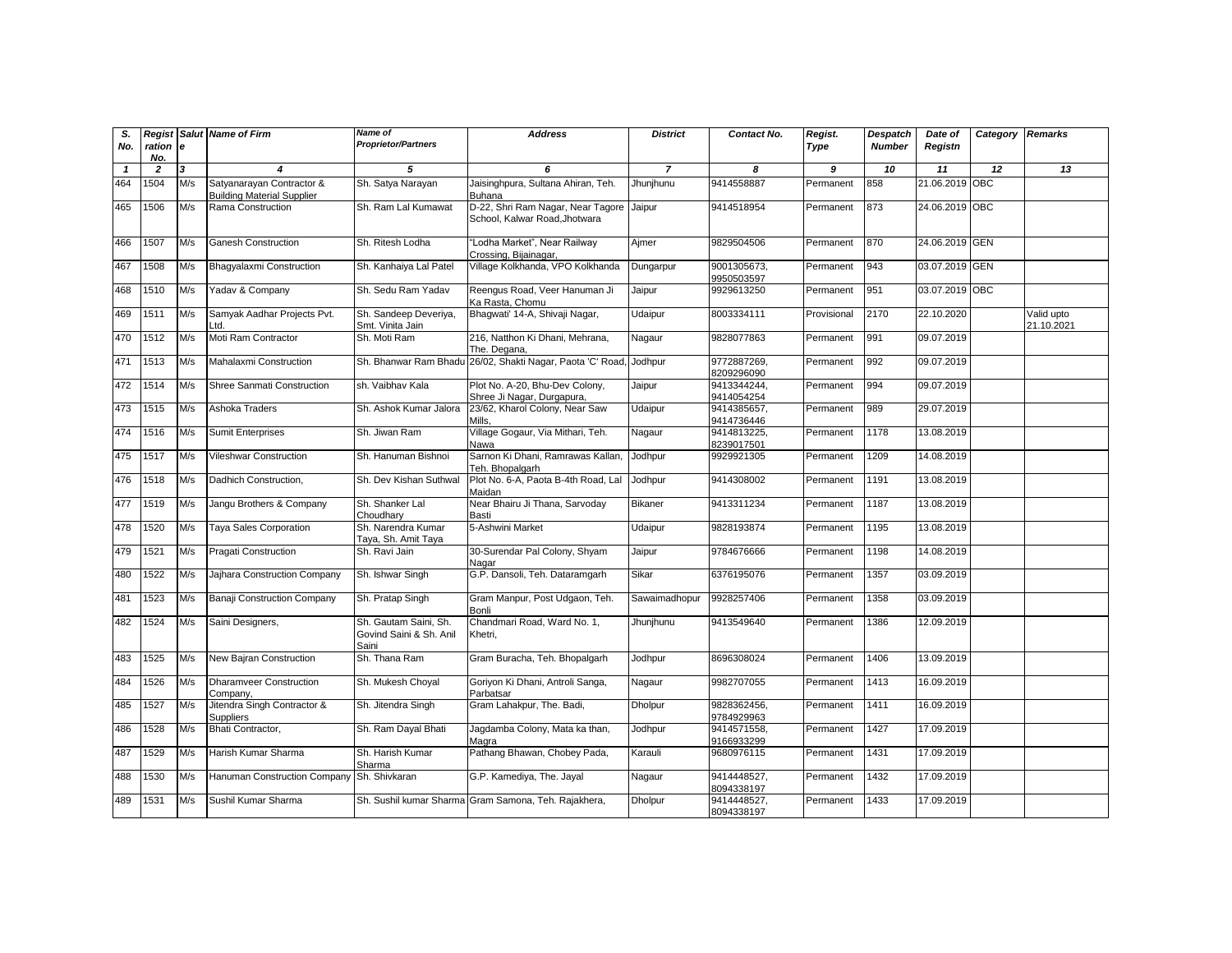| S. No. | Registration No. | Salute | Name of Firm | Name of Proprietor/Partners | Address | District | Contact No. | Regist. Type | Despatch Number | Date of Registn | Category | Remarks |
|---|---|---|---|---|---|---|---|---|---|---|---|---|
| 1 | 2 | 3 | 4 | 5 | 6 | 7 | 8 | 9 | 10 | 11 | 12 | 13 |
| 464 | 1504 | M/s | Satyanarayan Contractor & Building Material Supplier | Sh. Satya Narayan | Jaisinghpura, Sultana Ahiran, Teh. Buhana | Jhunjhunu | 9414558887 | Permanent | 858 | 21.06.2019 | OBC | |
| 465 | 1506 | M/s | Rama Construction | Sh. Ram Lal Kumawat | D-22, Shri Ram Nagar, Near Tagore School, Kalwar Road,Jhotwara | Jaipur | 9414518954 | Permanent | 873 | 24.06.2019 | OBC | |
| 466 | 1507 | M/s | Ganesh Construction | Sh. Ritesh Lodha | "Lodha Market", Near Railway Crossing, Bijainagar, | Ajmer | 9829504506 | Permanent | 870 | 24.06.2019 | GEN | |
| 467 | 1508 | M/s | Bhagyalaxmi Construction | Sh. Kanhaiya Lal Patel | Village Kolkhanda, VPO Kolkhanda | Dungarpur | 9001305673, 9950503597 | Permanent | 943 | 03.07.2019 | GEN | |
| 468 | 1510 | M/s | Yadav & Company | Sh. Sedu Ram Yadav | Reengus Road, Veer Hanuman Ji Ka Rasta, Chomu | Jaipur | 9929613250 | Permanent | 951 | 03.07.2019 | OBC | |
| 469 | 1511 | M/s | Samyak Aadhar Projects Pvt. Ltd. | Sh. Sandeep Deveriya, Smt. Vinita Jain | Bhagwati' 14-A, Shivaji Nagar, | Udaipur | 8003334111 | Provisional | 2170 | 22.10.2020 | | Valid upto 21.10.2021 |
| 470 | 1512 | M/s | Moti Ram Contractor | Sh. Moti Ram | 216, Natthon Ki Dhani, Mehrana, The. Degana, | Nagaur | 9828077863 | Permanent | 991 | 09.07.2019 | | |
| 471 | 1513 | M/s | Mahalaxmi Construction | Sh. Bhanwar Ram Bhadu | 26/02, Shakti Nagar, Paota 'C' Road, | Jodhpur | 9772887269, 8209296090 | Permanent | 992 | 09.07.2019 | | |
| 472 | 1514 | M/s | Shree Sanmati Construction | sh. Vaibhav Kala | Plot No. A-20, Bhu-Dev Colony, Shree Ji Nagar, Durgapura, | Jaipur | 9413344244, 9414054254 | Permanent | 994 | 09.07.2019 | | |
| 473 | 1515 | M/s | Ashoka Traders | Sh. Ashok Kumar Jalora | 23/62, Kharol Colony, Near Saw Mills, | Udaipur | 9414385657, 9414736446 | Permanent | 989 | 29.07.2019 | | |
| 474 | 1516 | M/s | Sumit Enterprises | Sh. Jiwan Ram | Village Gogaur, Via Mithari, Teh. Nawa | Nagaur | 9414813225, 8239017501 | Permanent | 1178 | 13.08.2019 | | |
| 475 | 1517 | M/s | Vileshwar Construction | Sh. Hanuman Bishnoi | Sarnon Ki Dhani, Ramrawas Kallan, Teh. Bhopalgarh | Jodhpur | 9929921305 | Permanent | 1209 | 14.08.2019 | | |
| 476 | 1518 | M/s | Dadhich Construction, | Sh. Dev Kishan Suthwal | Plot No. 6-A, Paota B-4th Road, Lal Maidan | Jodhpur | 9414308002 | Permanent | 1191 | 13.08.2019 | | |
| 477 | 1519 | M/s | Jangu Brothers & Company | Sh. Shanker Lal Choudhary | Near Bhairu Ji Thana, Sarvoday Basti | Bikaner | 9413311234 | Permanent | 1187 | 13.08.2019 | | |
| 478 | 1520 | M/s | Taya Sales Corporation | Sh. Narendra Kumar Taya, Sh. Amit Taya | 5-Ashwini Market | Udaipur | 9828193874 | Permanent | 1195 | 13.08.2019 | | |
| 479 | 1521 | M/s | Pragati Construction | Sh. Ravi Jain | 30-Surendar Pal Colony, Shyam Nagar | Jaipur | 9784676666 | Permanent | 1198 | 14.08.2019 | | |
| 480 | 1522 | M/s | Jajhara Construction Company | Sh. Ishwar Singh | G.P. Dansoli, Teh. Dataramgarh | Sikar | 6376195076 | Permanent | 1357 | 03.09.2019 | | |
| 481 | 1523 | M/s | Banaji Construction Company | Sh. Pratap Singh | Gram Manpur, Post Udgaon, Teh. Bonli | Sawaimadhopur | 9928257406 | Permanent | 1358 | 03.09.2019 | | |
| 482 | 1524 | M/s | Saini Designers, | Sh. Gautam Saini, Sh. Govind Saini & Sh. Anil Saini | Chandmari Road, Ward No. 1, Khetri, | Jhunjhunu | 9413549640 | Permanent | 1386 | 12.09.2019 | | |
| 483 | 1525 | M/s | New Bajran Construction | Sh. Thana Ram | Gram Buracha, Teh. Bhopalgarh | Jodhpur | 8696308024 | Permanent | 1406 | 13.09.2019 | | |
| 484 | 1526 | M/s | Dharamveer Construction Company, | Sh. Mukesh Choyal | Goriyon Ki Dhani, Antroli Sanga, Parbatsar | Nagaur | 9982707055 | Permanent | 1413 | 16.09.2019 | | |
| 485 | 1527 | M/s | Jitendra Singh Contractor & Suppliers | Sh. Jitendra Singh | Gram Lahakpur, The. Badi, | Dholpur | 9828362456, 9784929963 | Permanent | 1411 | 16.09.2019 | | |
| 486 | 1528 | M/s | Bhati Contractor, | Sh. Ram Dayal Bhati | Jagdamba Colony, Mata ka than, Magra | Jodhpur | 9414571558, 9166933299 | Permanent | 1427 | 17.09.2019 | | |
| 487 | 1529 | M/s | Harish Kumar Sharma | Sh. Harish Kumar Sharma | Pathang Bhawan, Chobey Pada, | Karauli | 9680976115 | Permanent | 1431 | 17.09.2019 | | |
| 488 | 1530 | M/s | Hanuman Construction Company | Sh. Shivkaran | G.P. Kamediya, The. Jayal | Nagaur | 9414448527, 8094338197 | Permanent | 1432 | 17.09.2019 | | |
| 489 | 1531 | M/s | Sushil Kumar Sharma | Sh. Sushil kumar Sharma | Gram Samona, Teh. Rajakhera, | Dholpur | 9414448527, 8094338197 | Permanent | 1433 | 17.09.2019 | | |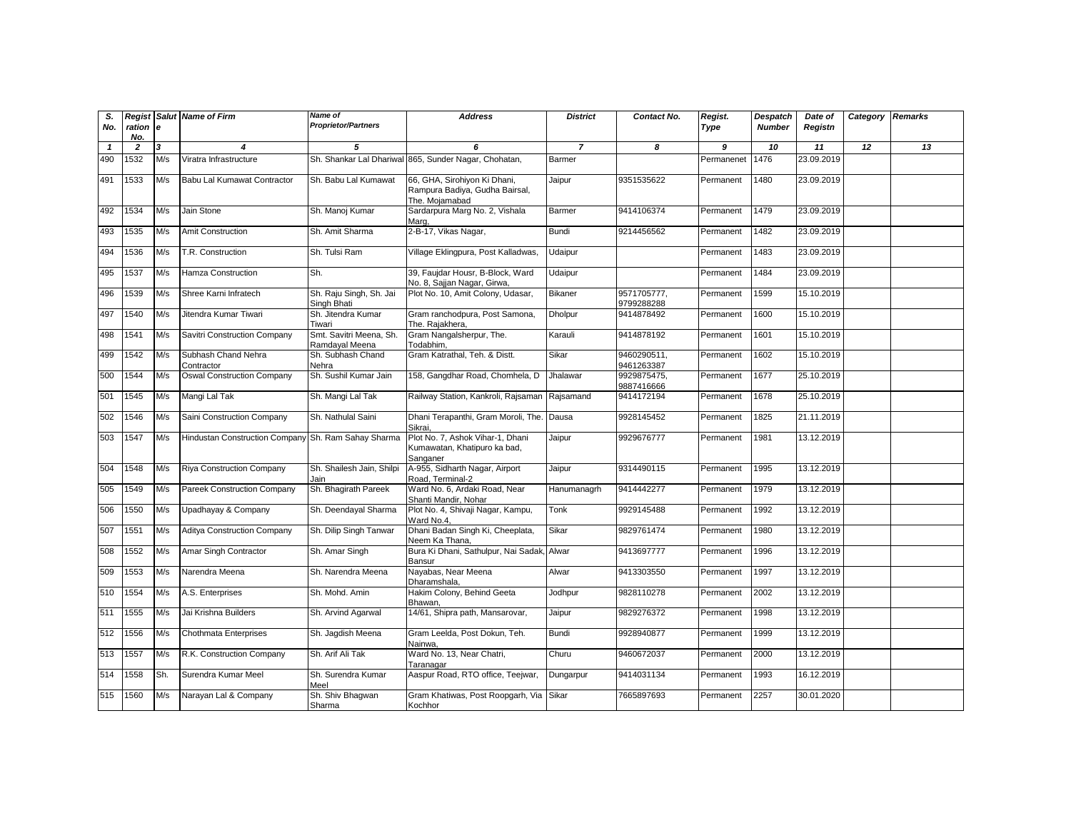| S. No. | Registration No. | Salute | Name of Firm | Name of Proprietor/Partners | Address | District | Contact No. | Regist. Type | Despatch Number | Date of Registn | Category | Remarks |
|---|---|---|---|---|---|---|---|---|---|---|---|---|
| 1 | 2 | 3 | 4 | 5 | 6 | 7 | 8 | 9 | 10 | 11 | 12 | 13 |
| 490 | 1532 | M/s | Viratra Infrastructure | Sh. Shankar Lal Dhariwal | 865, Sunder Nagar, Chohatan, | Barmer | | Permanenet | 1476 | 23.09.2019 | | |
| 491 | 1533 | M/s | Babu Lal Kumawat Contractor | Sh. Babu Lal Kumawat | 66, GHA, Sirohiyon Ki Dhani, Rampura Badiya, Gudha Bairsal, The. Mojamabad | Jaipur | 9351535622 | Permanent | 1480 | 23.09.2019 | | |
| 492 | 1534 | M/s | Jain Stone | Sh. Manoj Kumar | Sardarpura Marg No. 2, Vishala Marg, | Barmer | 9414106374 | Permanent | 1479 | 23.09.2019 | | |
| 493 | 1535 | M/s | Amit Construction | Sh. Amit Sharma | 2-B-17, Vikas Nagar, | Bundi | 9214456562 | Permanent | 1482 | 23.09.2019 | | |
| 494 | 1536 | M/s | T.R. Construction | Sh. Tulsi Ram | Village Eklingpura, Post Kalladwas, | Udaipur | | Permanent | 1483 | 23.09.2019 | | |
| 495 | 1537 | M/s | Hamza Construction | Sh. | 39, Faujdar Housr, B-Block, Ward No. 8, Sajjan Nagar, Girwa, | Udaipur | | Permanent | 1484 | 23.09.2019 | | |
| 496 | 1539 | M/s | Shree Karni Infratech | Sh. Raju Singh, Sh. Jai Singh Bhati | Plot No. 10, Amit Colony, Udasar, | Bikaner | 9571705777, 9799288288 | Permanent | 1599 | 15.10.2019 | | |
| 497 | 1540 | M/s | Jitendra Kumar Tiwari | Sh. Jitendra Kumar Tiwari | Gram ranchodpura, Post Samona, The. Rajakhera, | Dholpur | 9414878492 | Permanent | 1600 | 15.10.2019 | | |
| 498 | 1541 | M/s | Savitri Construction Company | Smt. Savitri Meena, Sh. Ramdayal Meena | Gram Nangalsherpur, The. Todabhim, | Karauli | 9414878192 | Permanent | 1601 | 15.10.2019 | | |
| 499 | 1542 | M/s | Subhash Chand Nehra Contractor | Sh. Subhash Chand Nehra | Gram Katrathal, Teh. & Distt. | Sikar | 9460290511, 9461263387 | Permanent | 1602 | 15.10.2019 | | |
| 500 | 1544 | M/s | Oswal Construction Company | Sh. Sushil Kumar Jain | 158, Gangdhar Road, Chomhela, D | Jhalawar | 9929875475, 9887416666 | Permanent | 1677 | 25.10.2019 | | |
| 501 | 1545 | M/s | Mangi Lal Tak | Sh. Mangi Lal Tak | Railway Station, Kankroli, Rajsaman | Rajsamand | 9414172194 | Permanent | 1678 | 25.10.2019 | | |
| 502 | 1546 | M/s | Saini Construction Company | Sh. Nathulal Saini | Dhani Terapanthi, Gram Moroli, The. Sikrai, | Dausa | 9928145452 | Permanent | 1825 | 21.11.2019 | | |
| 503 | 1547 | M/s | Hindustan Construction Company | Sh. Ram Sahay Sharma | Plot No. 7, Ashok Vihar-1, Dhani Kumawatan, Khatipuro ka bad, Sanganer | Jaipur | 9929676777 | Permanent | 1981 | 13.12.2019 | | |
| 504 | 1548 | M/s | Riya Construction Company | Sh. Shailesh Jain, Shilpi Jain | A-955, Sidharth Nagar, Airport Road, Terminal-2 | Jaipur | 9314490115 | Permanent | 1995 | 13.12.2019 | | |
| 505 | 1549 | M/s | Pareek Construction Company | Sh. Bhagirath Pareek | Ward No. 6, Ardaki Road, Near Shanti Mandir, Nohar | Hanumanagrh | 9414442277 | Permanent | 1979 | 13.12.2019 | | |
| 506 | 1550 | M/s | Upadhayay & Company | Sh. Deendayal Sharma | Plot No. 4, Shivaji Nagar, Kampu, Ward No.4, | Tonk | 9929145488 | Permanent | 1992 | 13.12.2019 | | |
| 507 | 1551 | M/s | Aditya Construction Company | Sh. Dilip Singh Tanwar | Dhani Badan Singh Ki, Cheeplata, Neem Ka Thana, | Sikar | 9829761474 | Permanent | 1980 | 13.12.2019 | | |
| 508 | 1552 | M/s | Amar Singh Contractor | Sh. Amar Singh | Bura Ki Dhani, Sathulpur, Nai Sadak, Bansur | Alwar | 9413697777 | Permanent | 1996 | 13.12.2019 | | |
| 509 | 1553 | M/s | Narendra Meena | Sh. Narendra Meena | Nayabas, Near Meena Dharamshala, | Alwar | 9413303550 | Permanent | 1997 | 13.12.2019 | | |
| 510 | 1554 | M/s | A.S. Enterprises | Sh. Mohd. Amin | Hakim Colony, Behind Geeta Bhawan, | Jodhpur | 9828110278 | Permanent | 2002 | 13.12.2019 | | |
| 511 | 1555 | M/s | Jai Krishna Builders | Sh. Arvind Agarwal | 14/61, Shipra path, Mansarovar, | Jaipur | 9829276372 | Permanent | 1998 | 13.12.2019 | | |
| 512 | 1556 | M/s | Chothmata Enterprises | Sh. Jagdish Meena | Gram Leelda, Post Dokun, Teh. Nainwa, | Bundi | 9928940877 | Permanent | 1999 | 13.12.2019 | | |
| 513 | 1557 | M/s | R.K. Construction Company | Sh. Arif Ali Tak | Ward No. 13, Near Chatri, Taranagar | Churu | 9460672037 | Permanent | 2000 | 13.12.2019 | | |
| 514 | 1558 | Sh. | Surendra Kumar Meel | Sh. Surendra Kumar Meel | Aaspur Road, RTO office, Teejwar, | Dungarpur | 9414031134 | Permanent | 1993 | 16.12.2019 | | |
| 515 | 1560 | M/s | Narayan Lal & Company | Sh. Shiv Bhagwan Sharma | Gram Khatiwas, Post Roopgarh, Via Kochhor | Sikar | 7665897693 | Permanent | 2257 | 30.01.2020 | | |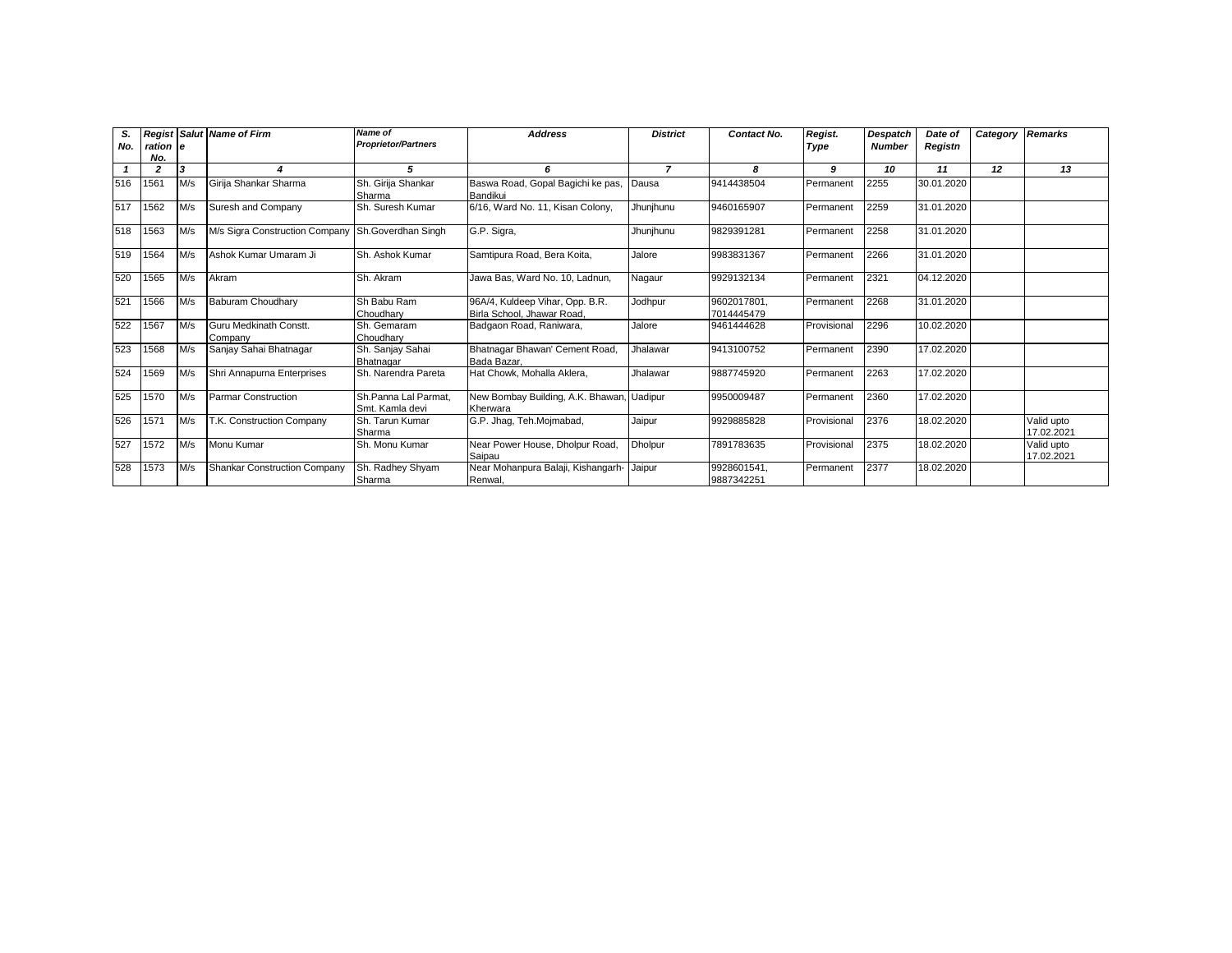| S. No. | Registration No. | Salute | Name of Firm | Name of Proprietor/Partners | Address | District | Contact No. | Regist. Type | Despatch Number | Date of Registn | Category | Remarks |
|---|---|---|---|---|---|---|---|---|---|---|---|---|
| 1 | 2 | 3 | 4 | 5 | 6 | 7 | 8 | 9 | 10 | 11 | 12 | 13 |
| 516 | 1561 | M/s | Girija Shankar Sharma | Sh. Girija Shankar Sharma | Baswa Road, Gopal Bagichi ke pas, Bandikui | Dausa | 9414438504 | Permanent | 2255 | 30.01.2020 | | |
| 517 | 1562 | M/s | Suresh and Company | Sh. Suresh Kumar | 6/16, Ward No. 11, Kisan Colony, | Jhunjhunu | 9460165907 | Permanent | 2259 | 31.01.2020 | | |
| 518 | 1563 | M/s | M/s Sigra Construction Company | Sh.Goverdhan Singh | G.P. Sigra, | Jhunjhunu | 9829391281 | Permanent | 2258 | 31.01.2020 | | |
| 519 | 1564 | M/s | Ashok Kumar Umaram Ji | Sh. Ashok Kumar | Samtipura Road, Bera Koita, | Jalore | 9983831367 | Permanent | 2266 | 31.01.2020 | | |
| 520 | 1565 | M/s | Akram | Sh. Akram | Jawa Bas, Ward No. 10, Ladnun, | Nagaur | 9929132134 | Permanent | 2321 | 04.12.2020 | | |
| 521 | 1566 | M/s | Baburam Choudhary | Sh Babu Ram Choudhary | 96A/4, Kuldeep Vihar, Opp. B.R. Birla School, Jhawar Road, | Jodhpur | 9602017801, 7014445479 | Permanent | 2268 | 31.01.2020 | | |
| 522 | 1567 | M/s | Guru Medkinath Constt. Company | Sh. Gemaram Choudhary | Badgaon Road, Raniwara, | Jalore | 9461444628 | Provisional | 2296 | 10.02.2020 | | |
| 523 | 1568 | M/s | Sanjay Sahai Bhatnagar | Sh. Sanjay Sahai Bhatnagar | Bhatnagar Bhawan' Cement Road, Bada Bazar, | Jhalawar | 9413100752 | Permanent | 2390 | 17.02.2020 | | |
| 524 | 1569 | M/s | Shri Annapurna Enterprises | Sh. Narendra Pareta | Hat Chowk, Mohalla Aklera, | Jhalawar | 9887745920 | Permanent | 2263 | 17.02.2020 | | |
| 525 | 1570 | M/s | Parmar Construction | Sh.Panna Lal Parmat, Smt. Kamla devi | New Bombay Building, A.K. Bhawan, Kherwara | Uadipur | 9950009487 | Permanent | 2360 | 17.02.2020 | | |
| 526 | 1571 | M/s | T.K. Construction Company | Sh. Tarun Kumar Sharma | G.P. Jhag, Teh.Mojmabad, | Jaipur | 9929885828 | Provisional | 2376 | 18.02.2020 | | Valid upto 17.02.2021 |
| 527 | 1572 | M/s | Monu Kumar | Sh. Monu Kumar | Near Power House, Dholpur Road, Saipau | Dholpur | 7891783635 | Provisional | 2375 | 18.02.2020 | | Valid upto 17.02.2021 |
| 528 | 1573 | M/s | Shankar Construction Company | Sh. Radhey Shyam Sharma | Near Mohanpura Balaji, Kishangarh-Renwal, | Jaipur | 9928601541, 9887342251 | Permanent | 2377 | 18.02.2020 | | |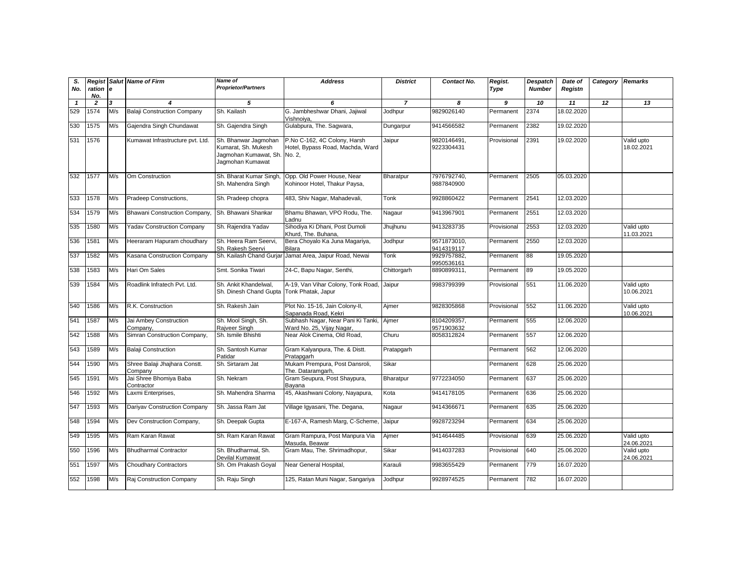| S. No. | Registration No. | Salute | Name of Firm | Name of Proprietor/Partners | Address | District | Contact No. | Regist. Type | Despatch Number | Date of Registn | Category | Remarks |
|---|---|---|---|---|---|---|---|---|---|---|---|---|
| 1 | 2 | 3 | 4 | 5 | 6 | 7 | 8 | 9 | 10 | 11 | 12 | 13 |
| 529 | 1574 | M/s | Balaji Construction Company | Sh. Kailash | G. Jambheshwar Dhani, Jajiwal Vishnoiya, | Jodhpur | 9829026140 | Permanent | 2374 | 18.02.2020 | | |
| 530 | 1575 | M/s | Gajendra Singh Chundawat | Sh. Gajendra Singh | Gulabpura, The. Sagwara, | Dungarpur | 9414566582 | Permanent | 2382 | 19.02.2020 | | |
| 531 | 1576 | | Kumawat Infrastructure pvt. Ltd. | Sh. Bhanwar Jagmohan Kumarat, Sh. Mukesh Jagmohan Kumawat, Sh. Jagmohan Kumawat | P.No C-162, 4C Colony, Harsh Hotel, Bypass Road, Machda, Ward No. 2, | Jaipur | 9820146491, 9223304431 | Provisional | 2391 | 19.02.2020 | | Valid upto 18.02.2021 |
| 532 | 1577 | M/s | Om Construction | Sh. Bharat Kumar Singh, Sh. Mahendra Singh | Opp. Old Power House, Near Kohinoor Hotel, Thakur Paysa, | Bharatpur | 7976792740, 9887840900 | Permanent | 2505 | 05.03.2020 | | |
| 533 | 1578 | M/s | Pradeep Constructions, | Sh. Pradeep chopra | 483, Shiv Nagar, Mahadevali, | Tonk | 9928860422 | Permanent | 2541 | 12.03.2020 | | |
| 534 | 1579 | M/s | Bhawani Construction Company, | Sh. Bhawani Shankar | Bhamu Bhawan, VPO Rodu, The. Ladnu | Nagaur | 9413967901 | Permanent | 2551 | 12.03.2020 | | |
| 535 | 1580 | M/s | Yadav Construction Company | Sh. Rajendra Yadav | Sihodiya Ki Dhani, Post Dumoli Khurd, The. Buhana, | Jhujhunu | 9413283735 | Provisional | 2553 | 12.03.2020 | | Valid upto 11.03.2021 |
| 536 | 1581 | M/s | Heeraram Hapuram choudhary | Sh. Heera Ram Seervi, Sh. Rakesh Seervi | Bera Choyalo Ka Juna Magariya, Bilara | Jodhpur | 9571873010, 9414319117 | Permanent | 2550 | 12.03.2020 | | |
| 537 | 1582 | M/s | Kasana Construction Company | Sh. Kailash Chand Gurjar | Jamat Area, Jaipur Road, Newai | Tonk | 9929757882, 9950536161 | Permanent | 88 | 19.05.2020 | | |
| 538 | 1583 | M/s | Hari Om Sales | Smt. Sonika Tiwari | 24-C, Bapu Nagar, Senthi, | Chittorgarh | 8890899311, | Permanent | 89 | 19.05.2020 | | |
| 539 | 1584 | M/s | Roadlink Infratech Pvt. Ltd. | Sh. Ankit Khandelwal, Sh. Dinesh Chand Gupta | A-19, Van Vihar Colony, Tonk Road, Tonk Phatak, Japur | Jaipur | 9983799399 | Provisional | 551 | 11.06.2020 | | Valid upto 10.06.2021 |
| 540 | 1586 | M/s | R.K. Construction | Sh. Rakesh Jain | Plot No. 15-16, Jain Colony-II, Sapanada Road, Kekri | Ajmer | 9828305868 | Provisional | 552 | 11.06.2020 | | Valid upto 10.06.2021 |
| 541 | 1587 | M/s | Jai Ambey Construction Company, | Sh. Mool Singh, Sh. Rajveer Singh | Subhash Nagar, Near Pani Ki Tanki, Ward No. 25, Vijay Nagar, | Ajmer | 8104209357, 9571903632 | Permanent | 555 | 12.06.2020 | | |
| 542 | 1588 | M/s | Simran Construction Company, | Sh. Ismile Bhishti | Near Alok Cinema, Old Road, | Churu | 8058312824 | Permanent | 557 | 12.06.2020 | | |
| 543 | 1589 | M/s | Balaji Construction | Sh. Santosh Kumar Patidar | Gram Kalyanpura, The. & Distt. Pratapgarh | Pratapgarh | | Permanent | 562 | 12.06.2020 | | |
| 544 | 1590 | M/s | Shree Balaji Jhajhara Constt. Company | Sh. Sirtaram Jat | Mukam Prempura, Post Dansroli, The. Dataramgarh, | Sikar | | Permanent | 628 | 25.06.2020 | | |
| 545 | 1591 | M/s | Jai Shree Bhomiya Baba Contractor | Sh. Nekram | Gram Seupura, Post Shaypura, Bayana | Bharatpur | 9772234050 | Permanent | 637 | 25.06.2020 | | |
| 546 | 1592 | M/s | Laxmi Enterprises, | Sh. Mahendra Sharma | 45, Akashwani Colony, Nayapura, | Kota | 9414178105 | Permanent | 636 | 25.06.2020 | | |
| 547 | 1593 | M/s | Dariyav Construction Company | Sh. Jassa Ram Jat | Village Igyasani, The. Degana, | Nagaur | 9414366671 | Permanent | 635 | 25.06.2020 | | |
| 548 | 1594 | M/s | Dev Construction Company, | Sh. Deepak Gupta | E-167-A, Ramesh Marg, C-Scheme, | Jaipur | 9928723294 | Permanent | 634 | 25.06.2020 | | |
| 549 | 1595 | M/s | Ram Karan Rawat | Sh. Ram Karan Rawat | Gram Rampura, Post Manpura Via Masuda, Beawar | Ajmer | 9414644485 | Provisional | 639 | 25.06.2020 | | Valid upto 24.06.2021 |
| 550 | 1596 | M/s | Bhudharmal Contractor | Sh. Bhudharmal, Sh. Devilal Kumawat | Gram Mau, The. Shrimadhopur, | Sikar | 9414037283 | Provisional | 640 | 25.06.2020 | | Valid upto 24.06.2021 |
| 551 | 1597 | M/s | Choudhary Contractors | Sh. Om Prakash Goyal | Near General Hospital, | Karauli | 9983655429 | Permanent | 779 | 16.07.2020 | | |
| 552 | 1598 | M/s | Raj Construction Company | Sh. Raju Singh | 125, Ratan Muni Nagar, Sangariya | Jodhpur | 9928974525 | Permanent | 782 | 16.07.2020 | | |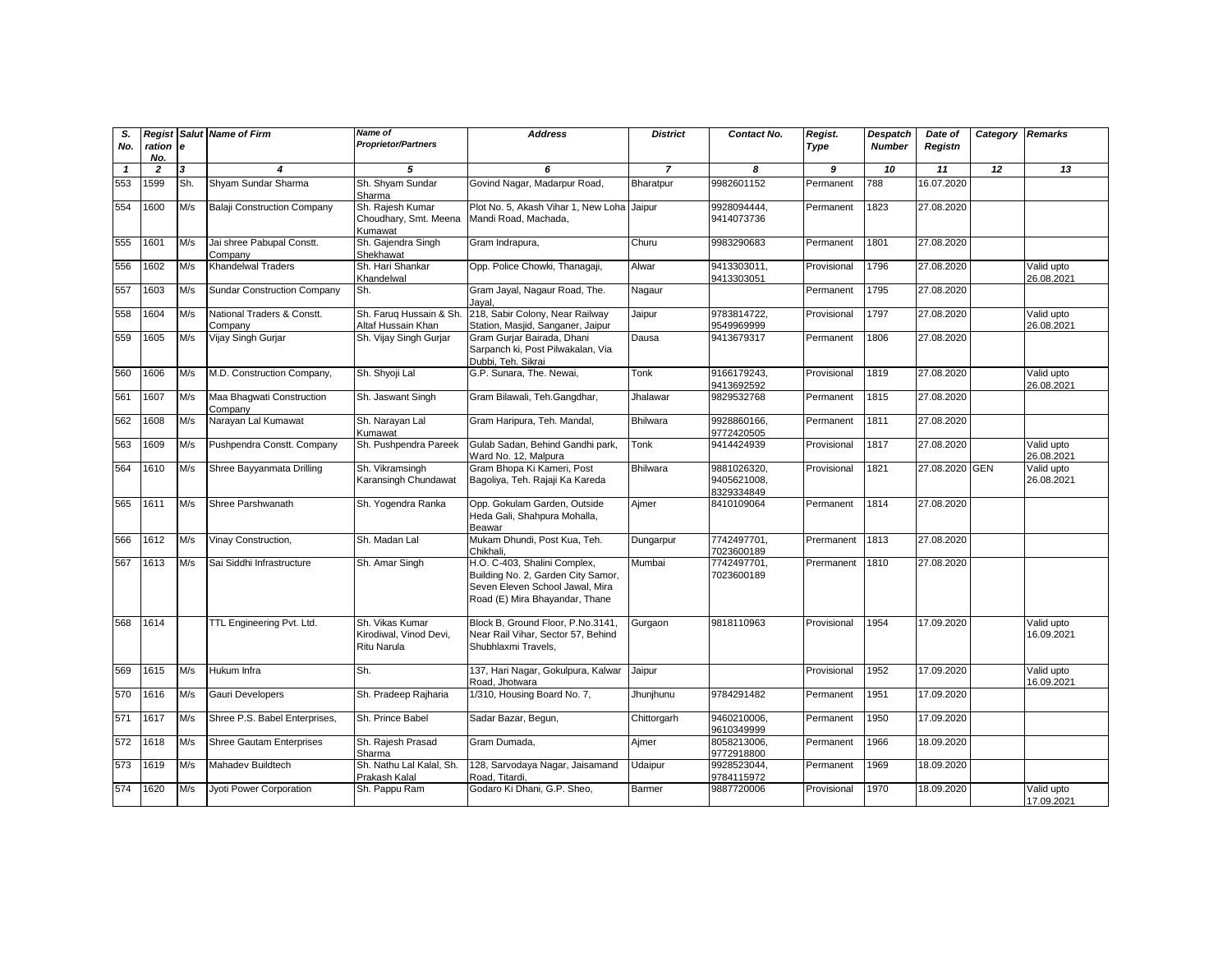| S. No. | Regist ration No. | Salute | Name of Firm | Name of Proprietor/Partners | Address | District | Contact No. | Regist. Type | Despatch Number | Date of Registn | Category | Remarks |
|---|---|---|---|---|---|---|---|---|---|---|---|---|
| 1 | 2 | 3 | 4 | 5 | 6 | 7 | 8 | 9 | 10 | 11 | 12 | 13 |
| 553 | 1599 | Sh. | Shyam Sundar Sharma | Sh. Shyam Sundar Sharma | Govind Nagar, Madarpur Road, | Bharatpur | 9982601152 | Permanent | 788 | 16.07.2020 | | |
| 554 | 1600 | M/s | Balaji Construction Company | Sh. Rajesh Kumar Choudhary, Smt. Meena Kumawat | Plot No. 5, Akash Vihar 1, New Loha Mandi Road, Machada, | Jaipur | 9928094444, 9414073736 | Permanent | 1823 | 27.08.2020 | | |
| 555 | 1601 | M/s | Jai shree Pabupal Constt. Company | Sh. Gajendra Singh Shekhawat | Gram Indrapura, | Churu | 9983290683 | Permanent | 1801 | 27.08.2020 | | |
| 556 | 1602 | M/s | Khandelwal Traders | Sh. Hari Shankar Khandelwal | Opp. Police Chowki, Thanagaji, | Alwar | 9413303011, 9413303051 | Provisional | 1796 | 27.08.2020 | | Valid upto 26.08.2021 |
| 557 | 1603 | M/s | Sundar Construction Company | Sh. | Gram Jayal, Nagaur Road, The. Jayal, | Nagaur | | Permanent | 1795 | 27.08.2020 | | |
| 558 | 1604 | M/s | National Traders & Constt. Company | Sh. Faruq Hussain & Sh. Altaf Hussain Khan | 218, Sabir Colony, Near Railway Station, Masjid, Sanganer, Jaipur | Jaipur | 9783814722, 9549969999 | Provisional | 1797 | 27.08.2020 | | Valid upto 26.08.2021 |
| 559 | 1605 | M/s | Vijay Singh Gurjar | Sh. Vijay Singh Gurjar | Gram Gurjar Bairada, Dhani Sarpanch ki, Post Pilwakalan, Via Dubbi, Teh. Sikrai | Dausa | 9413679317 | Permanent | 1806 | 27.08.2020 | | |
| 560 | 1606 | M/s | M.D. Construction Company, | Sh. Shyoji Lal | G.P. Sunara, The. Newai, | Tonk | 9166179243, 9413692592 | Provisional | 1819 | 27.08.2020 | | Valid upto 26.08.2021 |
| 561 | 1607 | M/s | Maa Bhagwati Construction Company | Sh. Jaswant Singh | Gram Bilawali, Teh.Gangdhar, | Jhalawar | 9829532768 | Permanent | 1815 | 27.08.2020 | | |
| 562 | 1608 | M/s | Narayan Lal Kumawat | Sh. Narayan Lal Kumawat | Gram Haripura, Teh. Mandal, | Bhilwara | 9928860166, 9772420505 | Permanent | 1811 | 27.08.2020 | | |
| 563 | 1609 | M/s | Pushpendra Constt. Company | Sh. Pushpendra Pareek | Gulab Sadan, Behind Gandhi park, Ward No. 12, Malpura | Tonk | 9414424939 | Provisional | 1817 | 27.08.2020 | | Valid upto 26.08.2021 |
| 564 | 1610 | M/s | Shree Bayyanmata Drilling | Sh. Vikramsingh Karansingh Chundawat | Gram Bhopa Ki Kameri, Post Bagoliya, Teh. Rajaji Ka Kareda | Bhilwara | 9881026320, 9405621008, 8329334849 | Provisional | 1821 | 27.08.2020 | GEN | Valid upto 26.08.2021 |
| 565 | 1611 | M/s | Shree Parshwanath | Sh. Yogendra Ranka | Opp. Gokulam Garden, Outside Heda Gali, Shahpura Mohalla, Beawar | Ajmer | 8410109064 | Permanent | 1814 | 27.08.2020 | | |
| 566 | 1612 | M/s | Vinay Construction, | Sh. Madan Lal | Mukam Dhundi, Post Kua, Teh. Chikhali, | Dungarpur | 7742497701, 7023600189 | Prermanent | 1813 | 27.08.2020 | | |
| 567 | 1613 | M/s | Sai Siddhi Infrastructure | Sh. Amar Singh | H.O. C-403, Shalini Complex, Building No. 2, Garden City Samor, Seven Eleven School Jawal, Mira Road (E) Mira Bhayandar, Thane | Mumbai | 7742497701, 7023600189 | Prermanent | 1810 | 27.08.2020 | | |
| 568 | 1614 | | TTL Engineering Pvt. Ltd. | Sh. Vikas Kumar Kirodiwal, Vinod Devi, Ritu Narula | Block B, Ground Floor, P.No.3141, Near Rail Vihar, Sector 57, Behind Shubhlaxmi Travels, | Gurgaon | 9818110963 | Provisional | 1954 | 17.09.2020 | | Valid upto 16.09.2021 |
| 569 | 1615 | M/s | Hukum Infra | Sh. | 137, Hari Nagar, Gokulpura, Kalwar Road, Jhotwara | Jaipur | | Provisional | 1952 | 17.09.2020 | | Valid upto 16.09.2021 |
| 570 | 1616 | M/s | Gauri Developers | Sh. Pradeep Rajharia | 1/310, Housing Board No. 7, | Jhunjhunu | 9784291482 | Permanent | 1951 | 17.09.2020 | | |
| 571 | 1617 | M/s | Shree P.S. Babel Enterprises, | Sh. Prince Babel | Sadar Bazar, Begun, | Chittorgarh | 9460210006, 9610349999 | Permanent | 1950 | 17.09.2020 | | |
| 572 | 1618 | M/s | Shree Gautam Enterprises | Sh. Rajesh Prasad Sharma | Gram Dumada, | Ajmer | 8058213006, 9772918800 | Permanent | 1966 | 18.09.2020 | | |
| 573 | 1619 | M/s | Mahadev Buildtech | Sh. Nathu Lal Kalal, Sh. Prakash Kalal | 128, Sarvodaya Nagar, Jaisamand Road, Titardi, | Udaipur | 9928523044, 9784115972 | Permanent | 1969 | 18.09.2020 | | |
| 574 | 1620 | M/s | Jyoti Power Corporation | Sh. Pappu Ram | Godaro Ki Dhani, G.P. Sheo, | Barmer | 9887720006 | Provisional | 1970 | 18.09.2020 | | Valid upto 17.09.2021 |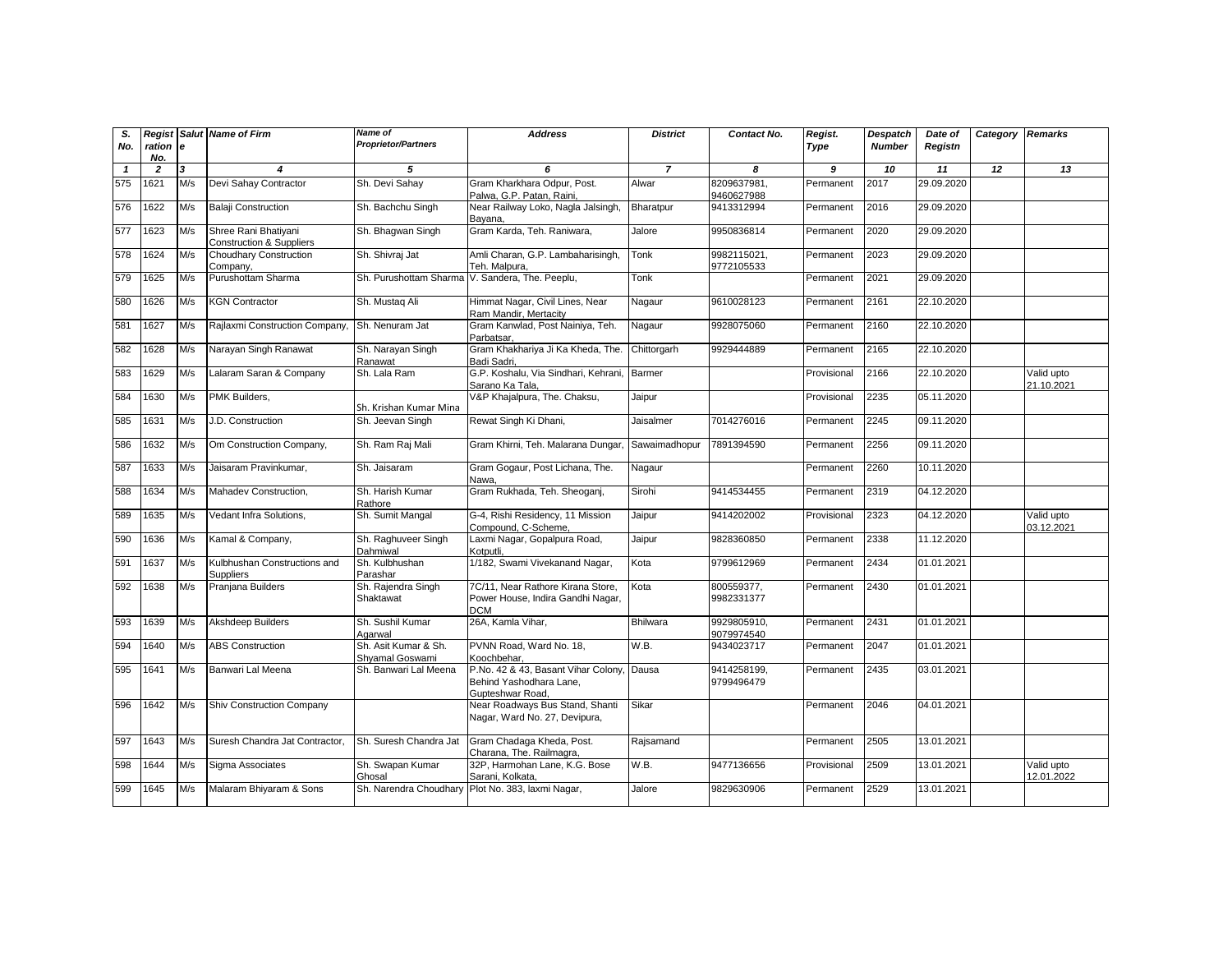| S. No. | Registration No. | Salute | Name of Firm | Name of Proprietor/Partners | Address | District | Contact No. | Regist. Type | Despatch Number | Date of Registn | Category | Remarks |
|---|---|---|---|---|---|---|---|---|---|---|---|---|
| 1 | 2 | 3 | 4 | 5 | 6 | 7 | 8 | 9 | 10 | 11 | 12 | 13 |
| 575 | 1621 | M/s | Devi Sahay Contractor | Sh. Devi Sahay | Gram Kharkhara Odpur, Post. Palwa, G.P. Patan, Raini, | Alwar | 8209637981, 9460627988 | Permanent | 2017 | 29.09.2020 | | |
| 576 | 1622 | M/s | Balaji Construction | Sh. Bachchu Singh | Near Railway Loko, Nagla Jalsingh, Bayana, | Bharatpur | 9413312994 | Permanent | 2016 | 29.09.2020 | | |
| 577 | 1623 | M/s | Shree Rani Bhatiyani Construction & Suppliers | Sh. Bhagwan Singh | Gram Karda, Teh. Raniwara, | Jalore | 9950836814 | Permanent | 2020 | 29.09.2020 | | |
| 578 | 1624 | M/s | Choudhary Construction Company, | Sh. Shivraj Jat | Amli Charan, G.P. Lambaharisingh, Teh. Malpura, | Tonk | 9982115021, 9772105533 | Permanent | 2023 | 29.09.2020 | | |
| 579 | 1625 | M/s | Purushottam Sharma | Sh. Purushottam Sharma | V. Sandera, The. Peeplu, | Tonk | | Permanent | 2021 | 29.09.2020 | | |
| 580 | 1626 | M/s | KGN Contractor | Sh. Mustaq Ali | Himmat Nagar, Civil Lines, Near Ram Mandir, Mertacity | Nagaur | 9610028123 | Permanent | 2161 | 22.10.2020 | | |
| 581 | 1627 | M/s | Rajlaxmi Construction Company, | Sh. Nenuram Jat | Gram Kanwlad, Post Nainiya, Teh. Parbatsar, | Nagaur | 9928075060 | Permanent | 2160 | 22.10.2020 | | |
| 582 | 1628 | M/s | Narayan Singh Ranawat | Sh. Narayan Singh Ranawat | Gram Khakhariya Ji Ka Kheda, The. Badi Sadri, | Chittorgarh | 9929444889 | Permanent | 2165 | 22.10.2020 | | |
| 583 | 1629 | M/s | Lalaram Saran & Company | Sh. Lala Ram | G.P. Koshalu, Via Sindhari, Kehrani, Sarano Ka Tala, | Barmer | | Provisional | 2166 | 22.10.2020 | | Valid upto 21.10.2021 |
| 584 | 1630 | M/s | PMK Builders, | Sh. Krishan Kumar Mina | V&P Khajalpura, The. Chaksu, | Jaipur | | Provisional | 2235 | 05.11.2020 | | |
| 585 | 1631 | M/s | J.D. Construction | Sh. Jeevan Singh | Rewat Singh Ki Dhani, | Jaisalmer | 7014276016 | Permanent | 2245 | 09.11.2020 | | |
| 586 | 1632 | M/s | Om Construction Company, | Sh. Ram Raj Mali | Gram Khirni, Teh. Malarana Dungar, | Sawaimadhopur | 7891394590 | Permanent | 2256 | 09.11.2020 | | |
| 587 | 1633 | M/s | Jaisaram Pravinkumar, | Sh. Jaisaram | Gram Gogaur, Post Lichana, The. Nawa, | Nagaur | | Permanent | 2260 | 10.11.2020 | | |
| 588 | 1634 | M/s | Mahadev Construction, | Sh. Harish Kumar Rathore | Gram Rukhada, Teh. Sheoganj, | Sirohi | 9414534455 | Permanent | 2319 | 04.12.2020 | | |
| 589 | 1635 | M/s | Vedant Infra Solutions, | Sh. Sumit Mangal | G-4, Rishi Residency, 11 Mission Compound, C-Scheme, | Jaipur | 9414202002 | Provisional | 2323 | 04.12.2020 | | Valid upto 03.12.2021 |
| 590 | 1636 | M/s | Kamal & Company, | Sh. Raghuveer Singh Dahmiwal | Laxmi Nagar, Gopalpura Road, Kotputli, | Jaipur | 9828360850 | Permanent | 2338 | 11.12.2020 | | |
| 591 | 1637 | M/s | Kulbhushan Constructions and Suppliers | Sh. Kulbhushan Parashar | 1/182, Swami Vivekanand Nagar, | Kota | 9799612969 | Permanent | 2434 | 01.01.2021 | | |
| 592 | 1638 | M/s | Pranjana Builders | Sh. Rajendra Singh Shaktawat | 7C/11, Near Rathore Kirana Store, Power House, Indira Gandhi Nagar, DCM | Kota | 800559377, 9982331377 | Permanent | 2430 | 01.01.2021 | | |
| 593 | 1639 | M/s | Akshdeep Builders | Sh. Sushil Kumar Agarwal | 26A, Kamla Vihar, | Bhilwara | 9929805910, 9079974540 | Permanent | 2431 | 01.01.2021 | | |
| 594 | 1640 | M/s | ABS Construction | Sh. Asit Kumar & Sh. Shyamal Goswami | PVNN Road, Ward No. 18, Koochbehar, | W.B. | 9434023717 | Permanent | 2047 | 01.01.2021 | | |
| 595 | 1641 | M/s | Banwari Lal Meena | Sh. Banwari Lal Meena | P.No. 42 & 43, Basant Vihar Colony, Behind Yashodhara Lane, Gupteshwar Road, | Dausa | 9414258199, 9799496479 | Permanent | 2435 | 03.01.2021 | | |
| 596 | 1642 | M/s | Shiv Construction Company | | Near Roadways Bus Stand, Shanti Nagar, Ward No. 27, Devipura, | Sikar | | Permanent | 2046 | 04.01.2021 | | |
| 597 | 1643 | M/s | Suresh Chandra Jat Contractor, | Sh. Suresh Chandra Jat | Gram Chadaga Kheda, Post. Charana, The. Railmagra, | Rajsamand | | Permanent | 2505 | 13.01.2021 | | |
| 598 | 1644 | M/s | Sigma Associates | Sh. Swapan Kumar Ghosal | 32P, Harmohan Lane, K.G. Bose Sarani, Kolkata, | W.B. | 9477136656 | Provisional | 2509 | 13.01.2021 | | Valid upto 12.01.2022 |
| 599 | 1645 | M/s | Malaram Bhiyaram & Sons | Sh. Narendra Choudhary | Plot No. 383, laxmi Nagar, | Jalore | 9829630906 | Permanent | 2529 | 13.01.2021 | | |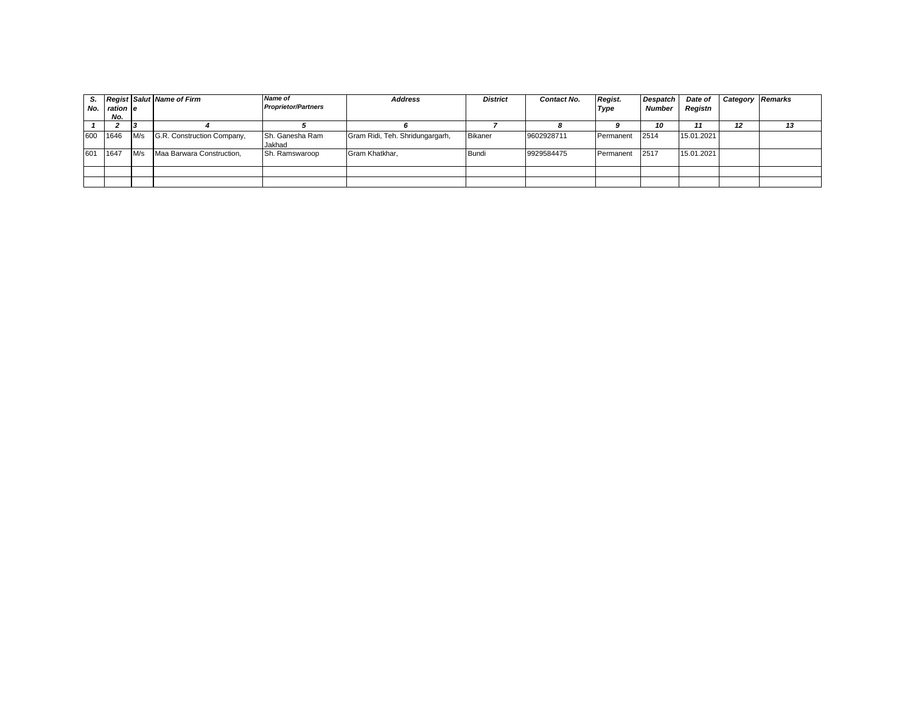| S. No. | Registration No. | Salute | Name of Firm | Name of Proprietor/Partners | Address | District | Contact No. | Regist. Type | Despatch Number | Date of Registn | Category | Remarks |
|---|---|---|---|---|---|---|---|---|---|---|---|---|
| 1 | 2 | 3 | 4 | 5 | 6 | 7 | 8 | 9 | 10 | 11 | 12 | 13 |
| 600 | 1646 | M/s | G.R. Construction Company, | Sh. Ganesha Ram Jakhad | Gram Ridi, Teh. Shridungargarh, | Bikaner | 9602928711 | Permanent | 2514 | 15.01.2021 | | |
| 601 | 1647 | M/s | Maa Barwara Construction, | Sh. Ramswaroop | Gram Khatkhar, | Bundi | 9929584475 | Permanent | 2517 | 15.01.2021 | | |
| | | | | | | | | | | | | |
| | | | | | | | | | | | | |